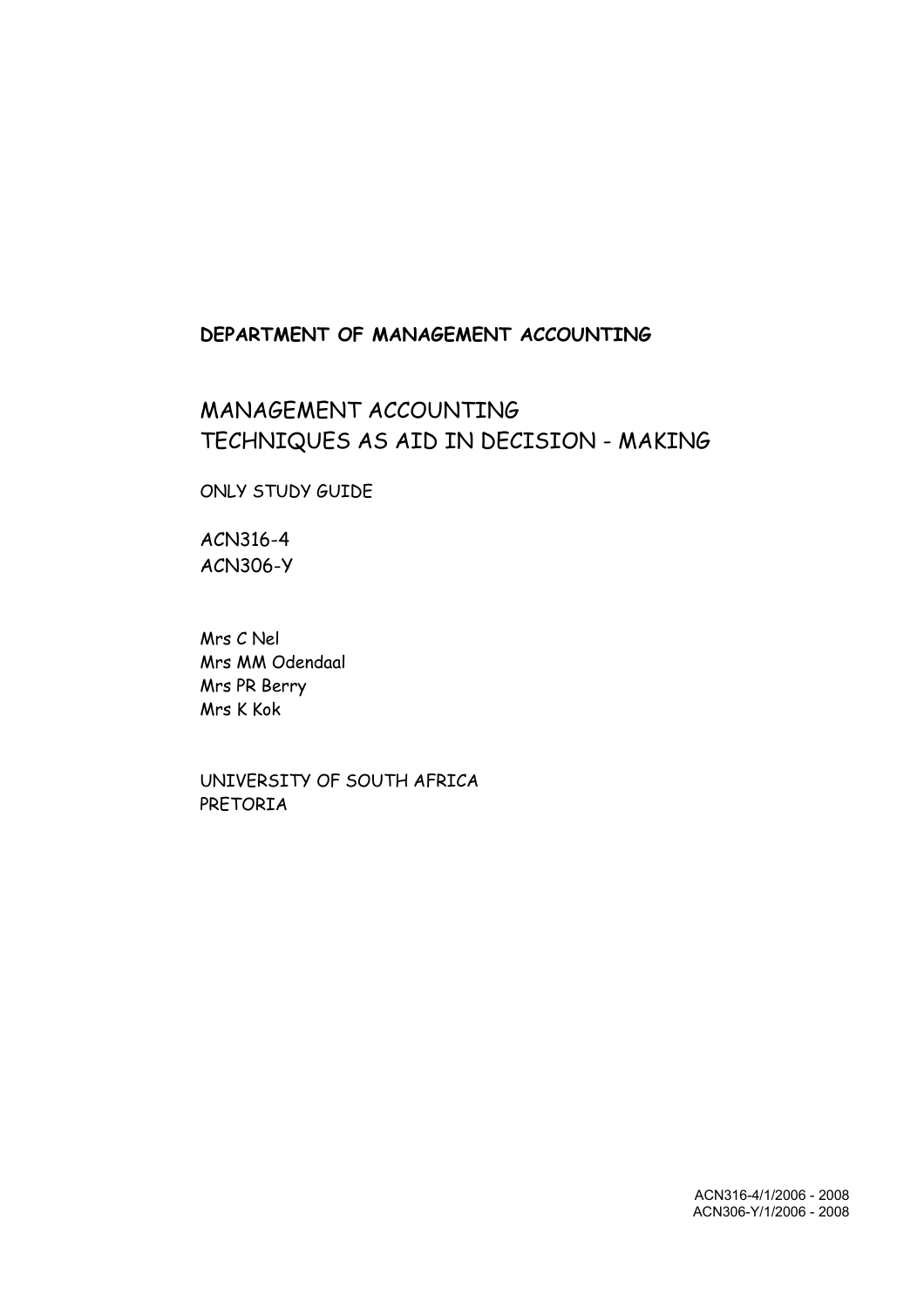**DEPARTMENT OF MANAGEMENT ACCOUNTING**

# MANAGEMENT ACCOUNTING
# TECHNIQUES AS AID IN DECISION - MAKING

ONLY STUDY GUIDE

ACN316-4
ACN306-Y

Mrs C Nel
Mrs MM Odendaal
Mrs PR Berry
Mrs K Kok

UNIVERSITY OF SOUTH AFRICA
PRETORIA

ACN316-4/1/2006 - 2008
ACN306-Y/1/2006 - 2008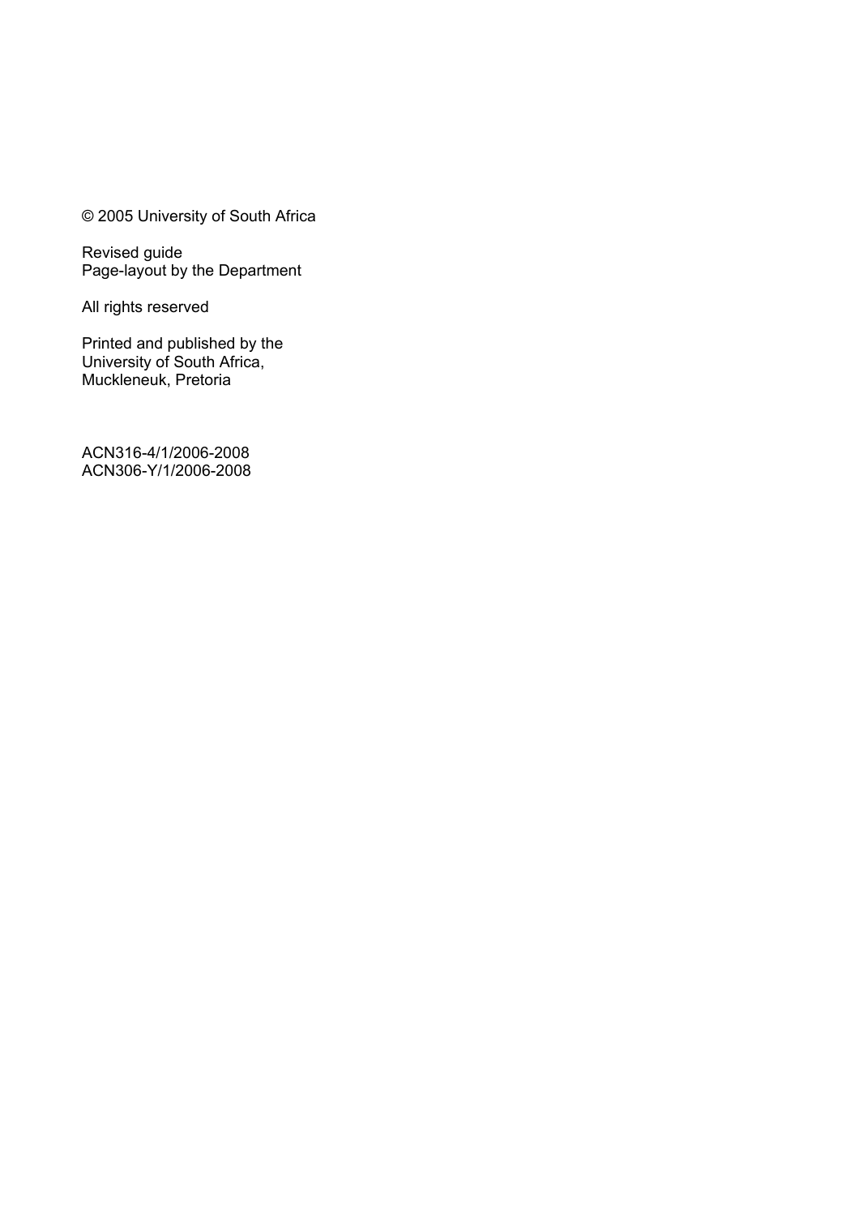© 2005 University of South Africa

Revised guide
Page-layout by the Department

All rights reserved

Printed and published by the
University of South Africa,
Muckleneuk, Pretoria

ACN316-4/1/2006-2008
ACN306-Y/1/2006-2008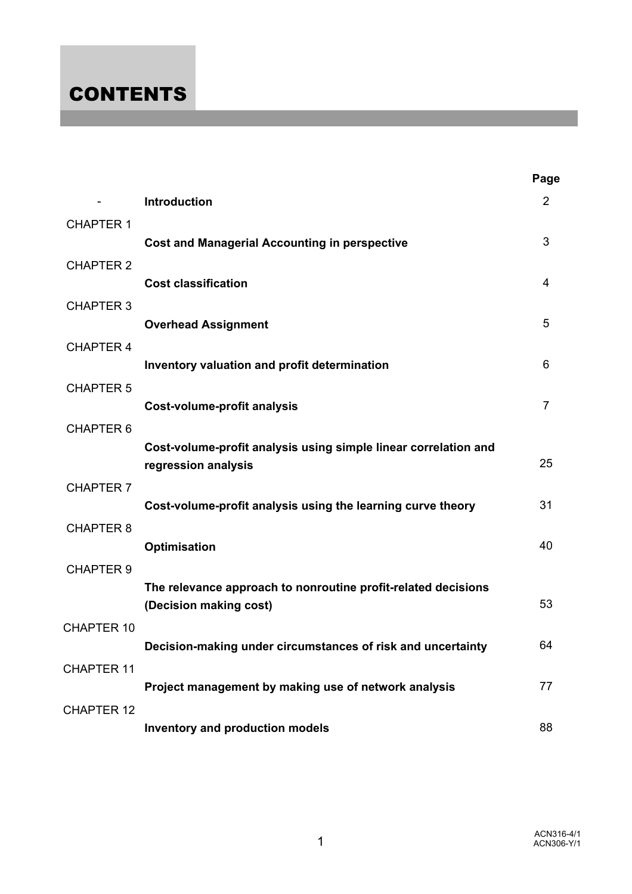# CONTENTS

| | | Page |
|---|---|---|
| - | **Introduction** | 2 |
| CHAPTER 1 | **Cost and Managerial Accounting in perspective** | 3 |
| CHAPTER 2 | **Cost classification** | 4 |
| CHAPTER 3 | **Overhead Assignment** | 5 |
| CHAPTER 4 | **Inventory valuation and profit determination** | 6 |
| CHAPTER 5 | **Cost-volume-profit analysis** | 7 |
| CHAPTER 6 | **Cost-volume-profit analysis using simple linear correlation and regression analysis** | 25 |
| CHAPTER 7 | **Cost-volume-profit analysis using the learning curve theory** | 31 |
| CHAPTER 8 | **Optimisation** | 40 |
| CHAPTER 9 | **The relevance approach to nonroutine profit-related decisions (Decision making cost)** | 53 |
| CHAPTER 10 | **Decision-making under circumstances of risk and uncertainty** | 64 |
| CHAPTER 11 | **Project management by making use of network analysis** | 77 |
| CHAPTER 12 | **Inventory and production models** | 88 |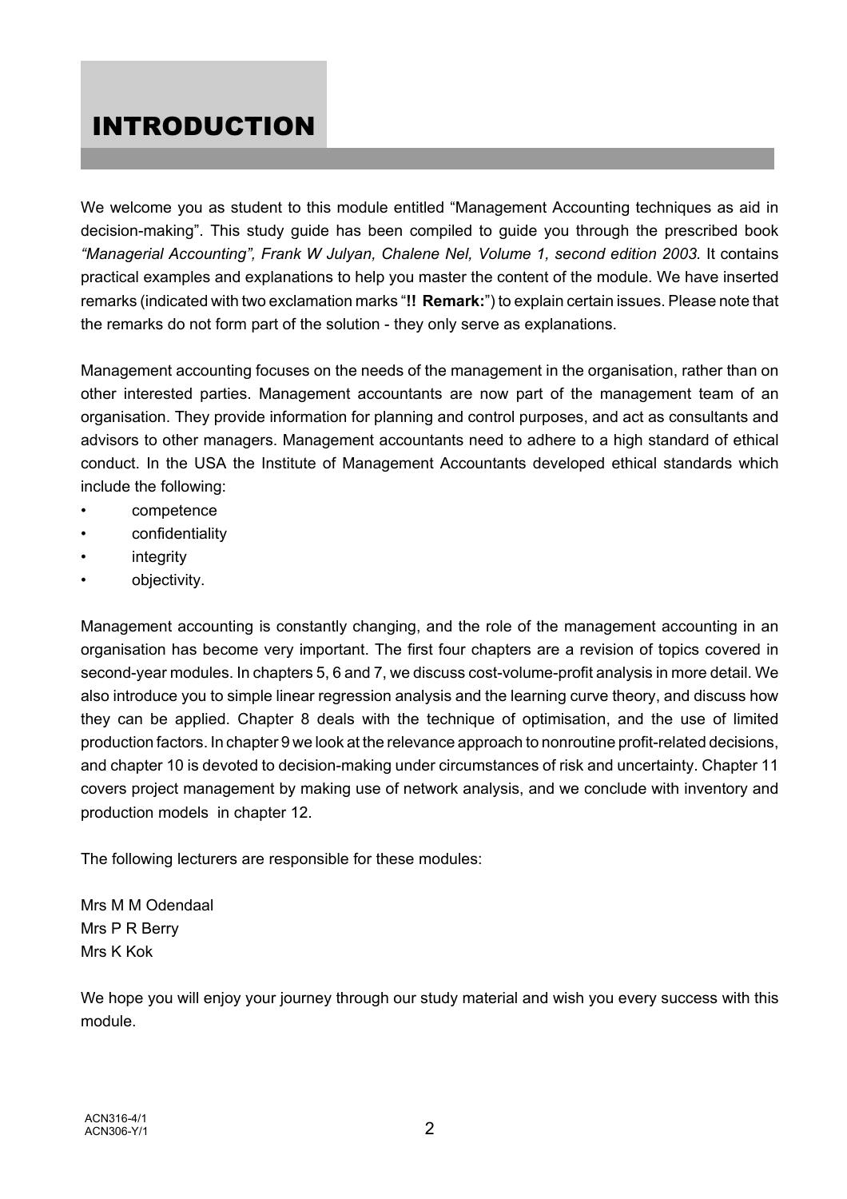# INTRODUCTION

We welcome you as student to this module entitled "Management Accounting techniques as aid in decision-making". This study guide has been compiled to guide you through the prescribed book *"Managerial Accounting", Frank W Julyan, Chalene Nel, Volume 1, second edition 2003.* It contains practical examples and explanations to help you master the content of the module. We have inserted remarks (indicated with two exclamation marks "**!! Remark:**") to explain certain issues. Please note that the remarks do not form part of the solution - they only serve as explanations.

Management accounting focuses on the needs of the management in the organisation, rather than on other interested parties. Management accountants are now part of the management team of an organisation. They provide information for planning and control purposes, and act as consultants and advisors to other managers. Management accountants need to adhere to a high standard of ethical conduct. In the USA the Institute of Management Accountants developed ethical standards which include the following:

- competence
- confidentiality
- integrity
- objectivity.

Management accounting is constantly changing, and the role of the management accounting in an organisation has become very important. The first four chapters are a revision of topics covered in second-year modules. In chapters 5, 6 and 7, we discuss cost-volume-profit analysis in more detail. We also introduce you to simple linear regression analysis and the learning curve theory, and discuss how they can be applied. Chapter 8 deals with the technique of optimisation, and the use of limited production factors. In chapter 9 we look at the relevance approach to nonroutine profit-related decisions, and chapter 10 is devoted to decision-making under circumstances of risk and uncertainty. Chapter 11 covers project management by making use of network analysis, and we conclude with inventory and production models in chapter 12.

The following lecturers are responsible for these modules:

Mrs M M Odendaal
Mrs P R Berry
Mrs K Kok

We hope you will enjoy your journey through our study material and wish you every success with this module.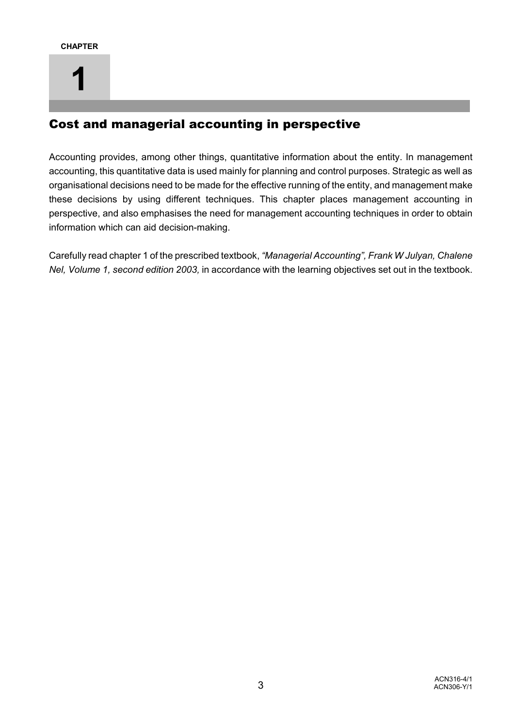CHAPTER

# 1

## Cost and managerial accounting in perspective

Accounting provides, among other things, quantitative information about the entity. In management accounting, this quantitative data is used mainly for planning and control purposes. Strategic as well as organisational decisions need to be made for the effective running of the entity, and management make these decisions by using different techniques. This chapter places management accounting in perspective, and also emphasises the need for management accounting techniques in order to obtain information which can aid decision-making.

Carefully read chapter 1 of the prescribed textbook, *"Managerial Accounting", Frank W Julyan, Chalene Nel, Volume 1, second edition 2003,* in accordance with the learning objectives set out in the textbook.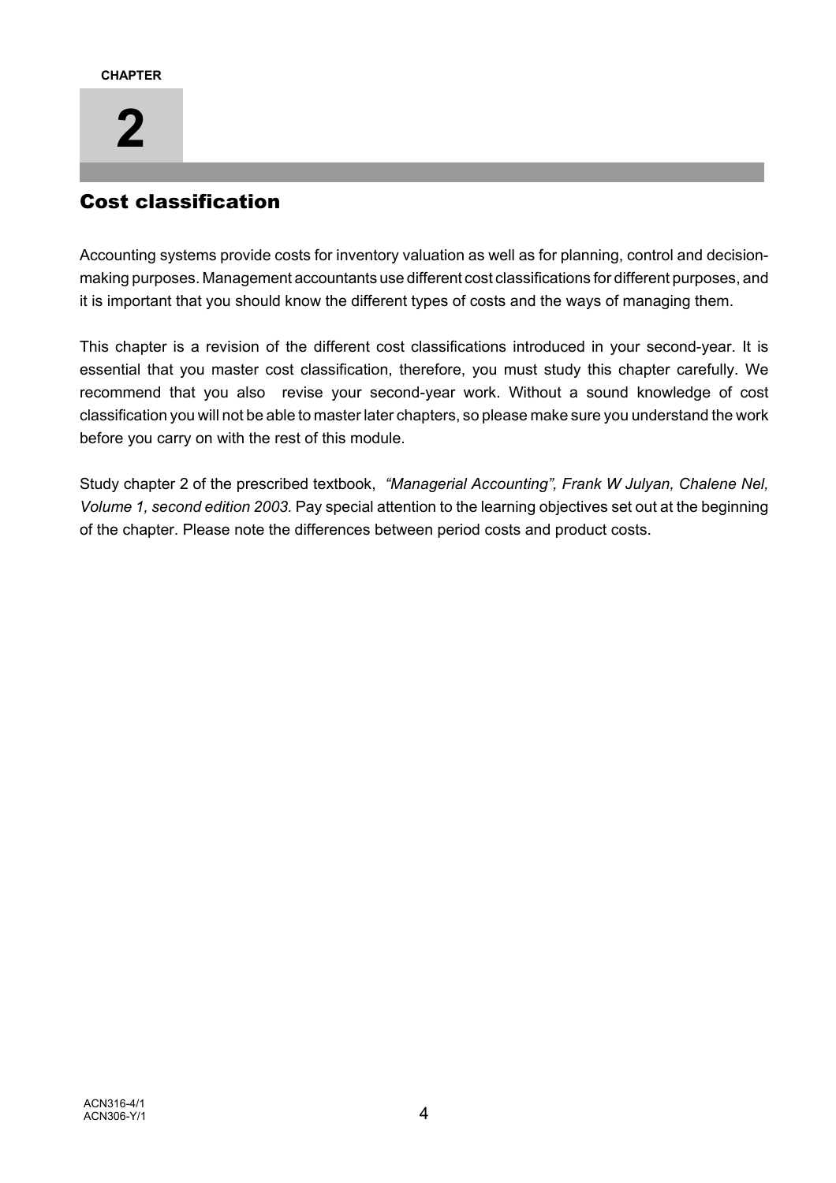CHAPTER

# 2

## Cost classification

Accounting systems provide costs for inventory valuation as well as for planning, control and decision-making purposes. Management accountants use different cost classifications for different purposes, and it is important that you should know the different types of costs and the ways of managing them.

This chapter is a revision of the different cost classifications introduced in your second-year. It is essential that you master cost classification, therefore, you must study this chapter carefully. We recommend that you also revise your second-year work. Without a sound knowledge of cost classification you will not be able to master later chapters, so please make sure you understand the work before you carry on with the rest of this module.

Study chapter 2 of the prescribed textbook, *"Managerial Accounting", Frank W Julyan, Chalene Nel, Volume 1, second edition 2003.* Pay special attention to the learning objectives set out at the beginning of the chapter. Please note the differences between period costs and product costs.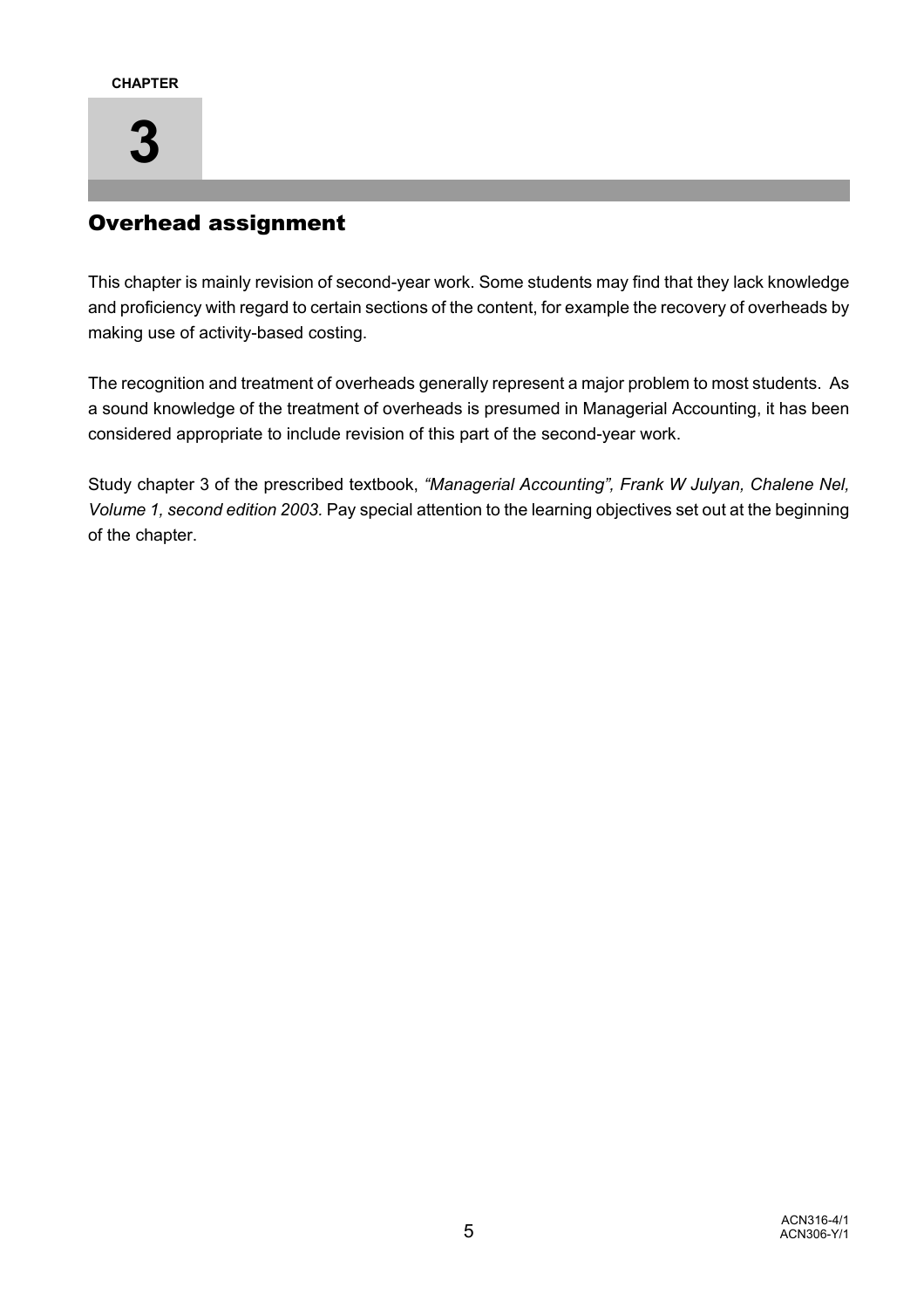CHAPTER

# 3

## Overhead assignment

This chapter is mainly revision of second-year work. Some students may find that they lack knowledge and proficiency with regard to certain sections of the content, for example the recovery of overheads by making use of activity-based costing.

The recognition and treatment of overheads generally represent a major problem to most students. As a sound knowledge of the treatment of overheads is presumed in Managerial Accounting, it has been considered appropriate to include revision of this part of the second-year work.

Study chapter 3 of the prescribed textbook, *"Managerial Accounting", Frank W Julyan, Chalene Nel, Volume 1, second edition 2003*. Pay special attention to the learning objectives set out at the beginning of the chapter.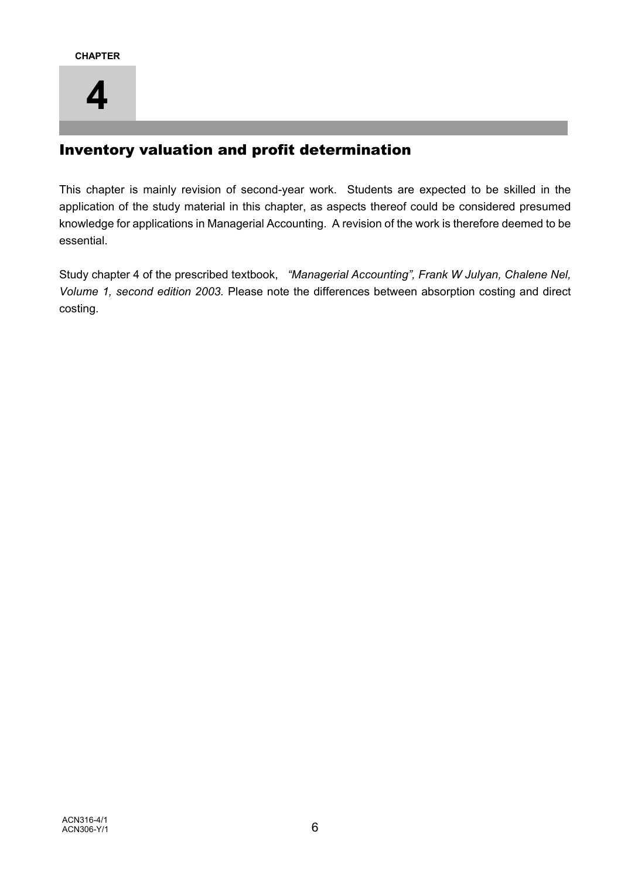CHAPTER

# 4

## Inventory valuation and profit determination

This chapter is mainly revision of second-year work. Students are expected to be skilled in the application of the study material in this chapter, as aspects thereof could be considered presumed knowledge for applications in Managerial Accounting. A revision of the work is therefore deemed to be essential.

Study chapter 4 of the prescribed textbook, *"Managerial Accounting", Frank W Julyan, Chalene Nel, Volume 1, second edition 2003.* Please note the differences between absorption costing and direct costing.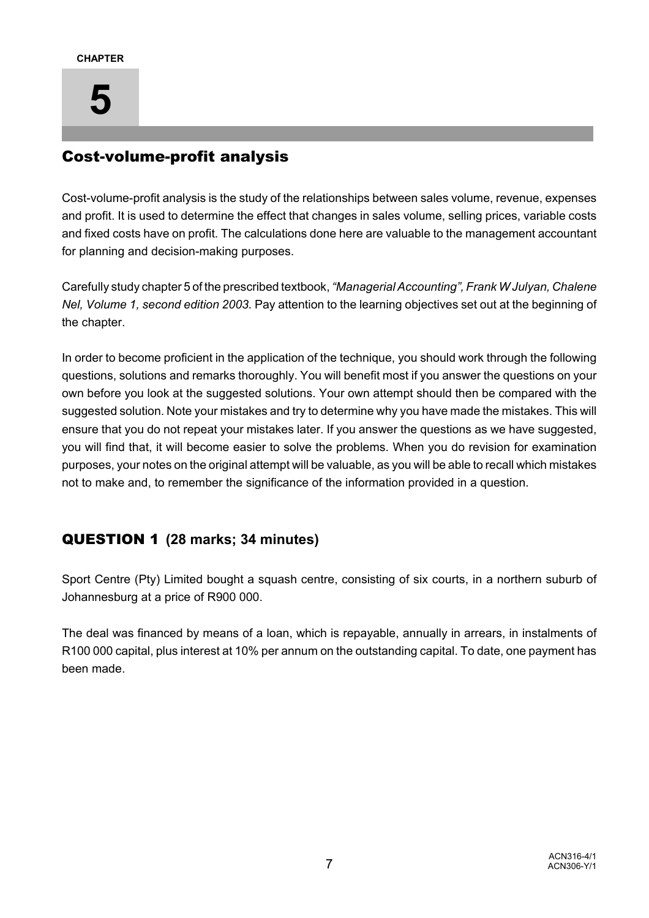**CHAPTER**

# 5

## Cost-volume-profit analysis

Cost-volume-profit analysis is the study of the relationships between sales volume, revenue, expenses and profit. It is used to determine the effect that changes in sales volume, selling prices, variable costs and fixed costs have on profit. The calculations done here are valuable to the management accountant for planning and decision-making purposes.

Carefully study chapter 5 of the prescribed textbook, *"Managerial Accounting", Frank W Julyan, Chalene Nel, Volume 1, second edition 2003.* Pay attention to the learning objectives set out at the beginning of the chapter.

In order to become proficient in the application of the technique, you should work through the following questions, solutions and remarks thoroughly. You will benefit most if you answer the questions on your own before you look at the suggested solutions. Your own attempt should then be compared with the suggested solution. Note your mistakes and try to determine why you have made the mistakes. This will ensure that you do not repeat your mistakes later. If you answer the questions as we have suggested, you will find that, it will become easier to solve the problems. When you do revision for examination purposes, your notes on the original attempt will be valuable, as you will be able to recall which mistakes not to make and, to remember the significance of the information provided in a question.

## QUESTION 1 (28 marks; 34 minutes)

Sport Centre (Pty) Limited bought a squash centre, consisting of six courts, in a northern suburb of Johannesburg at a price of R900 000.

The deal was financed by means of a loan, which is repayable, annually in arrears, in instalments of R100 000 capital, plus interest at 10% per annum on the outstanding capital. To date, one payment has been made.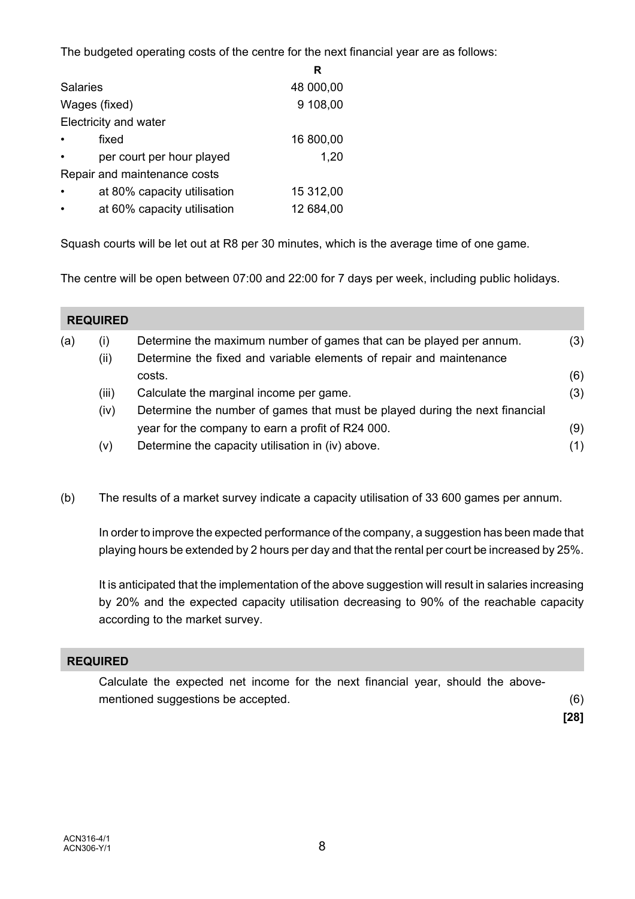The budgeted operating costs of the centre for the next financial year are as follows:

| | R |
|---|---|
| Salaries | 48 000,00 |
| Wages (fixed) | 9 108,00 |
| Electricity and water | |
| • fixed | 16 800,00 |
| • per court per hour played | 1,20 |
| Repair and maintenance costs | |
| • at 80% capacity utilisation | 15 312,00 |
| • at 60% capacity utilisation | 12 684,00 |

Squash courts will be let out at R8 per 30 minutes, which is the average time of one game.

The centre will be open between 07:00 and 22:00 for 7 days per week, including public holidays.

**REQUIRED**

(a) (i) Determine the maximum number of games that can be played per annum. (3)

(ii) Determine the fixed and variable elements of repair and maintenance costs. (6)

(iii) Calculate the marginal income per game. (3)

(iv) Determine the number of games that must be played during the next financial year for the company to earn a profit of R24 000. (9)

(v) Determine the capacity utilisation in (iv) above. (1)

(b) The results of a market survey indicate a capacity utilisation of 33 600 games per annum.

In order to improve the expected performance of the company, a suggestion has been made that playing hours be extended by 2 hours per day and that the rental per court be increased by 25%.

It is anticipated that the implementation of the above suggestion will result in salaries increasing by 20% and the expected capacity utilisation decreasing to 90% of the reachable capacity according to the market survey.

**REQUIRED**

Calculate the expected net income for the next financial year, should the above-mentioned suggestions be accepted. (6)

**[28]**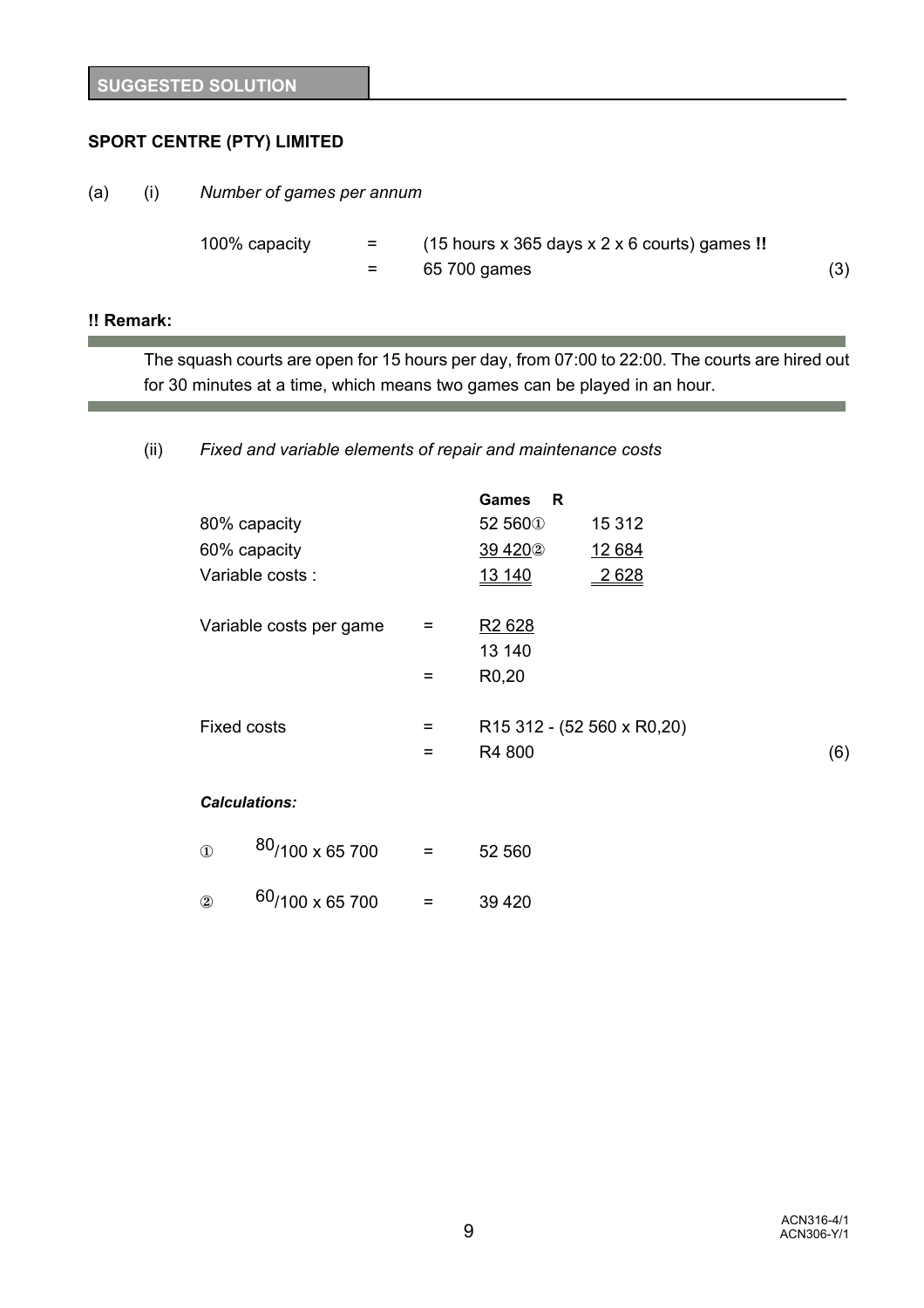**SUGGESTED SOLUTION**

**SPORT CENTRE (PTY) LIMITED**

(a) (i) *Number of games per annum*

| | | | |
|---|---|---|---|
| 100% capacity | = | (15 hours x 365 days x 2 x 6 courts) games **!!** | |
| | = | 65 700 games | (3) |

**!! Remark:**

The squash courts are open for 15 hours per day, from 07:00 to 22:00. The courts are hired out for 30 minutes at a time, which means two games can be played in an hour.

(ii) *Fixed and variable elements of repair and maintenance costs*

| | Games | R |
|---|---|---|
| 80% capacity | 52 560① | 15 312 |
| 60% capacity | 39 420② | 12 684 |
| Variable costs : | 13 140 | 2 628 |

Variable costs per game = $\frac{R2\,628}{13\,140}$

= R0,20

Fixed costs = R15 312 - (52 560 x R0,20)

= R4 800 (6)

***Calculations:***

① $^{80}/_{100}$ x 65 700 = 52 560

② $^{60}/_{100}$ x 65 700 = 39 420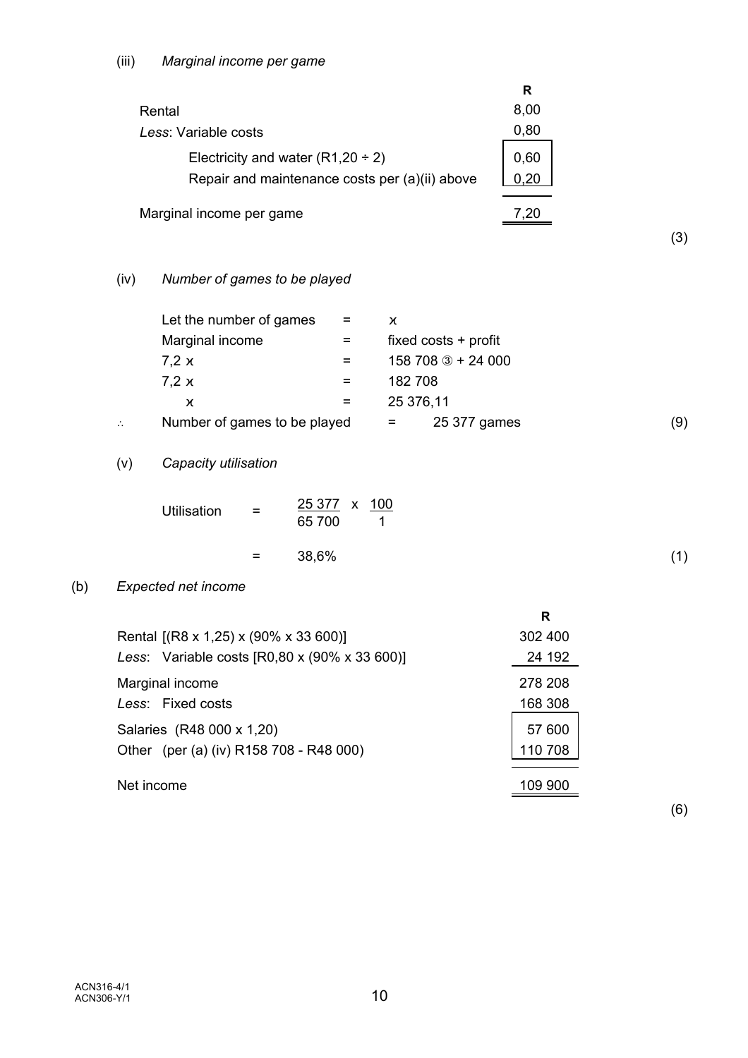(iii) *Marginal income per game*

| | | R |
|---|---|---|
| Rental | | 8,00 |
| *Less*: Variable costs | | 0,80 |
| Electricity and water (R1,20 ÷ 2) | 0,60 | |
| Repair and maintenance costs per (a)(ii) above | 0,20 | |
| Marginal income per game | | 7,20 |

(3)

(iv) *Number of games to be played*

| | | |
|---|---|---|
| Let the number of games | = | $x$ |
| Marginal income | = | fixed costs + profit |
| $7{,}2\ x$ | = | 158 708 ③ + 24 000 |
| $7{,}2\ x$ | = | 182 708 |
| $x$ | = | 25 376,11 |
| ∴ Number of games to be played | = | 25 377 games |

(9)

(v) *Capacity utilisation*

$$\text{Utilisation} = \frac{25\ 377}{65\ 700} \times \frac{100}{1}$$

$$= 38{,}6\%$$

(1)

(b) *Expected net income*

| | | R |
|---|---|---|
| Rental [(R8 x 1,25) x (90% x 33 600)] | | 302 400 |
| *Less*: Variable costs [R0,80 x (90% x 33 600)] | | 24 192 |
| Marginal income | | 278 208 |
| *Less*: Fixed costs | | 168 308 |
| Salaries (R48 000 x 1,20) | 57 600 | |
| Other (per (a) (iv) R158 708 - R48 000) | 110 708 | |
| Net income | | 109 900 |

(6)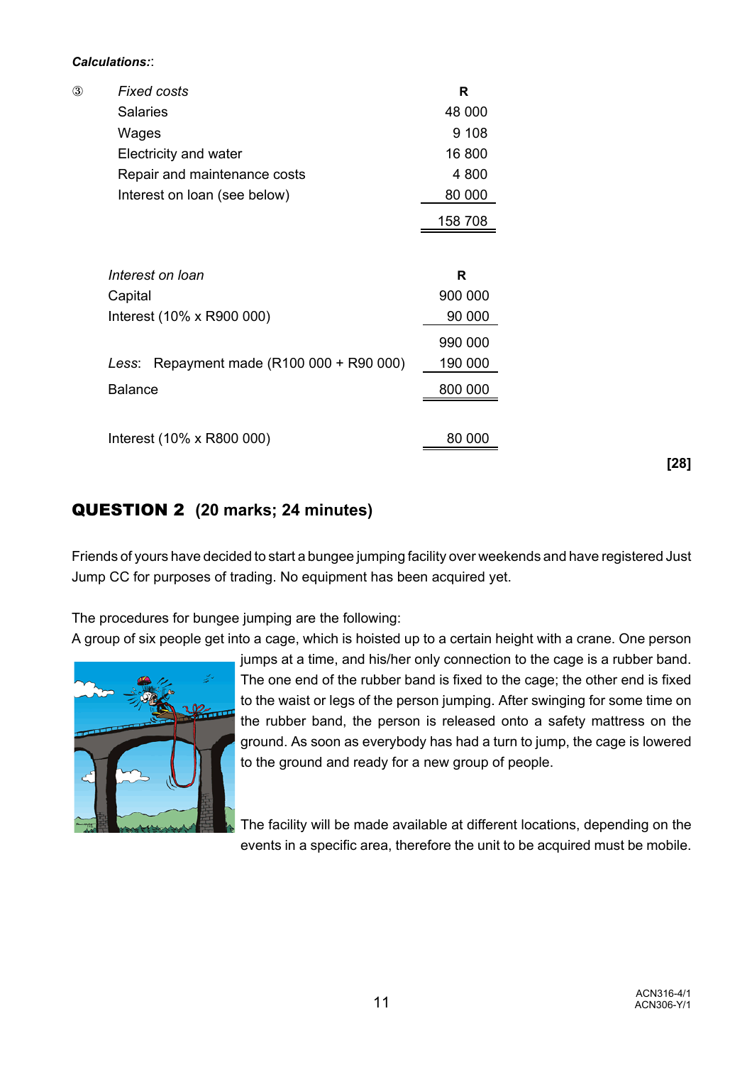***Calculations:***:

| ③ | *Fixed costs* | **R** |
|---|---|---|
| | Salaries | 48 000 |
| | Wages | 9 108 |
| | Electricity and water | 16 800 |
| | Repair and maintenance costs | 4 800 |
| | Interest on loan (see below) | 80 000 |
| | | 158 708 |

| *Interest on loan* | **R** |
|---|---|
| Capital | 900 000 |
| Interest (10% x R900 000) | 90 000 |
| | 990 000 |
| *Less*: Repayment made (R100 000 + R90 000) | 190 000 |
| Balance | 800 000 |
| | |
| Interest (10% x R800 000) | 80 000 |

**[28]**

## QUESTION 2 (20 marks; 24 minutes)

Friends of yours have decided to start a bungee jumping facility over weekends and have registered Just Jump CC for purposes of trading. No equipment has been acquired yet.

The procedures for bungee jumping are the following:
A group of six people get into a cage, which is hoisted up to a certain height with a crane. One person jumps at a time, and his/her only connection to the cage is a rubber band. The one end of the rubber band is fixed to the cage; the other end is fixed to the waist or legs of the person jumping. After swinging for some time on the rubber band, the person is released onto a safety mattress on the ground. As soon as everybody has had a turn to jump, the cage is lowered to the ground and ready for a new group of people.

The facility will be made available at different locations, depending on the events in a specific area, therefore the unit to be acquired must be mobile.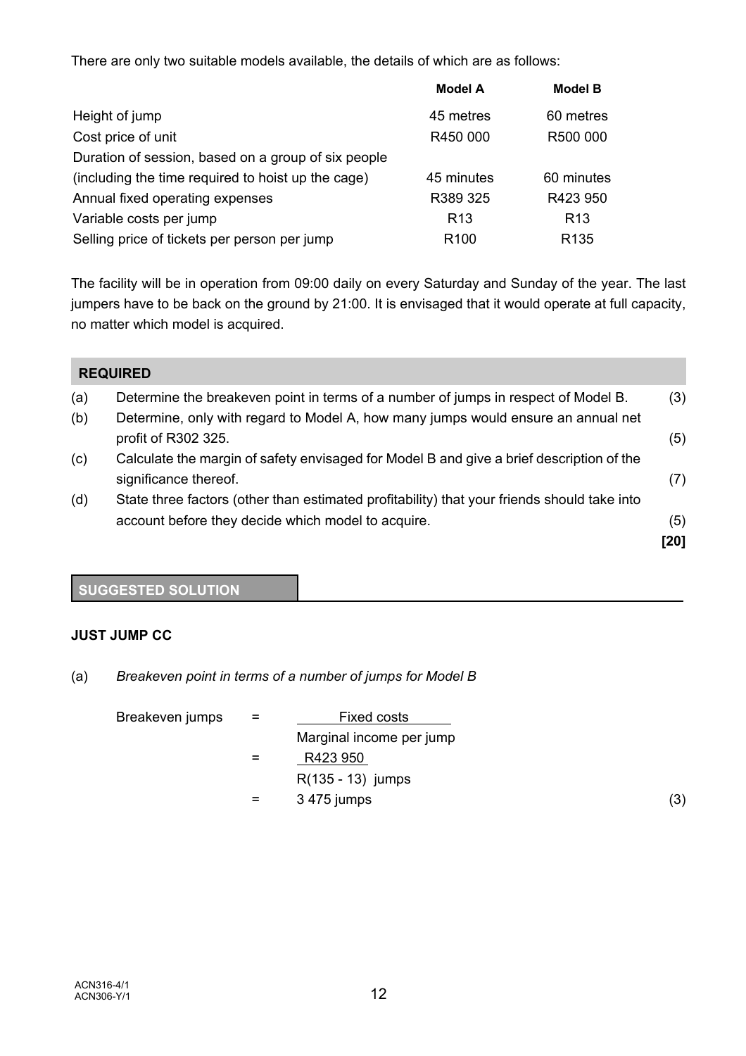There are only two suitable models available, the details of which are as follows:

| | Model A | Model B |
|---|---|---|
| Height of jump | 45 metres | 60 metres |
| Cost price of unit | R450 000 | R500 000 |
| Duration of session, based on a group of six people (including the time required to hoist up the cage) | 45 minutes | 60 minutes |
| Annual fixed operating expenses | R389 325 | R423 950 |
| Variable costs per jump | R13 | R13 |
| Selling price of tickets per person per jump | R100 | R135 |

The facility will be in operation from 09:00 daily on every Saturday and Sunday of the year. The last jumpers have to be back on the ground by 21:00. It is envisaged that it would operate at full capacity, no matter which model is acquired.

**REQUIRED**

| | | |
|---|---|---|
| (a) | Determine the breakeven point in terms of a number of jumps in respect of Model B. | (3) |
| (b) | Determine, only with regard to Model A, how many jumps would ensure an annual net profit of R302 325. | (5) |
| (c) | Calculate the margin of safety envisaged for Model B and give a brief description of the significance thereof. | (7) |
| (d) | State three factors (other than estimated profitability) that your friends should take into account before they decide which model to acquire. | (5) |
| | | **[20]** |

**SUGGESTED SOLUTION**

**JUST JUMP CC**

(a) *Breakeven point in terms of a number of jumps for Model B*

$$\text{Breakeven jumps} = \frac{\text{Fixed costs}}{\text{Marginal income per jump}}$$

$$= \frac{\text{R}423\ 950}{\text{R}(135 - 13)\ \text{jumps}}$$

$$= 3\ 475 \text{ jumps} \qquad (3)$$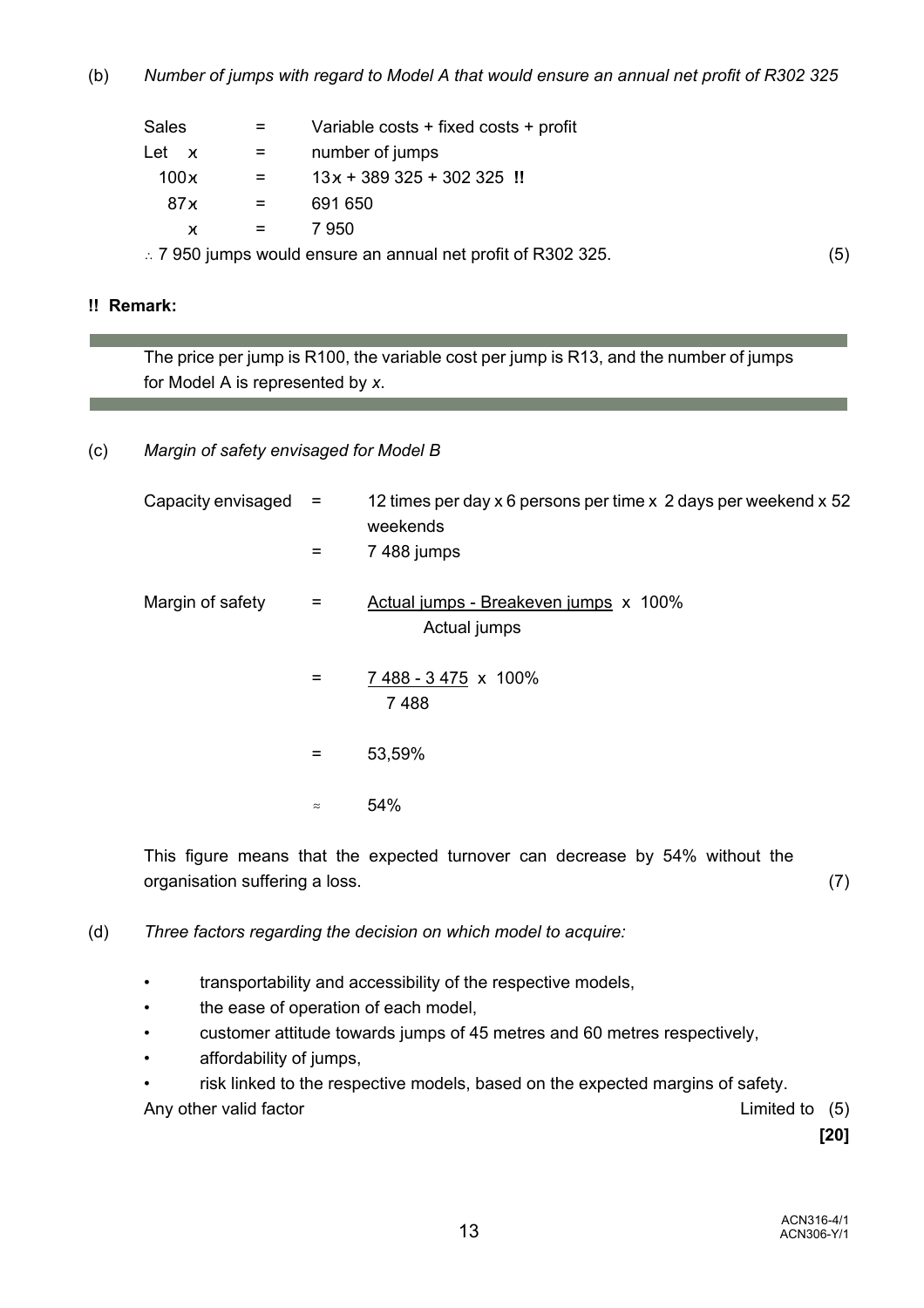(b) *Number of jumps with regard to Model A that would ensure an annual net profit of R302 325*

| | | |
|---|---|---|
| Sales | = | Variable costs + fixed costs + profit |
| Let $x$ | = | number of jumps |
| $100x$ | = | $13x$ + 389 325 + 302 325 **!!** |
| $87x$ | = | 691 650 |
| $x$ | = | 7 950 |

∴ 7 950 jumps would ensure an annual net profit of R302 325. (5)

**!! Remark:**

The price per jump is R100, the variable cost per jump is R13, and the number of jumps for Model A is represented by $x$.

(c) *Margin of safety envisaged for Model B*

Capacity envisaged = 12 times per day x 6 persons per time x 2 days per weekend x 52 weekends
= 7 488 jumps

$$\text{Margin of safety} = \frac{\text{Actual jumps - Breakeven jumps}}{\text{Actual jumps}} \times 100\%$$

$$= \frac{7\,488 - 3\,475}{7\,488} \times 100\%$$

$$= 53{,}59\%$$

$$\approx 54\%$$

This figure means that the expected turnover can decrease by 54% without the organisation suffering a loss. (7)

(d) *Three factors regarding the decision on which model to acquire:*

- transportability and accessibility of the respective models,
- the ease of operation of each model,
- customer attitude towards jumps of 45 metres and 60 metres respectively,
- affordability of jumps,
- risk linked to the respective models, based on the expected margins of safety.

Any other valid factor Limited to (5)

**[20]**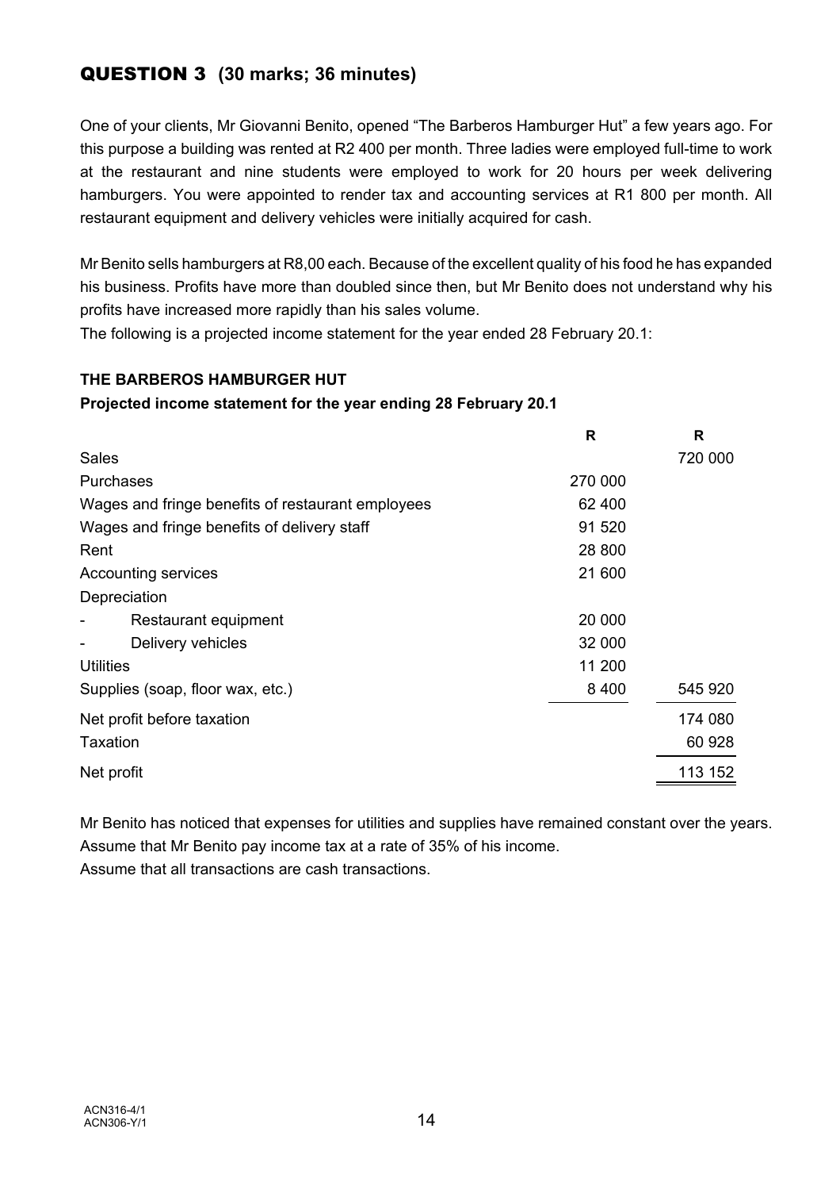## QUESTION 3 **(30 marks; 36 minutes)**

One of your clients, Mr Giovanni Benito, opened "The Barberos Hamburger Hut" a few years ago. For this purpose a building was rented at R2 400 per month. Three ladies were employed full-time to work at the restaurant and nine students were employed to work for 20 hours per week delivering hamburgers. You were appointed to render tax and accounting services at R1 800 per month. All restaurant equipment and delivery vehicles were initially acquired for cash.

Mr Benito sells hamburgers at R8,00 each. Because of the excellent quality of his food he has expanded his business. Profits have more than doubled since then, but Mr Benito does not understand why his profits have increased more rapidly than his sales volume.

The following is a projected income statement for the year ended 28 February 20.1:

**THE BARBEROS HAMBURGER HUT**

**Projected income statement for the year ending 28 February 20.1**

| | **R** | **R** |
|---|---|---|
| Sales | | 720 000 |
| Purchases | 270 000 | |
| Wages and fringe benefits of restaurant employees | 62 400 | |
| Wages and fringe benefits of delivery staff | 91 520 | |
| Rent | 28 800 | |
| Accounting services | 21 600 | |
| Depreciation | | |
| - Restaurant equipment | 20 000 | |
| - Delivery vehicles | 32 000 | |
| Utilities | 11 200 | |
| Supplies (soap, floor wax, etc.) | 8 400 | 545 920 |
| Net profit before taxation | | 174 080 |
| Taxation | | 60 928 |
| Net profit | | 113 152 |

Mr Benito has noticed that expenses for utilities and supplies have remained constant over the years.
Assume that Mr Benito pay income tax at a rate of 35% of his income.
Assume that all transactions are cash transactions.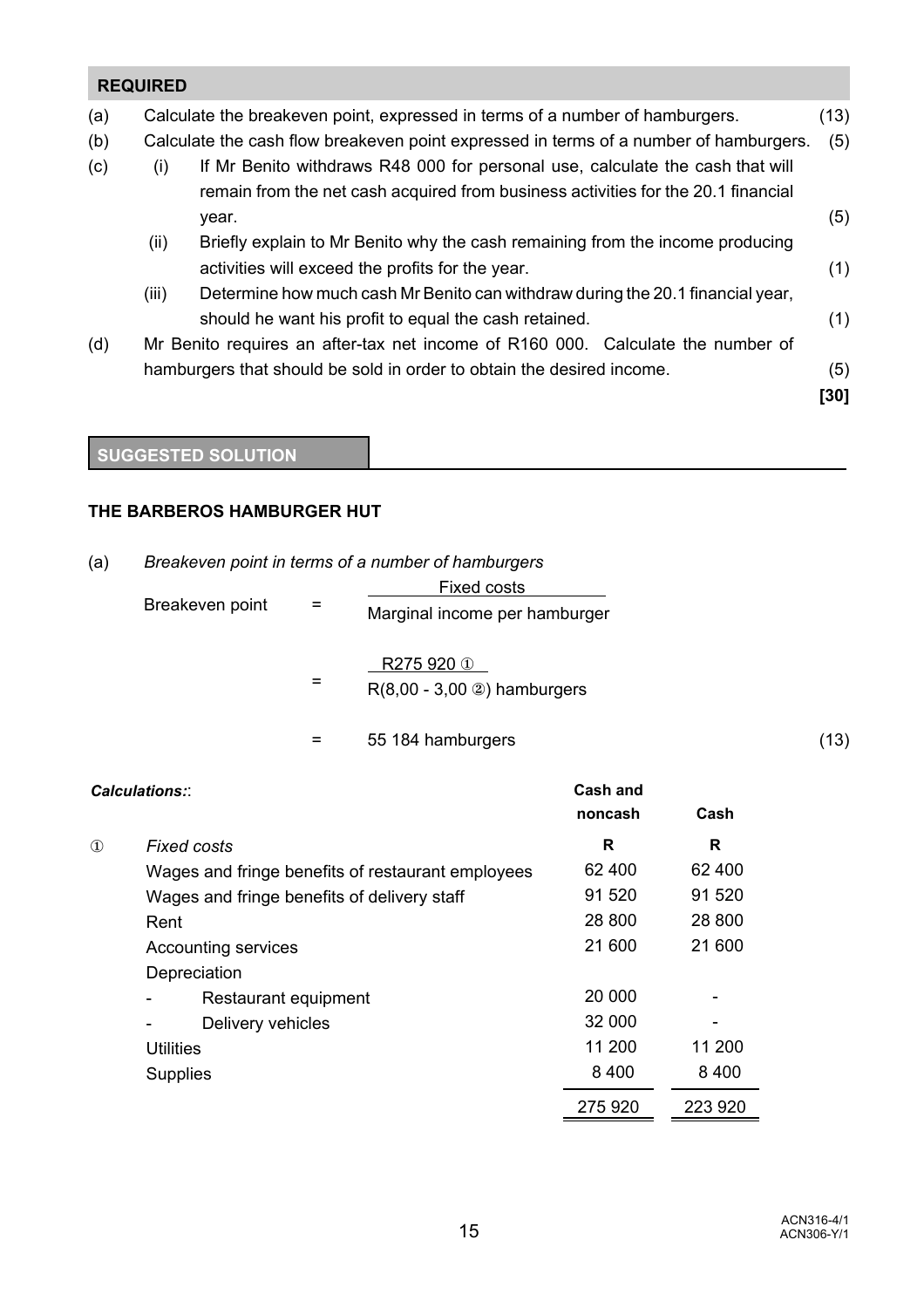## REQUIRED

(a) Calculate the breakeven point, expressed in terms of a number of hamburgers. (13)

(b) Calculate the cash flow breakeven point expressed in terms of a number of hamburgers. (5)

(c) (i) If Mr Benito withdraws R48 000 for personal use, calculate the cash that will remain from the net cash acquired from business activities for the 20.1 financial year. (5)

(ii) Briefly explain to Mr Benito why the cash remaining from the income producing activities will exceed the profits for the year. (1)

(iii) Determine how much cash Mr Benito can withdraw during the 20.1 financial year, should he want his profit to equal the cash retained. (1)

(d) Mr Benito requires an after-tax net income of R160 000. Calculate the number of hamburgers that should be sold in order to obtain the desired income. (5)

**[30]**

## SUGGESTED SOLUTION

### THE BARBEROS HAMBURGER HUT

(a) *Breakeven point in terms of a number of hamburgers*

$$\text{Breakeven point} = \frac{\text{Fixed costs}}{\text{Marginal income per hamburger}}$$

$$= \frac{\text{R275 920 ①}}{\text{R(8,00 - 3,00 ②) hamburgers}}$$

$$= \text{55 184 hamburgers}$$

(13)

***Calculations:***

| | | Cash and noncash | Cash |
|---|---|---|---|
| ① | *Fixed costs* | **R** | **R** |
| | Wages and fringe benefits of restaurant employees | 62 400 | 62 400 |
| | Wages and fringe benefits of delivery staff | 91 520 | 91 520 |
| | Rent | 28 800 | 28 800 |
| | Accounting services | 21 600 | 21 600 |
| | Depreciation | | |
| | - Restaurant equipment | 20 000 | - |
| | - Delivery vehicles | 32 000 | - |
| | Utilities | 11 200 | 11 200 |
| | Supplies | 8 400 | 8 400 |
| | | 275 920 | 223 920 |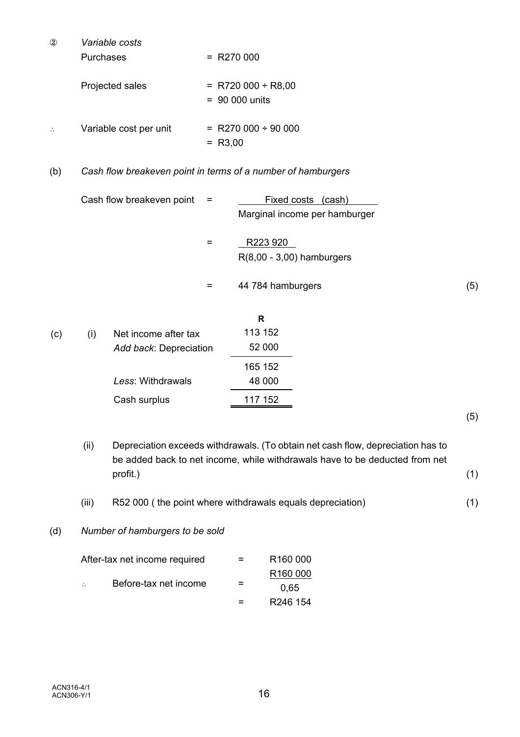② *Variable costs*

| | | |
|---|---|---|
| Purchases | = | R270 000 |
| Projected sales | = | R720 000 ÷ R8,00 |
| | = | 90 000 units |
| ∴ Variable cost per unit | = | R270 000 ÷ 90 000 |
| | = | R3,00 |

(b) *Cash flow breakeven point in terms of a number of hamburgers*

$$\text{Cash flow breakeven point} = \frac{\text{Fixed costs (cash)}}{\text{Marginal income per hamburger}}$$

$$= \frac{\text{R223 920}}{\text{R(8,00 - 3,00) hamburgers}}$$

$$= \text{44 784 hamburgers}$$

(5)

(c) (i)

| | R |
|---|---|
| Net income after tax | 113 152 |
| *Add back*: Depreciation | 52 000 |
| | 165 152 |
| *Less*: Withdrawals | 48 000 |
| Cash surplus | 117 152 |

(5)

(ii) Depreciation exceeds withdrawals. (To obtain net cash flow, depreciation has to be added back to net income, while withdrawals have to be deducted from net profit.) (1)

(iii) R52 000 ( the point where withdrawals equals depreciation) (1)

(d) *Number of hamburgers to be sold*

After-tax net income required = R160 000

$$\therefore \text{Before-tax net income} = \frac{\text{R160 000}}{0,65}$$

$$= \text{R246 154}$$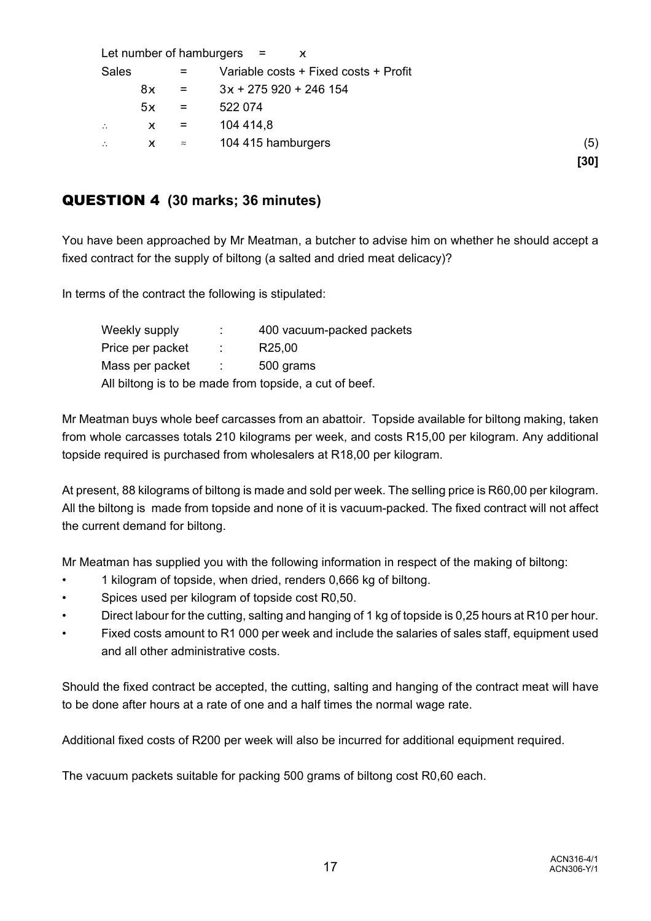Let number of hamburgers = $x$

| | | |
|---|---|---|
| Sales | = | Variable costs + Fixed costs + Profit |
| $8x$ | = | $3x$ + 275 920 + 246 154 |
| $5x$ | = | 522 074 |
| $\therefore$ $x$ | = | 104 414,8 |
| $\therefore$ $x$ | $\approx$ | 104 415 hamburgers |

(5)

**[30]**

## QUESTION 4 (30 marks; 36 minutes)

You have been approached by Mr Meatman, a butcher to advise him on whether he should accept a fixed contract for the supply of biltong (a salted and dried meat delicacy)?

In terms of the contract the following is stipulated:

| | | |
|---|---|---|
| Weekly supply | : | 400 vacuum-packed packets |
| Price per packet | : | R25,00 |
| Mass per packet | : | 500 grams |

All biltong is to be made from topside, a cut of beef.

Mr Meatman buys whole beef carcasses from an abattoir. Topside available for biltong making, taken from whole carcasses totals 210 kilograms per week, and costs R15,00 per kilogram. Any additional topside required is purchased from wholesalers at R18,00 per kilogram.

At present, 88 kilograms of biltong is made and sold per week. The selling price is R60,00 per kilogram. All the biltong is made from topside and none of it is vacuum-packed. The fixed contract will not affect the current demand for biltong.

Mr Meatman has supplied you with the following information in respect of the making of biltong:

- 1 kilogram of topside, when dried, renders 0,666 kg of biltong.
- Spices used per kilogram of topside cost R0,50.
- Direct labour for the cutting, salting and hanging of 1 kg of topside is 0,25 hours at R10 per hour.
- Fixed costs amount to R1 000 per week and include the salaries of sales staff, equipment used and all other administrative costs.

Should the fixed contract be accepted, the cutting, salting and hanging of the contract meat will have to be done after hours at a rate of one and a half times the normal wage rate.

Additional fixed costs of R200 per week will also be incurred for additional equipment required.

The vacuum packets suitable for packing 500 grams of biltong cost R0,60 each.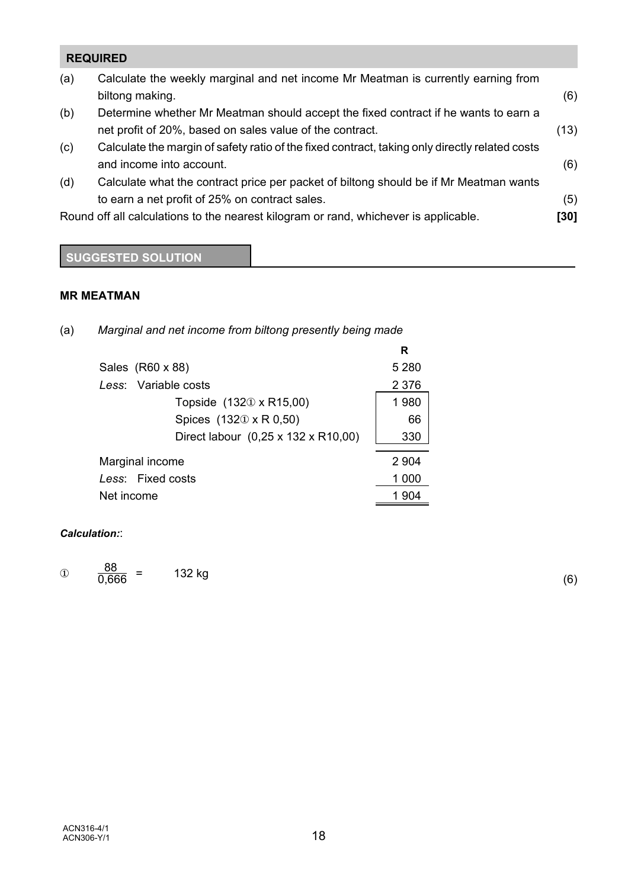## REQUIRED

(a) Calculate the weekly marginal and net income Mr Meatman is currently earning from biltong making. (6)

(b) Determine whether Mr Meatman should accept the fixed contract if he wants to earn a net profit of 20%, based on sales value of the contract. (13)

(c) Calculate the margin of safety ratio of the fixed contract, taking only directly related costs and income into account. (6)

(d) Calculate what the contract price per packet of biltong should be if Mr Meatman wants to earn a net profit of 25% on contract sales. (5)

Round off all calculations to the nearest kilogram or rand, whichever is applicable. **[30]**

## SUGGESTED SOLUTION

### MR MEATMAN

(a) *Marginal and net income from biltong presently being made*

| | | R |
|---|---|---|
| Sales (R60 x 88) | | 5 280 |
| *Less*: Variable costs | | 2 376 |
| | Topside (132① x R15,00) | 1 980 |
| | Spices (132① x R 0,50) | 66 |
| | Direct labour (0,25 x 132 x R10,00) | 330 |
| Marginal income | | 2 904 |
| *Less*: Fixed costs | | 1 000 |
| Net income | | 1 904 |

***Calculation:***:

① $\frac{88}{0,666}$ = 132 kg (6)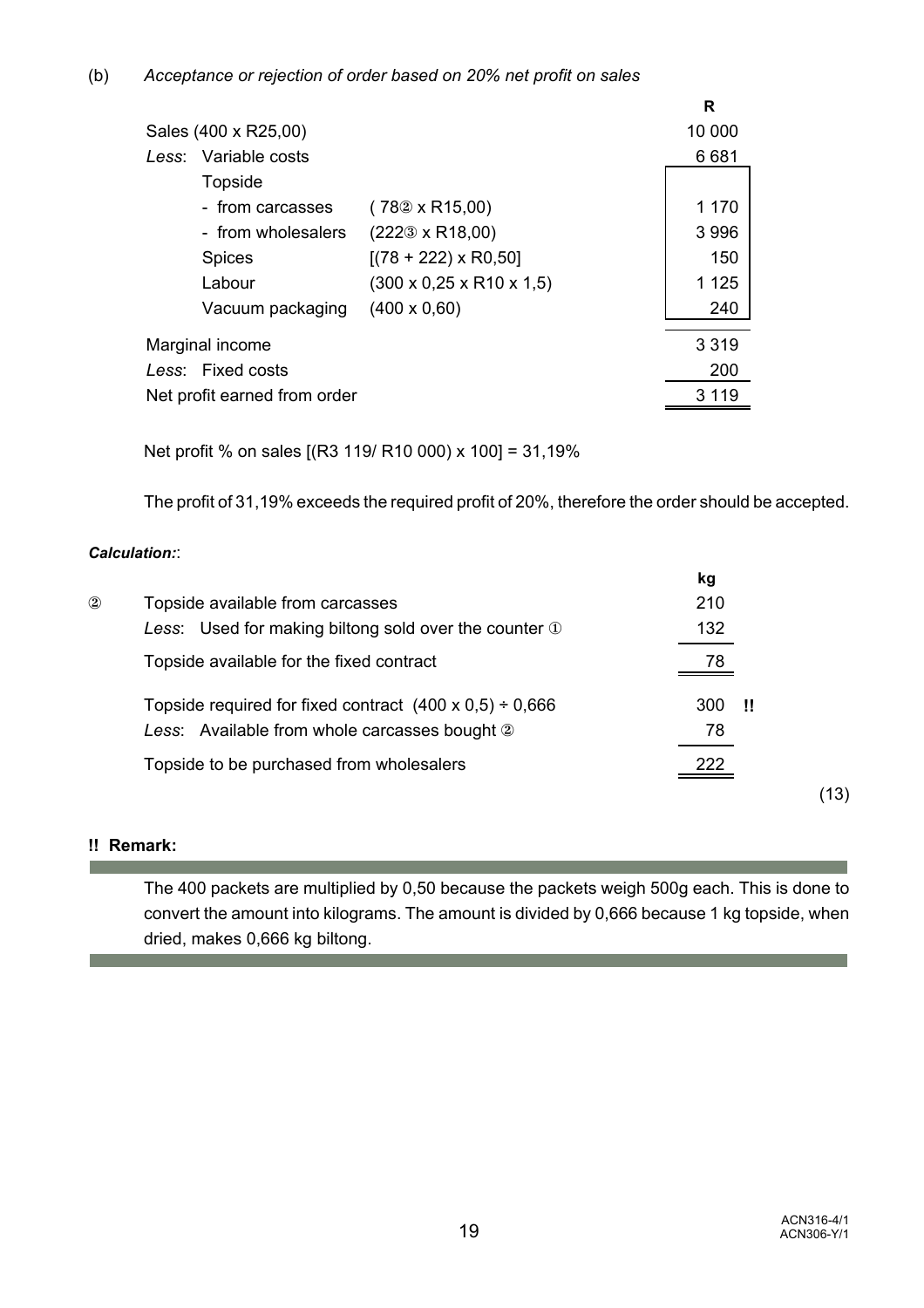(b) *Acceptance or rejection of order based on 20% net profit on sales*

| | | | R |
|---|---|---|---|
| Sales (400 x R25,00) | | | 10 000 |
| *Less*: Variable costs | | | 6 681 |
| | Topside | | |
| | - from carcasses | ( 78② x R15,00) | 1 170 |
| | - from wholesalers | (222③ x R18,00) | 3 996 |
| | Spices | [(78 + 222) x R0,50] | 150 |
| | Labour | (300 x 0,25 x R10 x 1,5) | 1 125 |
| | Vacuum packaging | (400 x 0,60) | 240 |
| Marginal income | | | 3 319 |
| *Less*: Fixed costs | | | 200 |
| Net profit earned from order | | | 3 119 |

Net profit % on sales [(R3 119/ R10 000) x 100] = 31,19%

The profit of 31,19% exceeds the required profit of 20%, therefore the order should be accepted.

***Calculation:***:

| | | kg |
|---|---|---|
| ② | Topside available from carcasses | 210 |
| | *Less*: Used for making biltong sold over the counter ① | 132 |
| | Topside available for the fixed contract | 78 |
| | Topside required for fixed contract (400 x 0,5) ÷ 0,666 | 300 !! |
| | *Less*: Available from whole carcasses bought ② | 78 |
| | Topside to be purchased from wholesalers | 222 |

(13)

**!! Remark:**

The 400 packets are multiplied by 0,50 because the packets weigh 500g each. This is done to convert the amount into kilograms. The amount is divided by 0,666 because 1 kg topside, when dried, makes 0,666 kg biltong.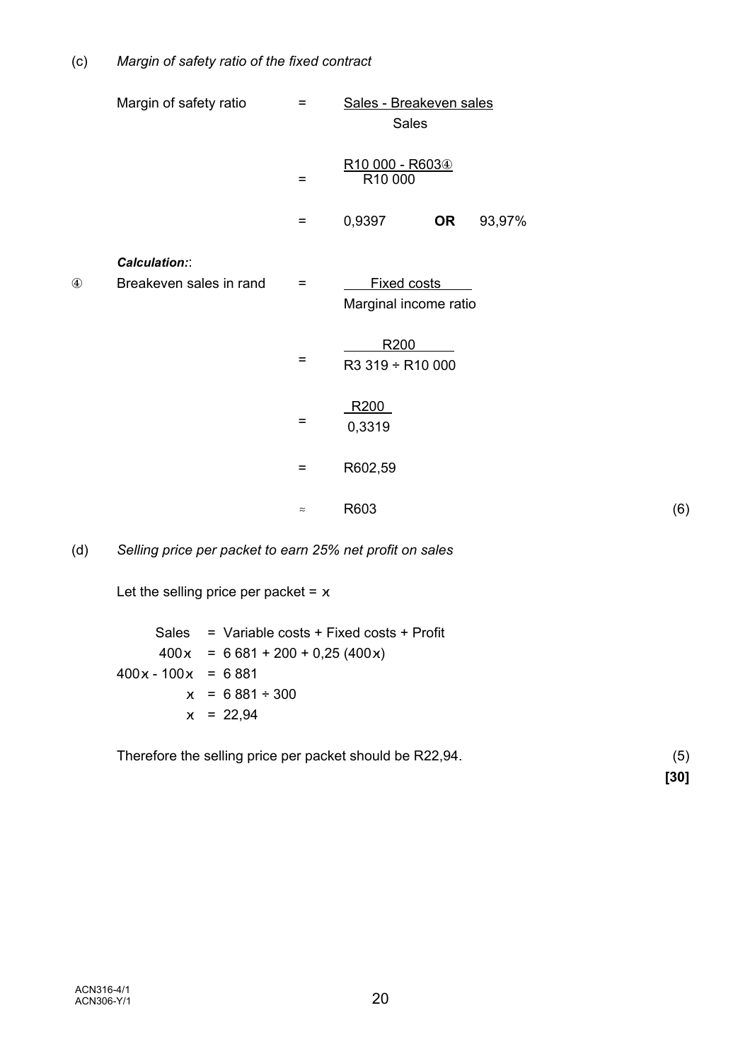(c) *Margin of safety ratio of the fixed contract*

$$\text{Margin of safety ratio} = \frac{\text{Sales - Breakeven sales}}{\text{Sales}}$$

$$= \frac{\text{R10 000 - R603④}}{\text{R10 000}}$$

$$= 0{,}9397 \quad \textbf{OR} \quad 93{,}97\%$$

***Calculation:***:

④ $$\text{Breakeven sales in rand} = \frac{\text{Fixed costs}}{\text{Marginal income ratio}}$$

$$= \frac{\text{R200}}{\text{R3 319} \div \text{R10 000}}$$

$$= \frac{\text{R200}}{0{,}3319}$$

$$= \text{R602,59}$$

$$\approx \text{R603}$$

(6)

(d) *Selling price per packet to earn 25% net profit on sales*

Let the selling price per packet = $x$

$$\text{Sales} = \text{Variable costs + Fixed costs + Profit}$$

$$400x = 6\ 681 + 200 + 0{,}25\ (400x)$$

$$400x - 100x = 6\ 881$$

$$x = 6\ 881 \div 300$$

$$x = 22{,}94$$

Therefore the selling price per packet should be R22,94. (5)

**[30]**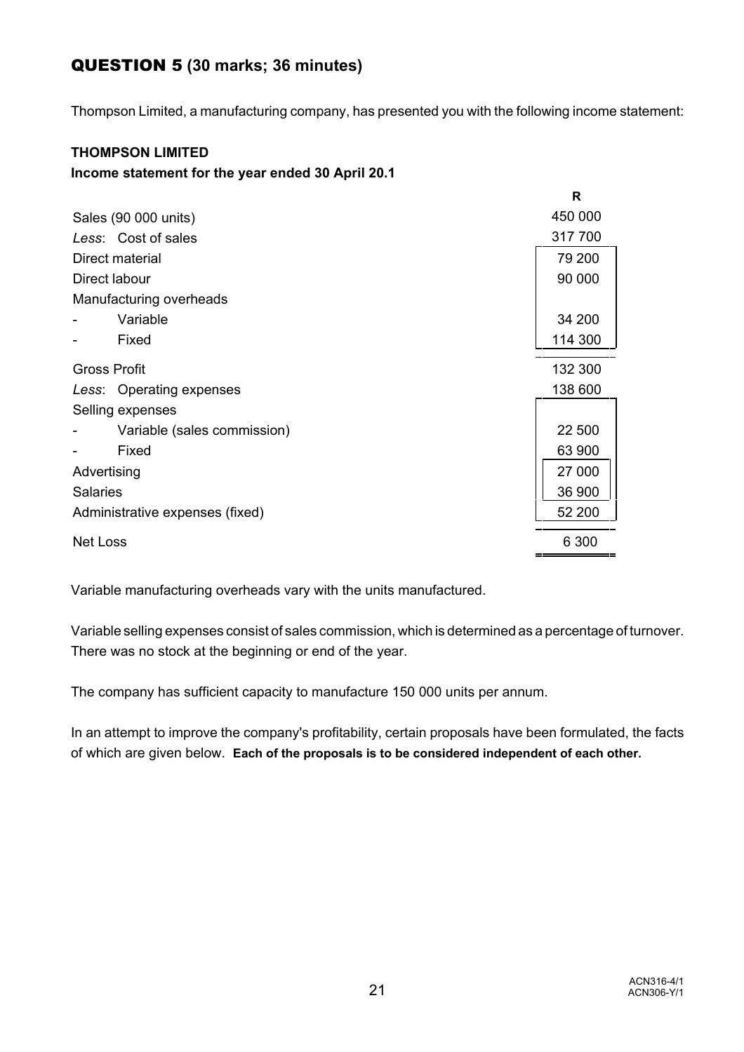## QUESTION 5 (30 marks; 36 minutes)

Thompson Limited, a manufacturing company, has presented you with the following income statement:

**THOMPSON LIMITED**
**Income statement for the year ended 30 April 20.1**

| | | R |
|---|---|---|
| Sales (90 000 units) | | 450 000 |
| *Less*: Cost of sales | | 317 700 |
| Direct material | 79 200 | |
| Direct labour | 90 000 | |
| Manufacturing overheads | | |
| - Variable | 34 200 | |
| - Fixed | 114 300 | |
| Gross Profit | | 132 300 |
| *Less*: Operating expenses | | 138 600 |
| Selling expenses | | |
| - Variable (sales commission) | 22 500 | |
| - Fixed | 63 900 | |
| Advertising | 27 000 | |
| Salaries | 36 900 | |
| Administrative expenses (fixed) | 52 200 | |
| Net Loss | | 6 300 |

Variable manufacturing overheads vary with the units manufactured.

Variable selling expenses consist of sales commission, which is determined as a percentage of turnover. There was no stock at the beginning or end of the year.

The company has sufficient capacity to manufacture 150 000 units per annum.

In an attempt to improve the company's profitability, certain proposals have been formulated, the facts of which are given below. **Each of the proposals is to be considered independent of each other.**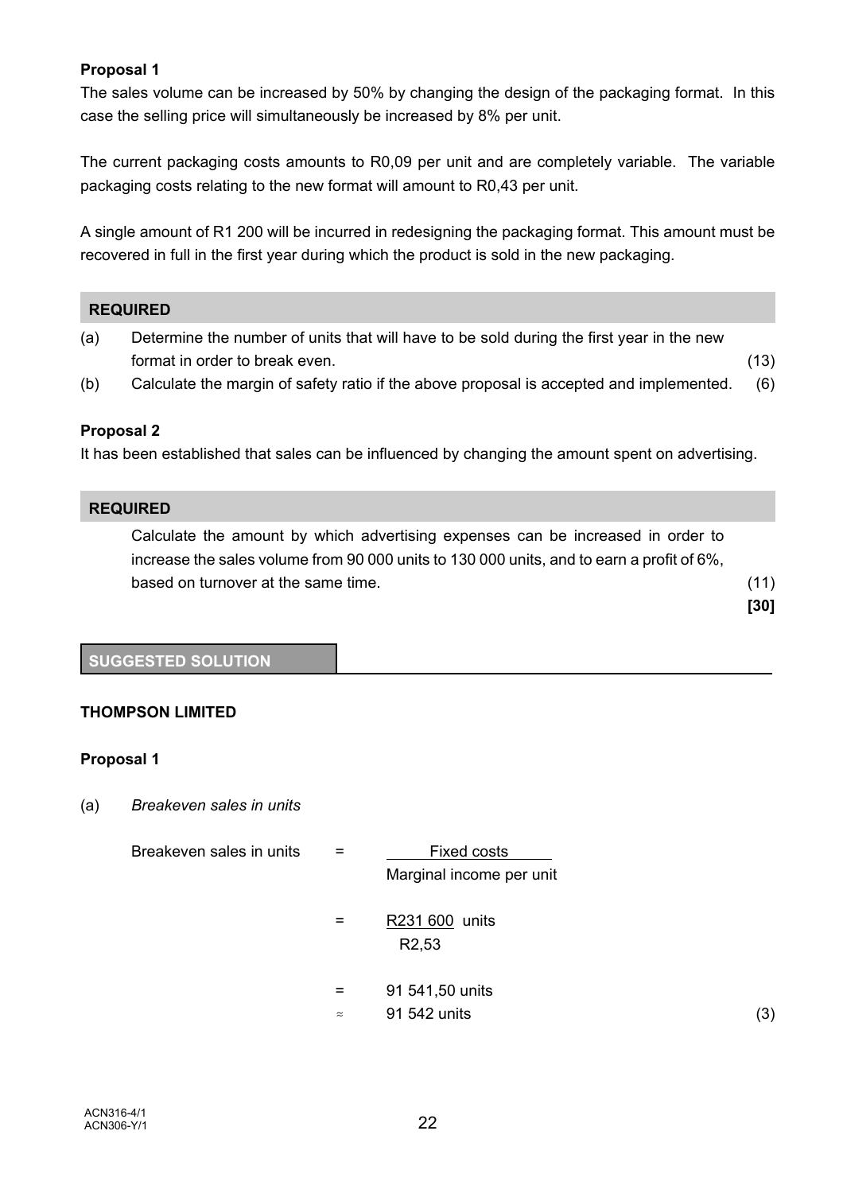**Proposal 1**

The sales volume can be increased by 50% by changing the design of the packaging format. In this case the selling price will simultaneously be increased by 8% per unit.

The current packaging costs amounts to R0,09 per unit and are completely variable. The variable packaging costs relating to the new format will amount to R0,43 per unit.

A single amount of R1 200 will be incurred in redesigning the packaging format. This amount must be recovered in full in the first year during which the product is sold in the new packaging.

**REQUIRED**

(a) Determine the number of units that will have to be sold during the first year in the new format in order to break even. (13)

(b) Calculate the margin of safety ratio if the above proposal is accepted and implemented. (6)

**Proposal 2**

It has been established that sales can be influenced by changing the amount spent on advertising.

**REQUIRED**

Calculate the amount by which advertising expenses can be increased in order to increase the sales volume from 90 000 units to 130 000 units, and to earn a profit of 6%, based on turnover at the same time. (11)

**[30]**

**SUGGESTED SOLUTION**

**THOMPSON LIMITED**

**Proposal 1**

(a) *Breakeven sales in units*

$$\text{Breakeven sales in units} = \frac{\text{Fixed costs}}{\text{Marginal income per unit}}$$

$$= \frac{\text{R231 600}}{\text{R2,53}} \text{ units}$$

$$= 91\,541{,}50 \text{ units}$$

$$\approx 91\,542 \text{ units} \qquad (3)$$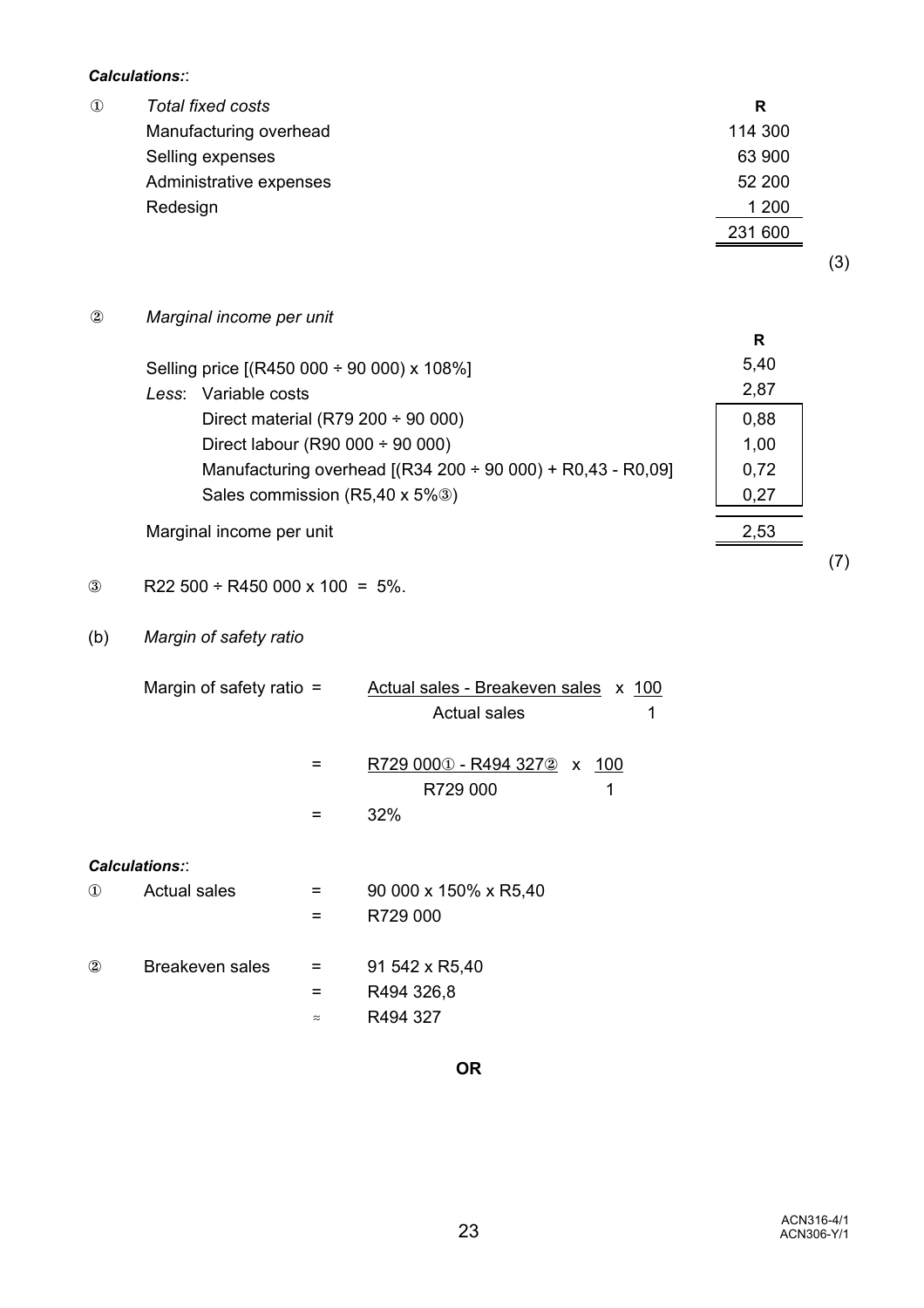***Calculations:***:

① *Total fixed costs*

| | R |
|---|---|
| Manufacturing overhead | 114 300 |
| Selling expenses | 63 900 |
| Administrative expenses | 52 200 |
| Redesign | 1 200 |
| | 231 600 |

(3)

② *Marginal income per unit*

| | R | |
|---|---|---|
| Selling price [(R450 000 ÷ 90 000) x 108%] | 5,40 | |
| *Less*: Variable costs | 2,87 | |
| Direct material (R79 200 ÷ 90 000) | | 0,88 |
| Direct labour (R90 000 ÷ 90 000) | | 1,00 |
| Manufacturing overhead [(R34 200 ÷ 90 000) + R0,43 - R0,09] | | 0,72 |
| Sales commission (R5,40 x 5%③) | | 0,27 |
| Marginal income per unit | 2,53 | |

(7)

③ R22 500 ÷ R450 000 x 100 = 5%.

(b) *Margin of safety ratio*

$$\text{Margin of safety ratio} = \frac{\text{Actual sales - Breakeven sales}}{\text{Actual sales}} \times \frac{100}{1}$$

$$= \frac{\text{R729 000①} - \text{R494 327②}}{\text{R729 000}} \times \frac{100}{1}$$

$$= 32\%$$

***Calculations:***:

① Actual sales = 90 000 x 150% x R5,40
= R729 000

② Breakeven sales = 91 542 x R5,40
= R494 326,8
≈ R494 327

**OR**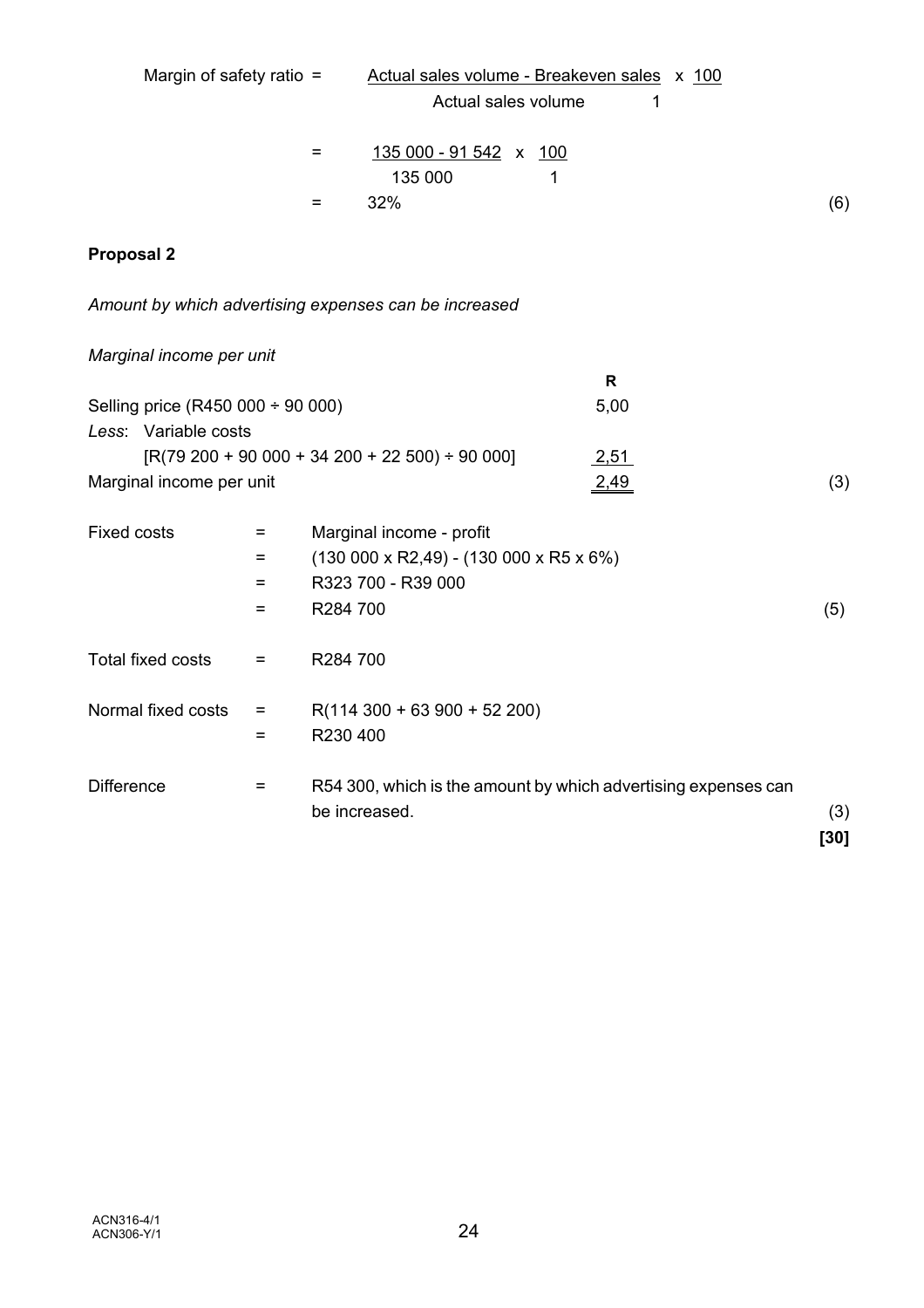$$\text{Margin of safety ratio} = \frac{\text{Actual sales volume - Breakeven sales}}{\text{Actual sales volume}} \times \frac{100}{1}$$

$$= \frac{135\ 000 - 91\ 542}{135\ 000} \times \frac{100}{1}$$

$$= 32\%$$

(6)

**Proposal 2**

*Amount by which advertising expenses can be increased*

*Marginal income per unit*

| | R |
|---|---|
| Selling price (R450 000 ÷ 90 000) | 5,00 |
| *Less*: Variable costs | |
| [R(79 200 + 90 000 + 34 200 + 22 500) ÷ 90 000] | 2,51 |
| Marginal income per unit | 2,49 |

(3)

| | | |
|---|---|---|
| Fixed costs | = | Marginal income - profit |
| | = | (130 000 x R2,49) - (130 000 x R5 x 6%) |
| | = | R323 700 - R39 000 |
| | = | R284 700 |

(5)

| | | |
|---|---|---|
| Total fixed costs | = | R284 700 |
| Normal fixed costs | = | R(114 300 + 63 900 + 52 200) |
| | = | R230 400 |
| Difference | = | R54 300, which is the amount by which advertising expenses can be increased. |

(3)

**[30]**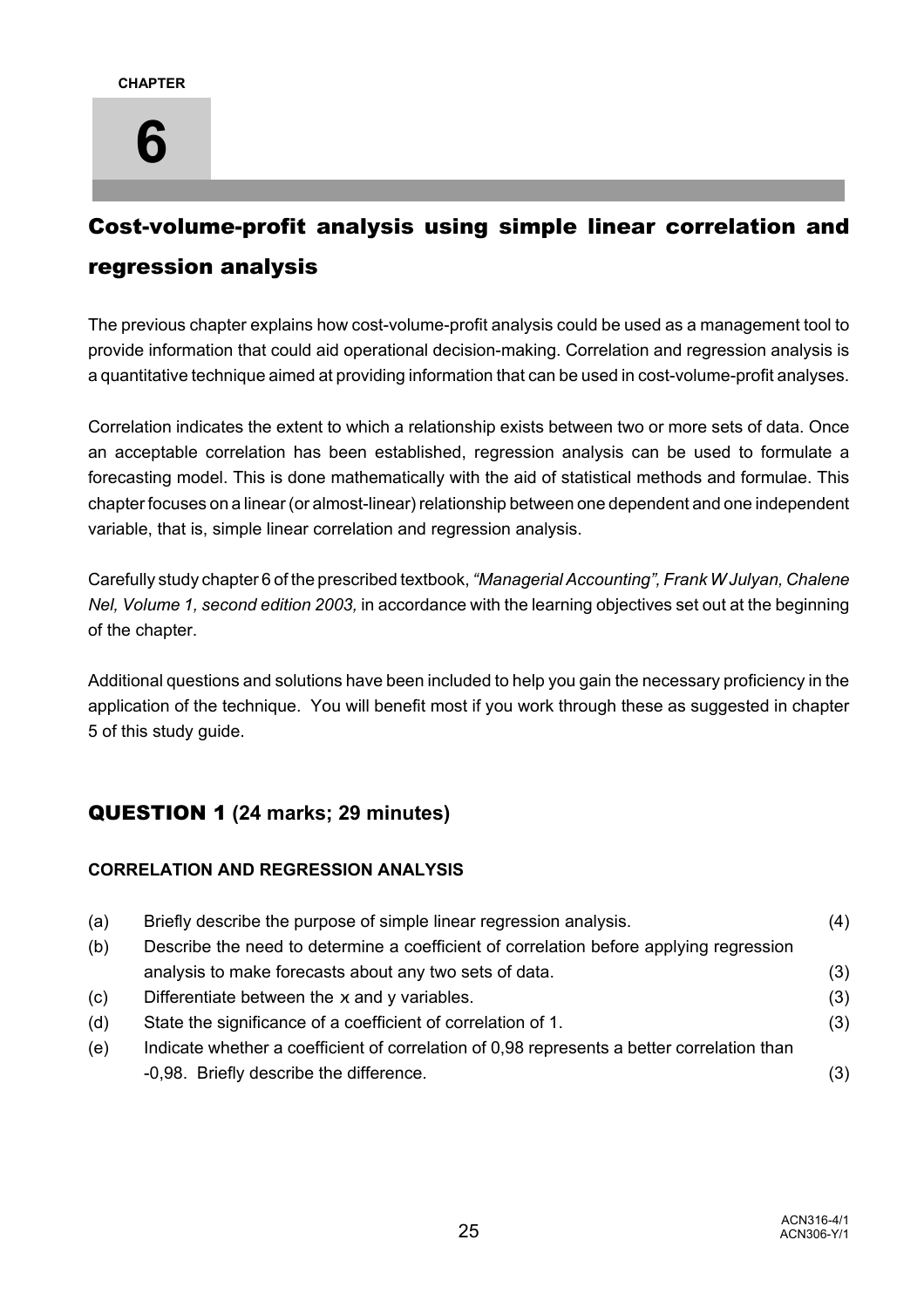CHAPTER

# 6

## Cost-volume-profit analysis using simple linear correlation and regression analysis

The previous chapter explains how cost-volume-profit analysis could be used as a management tool to provide information that could aid operational decision-making. Correlation and regression analysis is a quantitative technique aimed at providing information that can be used in cost-volume-profit analyses.

Correlation indicates the extent to which a relationship exists between two or more sets of data. Once an acceptable correlation has been established, regression analysis can be used to formulate a forecasting model. This is done mathematically with the aid of statistical methods and formulae. This chapter focuses on a linear (or almost-linear) relationship between one dependent and one independent variable, that is, simple linear correlation and regression analysis.

Carefully study chapter 6 of the prescribed textbook, *"Managerial Accounting", Frank W Julyan, Chalene Nel, Volume 1, second edition 2003,* in accordance with the learning objectives set out at the beginning of the chapter.

Additional questions and solutions have been included to help you gain the necessary proficiency in the application of the technique. You will benefit most if you work through these as suggested in chapter 5 of this study guide.

## QUESTION 1 (24 marks; 29 minutes)

**CORRELATION AND REGRESSION ANALYSIS**

| | | |
|---|---|---|
| (a) | Briefly describe the purpose of simple linear regression analysis. | (4) |
| (b) | Describe the need to determine a coefficient of correlation before applying regression analysis to make forecasts about any two sets of data. | (3) |
| (c) | Differentiate between the $x$ and y variables. | (3) |
| (d) | State the significance of a coefficient of correlation of 1. | (3) |
| (e) | Indicate whether a coefficient of correlation of 0,98 represents a better correlation than -0,98. Briefly describe the difference. | (3) |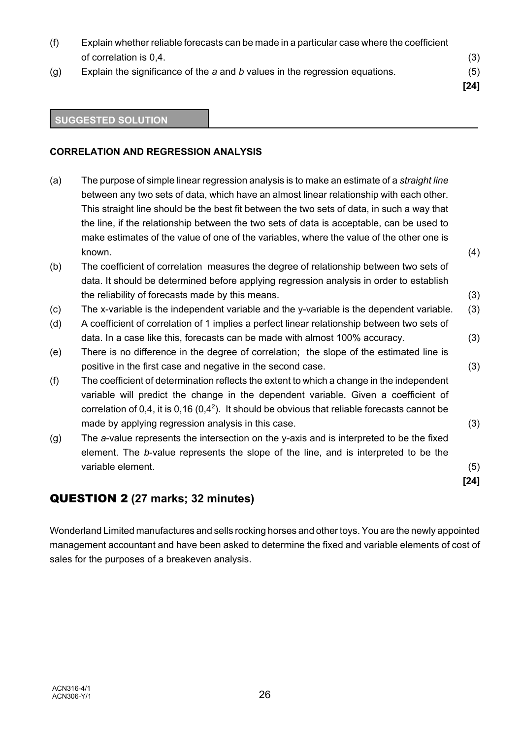(f) Explain whether reliable forecasts can be made in a particular case where the coefficient of correlation is 0,4. (3)

(g) Explain the significance of the *a* and *b* values in the regression equations. (5)

**[24]**

**SUGGESTED SOLUTION**

**CORRELATION AND REGRESSION ANALYSIS**

(a) The purpose of simple linear regression analysis is to make an estimate of a *straight line* between any two sets of data, which have an almost linear relationship with each other. This straight line should be the best fit between the two sets of data, in such a way that the line, if the relationship between the two sets of data is acceptable, can be used to make estimates of the value of one of the variables, where the value of the other one is known. (4)

(b) The coefficient of correlation measures the degree of relationship between two sets of data. It should be determined before applying regression analysis in order to establish the reliability of forecasts made by this means. (3)

(c) The x-variable is the independent variable and the y-variable is the dependent variable. (3)

(d) A coefficient of correlation of 1 implies a perfect linear relationship between two sets of data. In a case like this, forecasts can be made with almost 100% accuracy. (3)

(e) There is no difference in the degree of correlation; the slope of the estimated line is positive in the first case and negative in the second case. (3)

(f) The coefficient of determination reflects the extent to which a change in the independent variable will predict the change in the dependent variable. Given a coefficient of correlation of 0,4, it is 0,16 ($0{,}4^2$). It should be obvious that reliable forecasts cannot be made by applying regression analysis in this case. (3)

(g) The *a*-value represents the intersection on the y-axis and is interpreted to be the fixed element. The *b*-value represents the slope of the line, and is interpreted to be the variable element. (5)

**[24]**

## QUESTION 2 (27 marks; 32 minutes)

Wonderland Limited manufactures and sells rocking horses and other toys. You are the newly appointed management accountant and have been asked to determine the fixed and variable elements of cost of sales for the purposes of a breakeven analysis.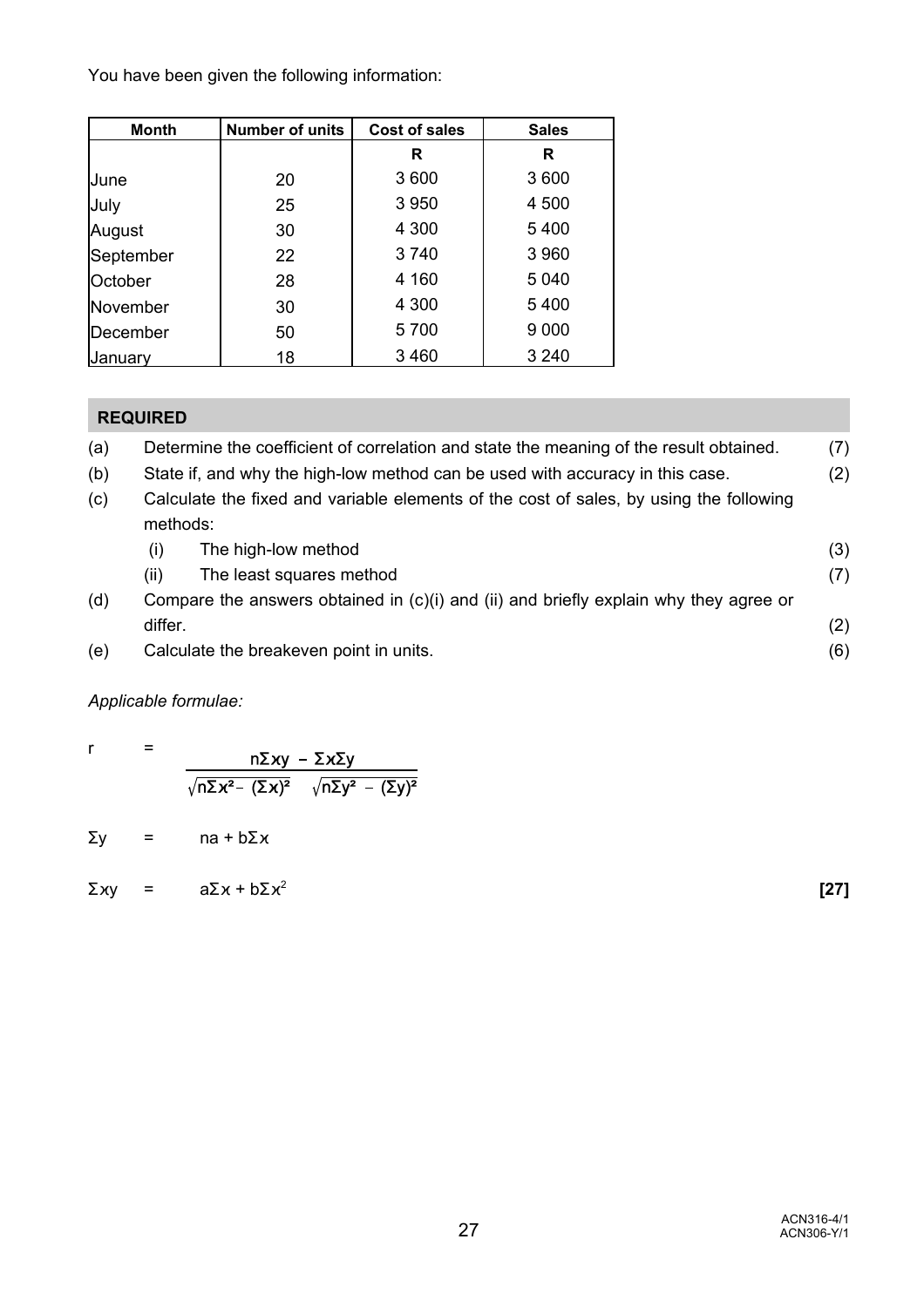You have been given the following information:

| Month | Number of units | Cost of sales | Sales |
|---|---|---|---|
| | | R | R |
| June | 20 | 3 600 | 3 600 |
| July | 25 | 3 950 | 4 500 |
| August | 30 | 4 300 | 5 400 |
| September | 22 | 3 740 | 3 960 |
| October | 28 | 4 160 | 5 040 |
| November | 30 | 4 300 | 5 400 |
| December | 50 | 5 700 | 9 000 |
| January | 18 | 3 460 | 3 240 |

**REQUIRED**

(a) Determine the coefficient of correlation and state the meaning of the result obtained. (7)

(b) State if, and why the high-low method can be used with accuracy in this case. (2)

(c) Calculate the fixed and variable elements of the cost of sales, by using the following methods:

- (i) The high-low method (3)
- (ii) The least squares method (7)

(d) Compare the answers obtained in (c)(i) and (ii) and briefly explain why they agree or differ. (2)

(e) Calculate the breakeven point in units. (6)

*Applicable formulae:*

$$r = \frac{n\Sigma xy - \Sigma x\Sigma y}{\sqrt{n\Sigma x^2 - (\Sigma x)^2}\ \sqrt{n\Sigma y^2 - (\Sigma y)^2}}$$

$$\Sigma y = na + b\Sigma x$$

$$\Sigma xy = a\Sigma x + b\Sigma x^2$$

**[27]**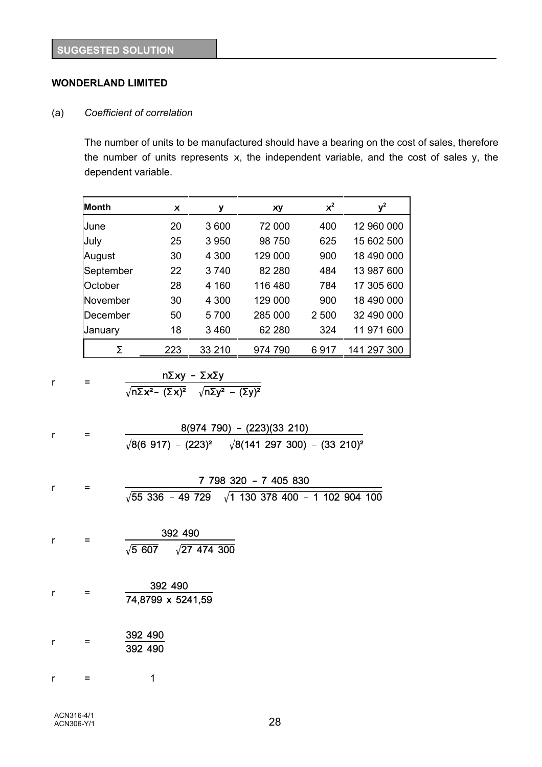**SUGGESTED SOLUTION**

**WONDERLAND LIMITED**

(a) *Coefficient of correlation*

The number of units to be manufactured should have a bearing on the cost of sales, therefore the number of units represents x, the independent variable, and the cost of sales y, the dependent variable.

| Month | x | y | xy | $x^2$ | $y^2$ |
|---|---|---|---|---|---|
| June | 20 | 3 600 | 72 000 | 400 | 12 960 000 |
| July | 25 | 3 950 | 98 750 | 625 | 15 602 500 |
| August | 30 | 4 300 | 129 000 | 900 | 18 490 000 |
| September | 22 | 3 740 | 82 280 | 484 | 13 987 600 |
| October | 28 | 4 160 | 116 480 | 784 | 17 305 600 |
| November | 30 | 4 300 | 129 000 | 900 | 18 490 000 |
| December | 50 | 5 700 | 285 000 | 2 500 | 32 490 000 |
| January | 18 | 3 460 | 62 280 | 324 | 11 971 600 |
| Σ | 223 | 33 210 | 974 790 | 6 917 | 141 297 300 |

$$r = \frac{n\Sigma xy - \Sigma x \Sigma y}{\sqrt{n\Sigma x^2 - (\Sigma x)^2}\ \sqrt{n\Sigma y^2 - (\Sigma y)^2}}$$

$$r = \frac{8(974\ 790) - (223)(33\ 210)}{\sqrt{8(6\ 917) - (223)^2}\ \sqrt{8(141\ 297\ 300) - (33\ 210)^2}}$$

$$r = \frac{7\ 798\ 320 - 7\ 405\ 830}{\sqrt{55\ 336 - 49\ 729}\ \sqrt{1\ 130\ 378\ 400 - 1\ 102\ 904\ 100}}$$

$$r = \frac{392\ 490}{\sqrt{5\ 607}\ \sqrt{27\ 474\ 300}}$$

$$r = \frac{392\ 490}{74{,}8799 \times 5241{,}59}$$

$$r = \frac{392\ 490}{392\ 490}$$

$$r = 1$$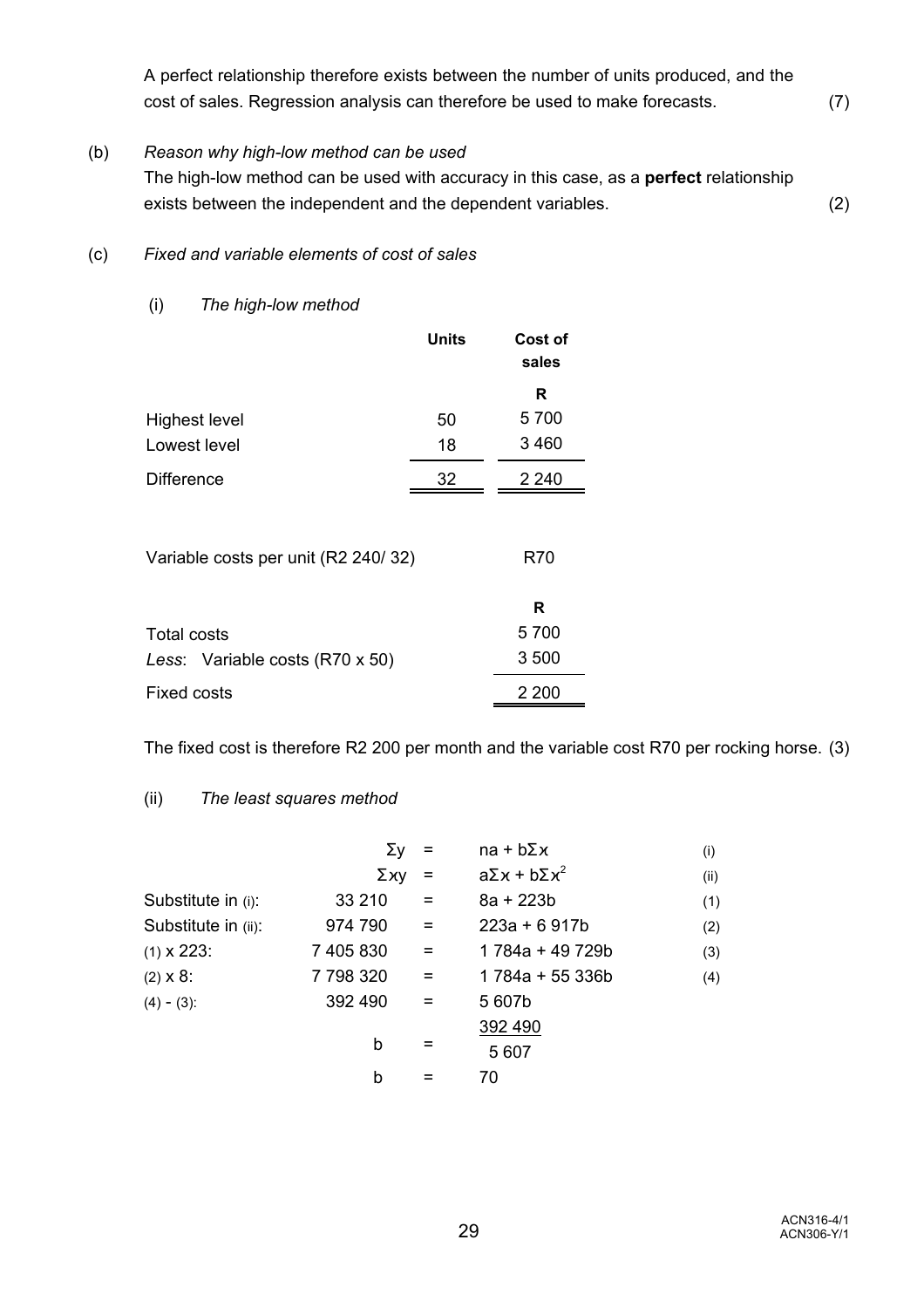A perfect relationship therefore exists between the number of units produced, and the cost of sales. Regression analysis can therefore be used to make forecasts. (7)

(b) *Reason why high-low method can be used*

The high-low method can be used with accuracy in this case, as a **perfect** relationship exists between the independent and the dependent variables. (2)

(c) *Fixed and variable elements of cost of sales*

(i) *The high-low method*

| | Units | Cost of sales |
|---|---|---|
| | | R |
| Highest level | 50 | 5 700 |
| Lowest level | 18 | 3 460 |
| Difference | 32 | 2 240 |

Variable costs per unit (R2 240/ 32) R70

| | R |
|---|---|
| Total costs | 5 700 |
| *Less*: Variable costs (R70 x 50) | 3 500 |
| Fixed costs | 2 200 |

The fixed cost is therefore R2 200 per month and the variable cost R70 per rocking horse. (3)

(ii) *The least squares method*

| | | | | |
|---|---|---|---|---|
| | $\Sigma y$ | = | $na + b\Sigma x$ | (i) |
| | $\Sigma xy$ | = | $a\Sigma x + b\Sigma x^2$ | (ii) |
| Substitute in (i): | 33 210 | = | 8a + 223b | (1) |
| Substitute in (ii): | 974 790 | = | 223a + 6 917b | (2) |
| (1) x 223: | 7 405 830 | = | 1 784a + 49 729b | (3) |
| (2) x 8: | 7 798 320 | = | 1 784a + 55 336b | (4) |
| (4) - (3): | 392 490 | = | 5 607b | |
| | b | = | $\frac{392\ 490}{5\ 607}$ | |
| | b | = | 70 | |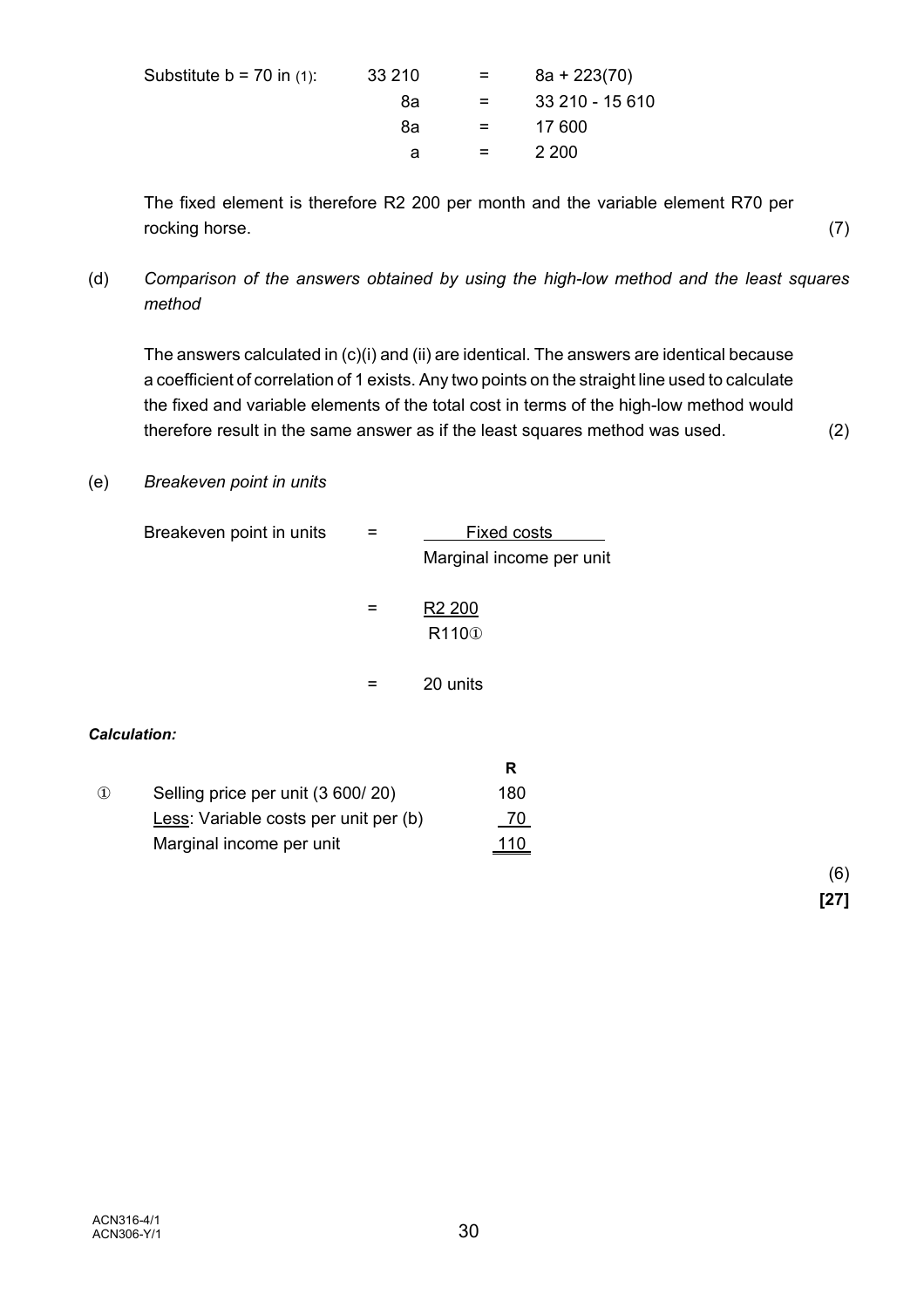Substitute b = 70 in (1):

$$33\,210 = 8a + 223(70)$$

$$8a = 33\,210 - 15\,610$$

$$8a = 17\,600$$

$$a = 2\,200$$

The fixed element is therefore R2 200 per month and the variable element R70 per rocking horse. (7)

(d) *Comparison of the answers obtained by using the high-low method and the least squares method*

The answers calculated in (c)(i) and (ii) are identical. The answers are identical because a coefficient of correlation of 1 exists. Any two points on the straight line used to calculate the fixed and variable elements of the total cost in terms of the high-low method would therefore result in the same answer as if the least squares method was used. (2)

(e) *Breakeven point in units*

$$\text{Breakeven point in units} = \frac{\text{Fixed costs}}{\text{Marginal income per unit}}$$

$$= \frac{\text{R2 200}}{\text{R110①}}$$

$$= 20 \text{ units}$$

***Calculation:***

| | | R |
|---|---|---|
| ① | Selling price per unit (3 600/ 20) | 180 |
| | Less: Variable costs per unit per (b) | 70 |
| | Marginal income per unit | 110 |

(6)

**[27]**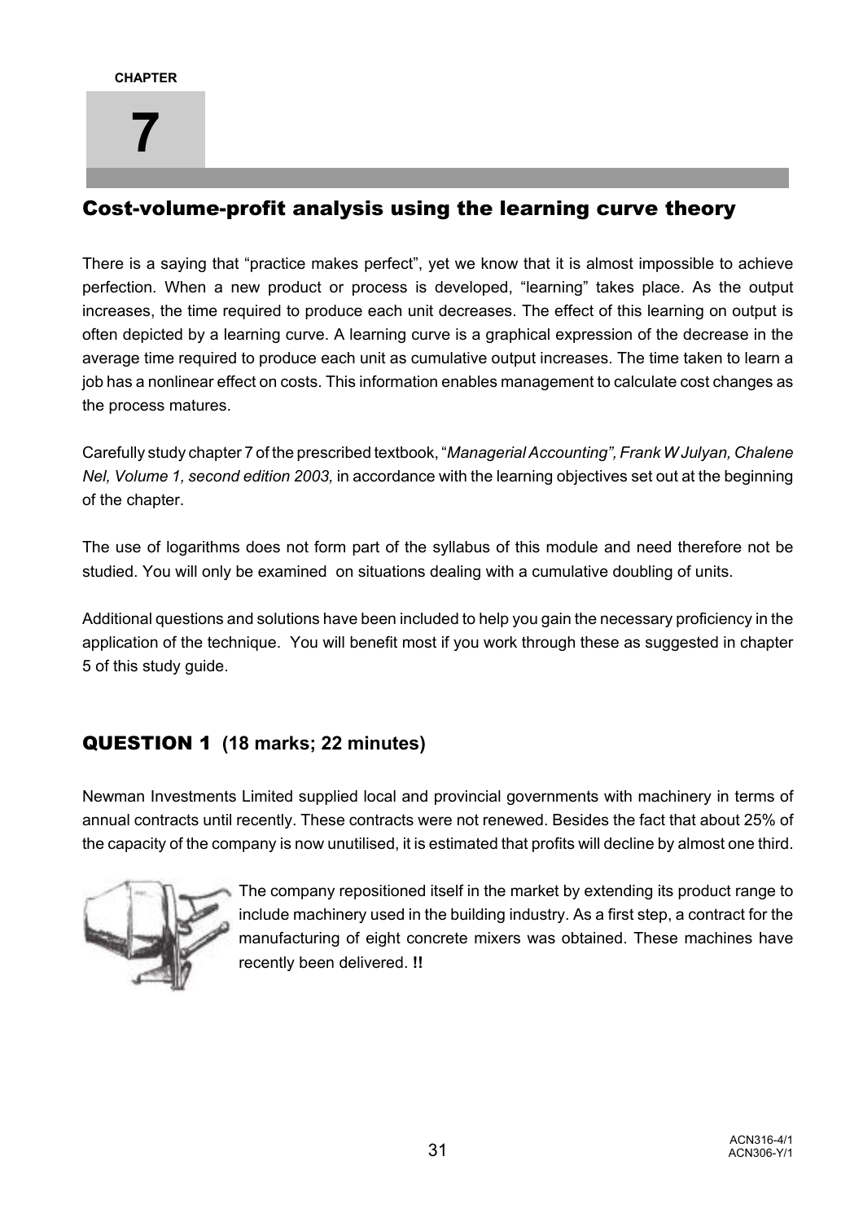**CHAPTER**

# 7

## Cost-volume-profit analysis using the learning curve theory

There is a saying that "practice makes perfect", yet we know that it is almost impossible to achieve perfection. When a new product or process is developed, "learning" takes place. As the output increases, the time required to produce each unit decreases. The effect of this learning on output is often depicted by a learning curve. A learning curve is a graphical expression of the decrease in the average time required to produce each unit as cumulative output increases. The time taken to learn a job has a nonlinear effect on costs. This information enables management to calculate cost changes as the process matures.

Carefully study chapter 7 of the prescribed textbook, "*Managerial Accounting", Frank W Julyan, Chalene Nel, Volume 1, second edition 2003,* in accordance with the learning objectives set out at the beginning of the chapter.

The use of logarithms does not form part of the syllabus of this module and need therefore not be studied. You will only be examined on situations dealing with a cumulative doubling of units.

Additional questions and solutions have been included to help you gain the necessary proficiency in the application of the technique. You will benefit most if you work through these as suggested in chapter 5 of this study guide.

## QUESTION 1 (18 marks; 22 minutes)

Newman Investments Limited supplied local and provincial governments with machinery in terms of annual contracts until recently. These contracts were not renewed. Besides the fact that about 25% of the capacity of the company is now unutilised, it is estimated that profits will decline by almost one third.

The company repositioned itself in the market by extending its product range to include machinery used in the building industry. As a first step, a contract for the manufacturing of eight concrete mixers was obtained. These machines have recently been delivered. **!!**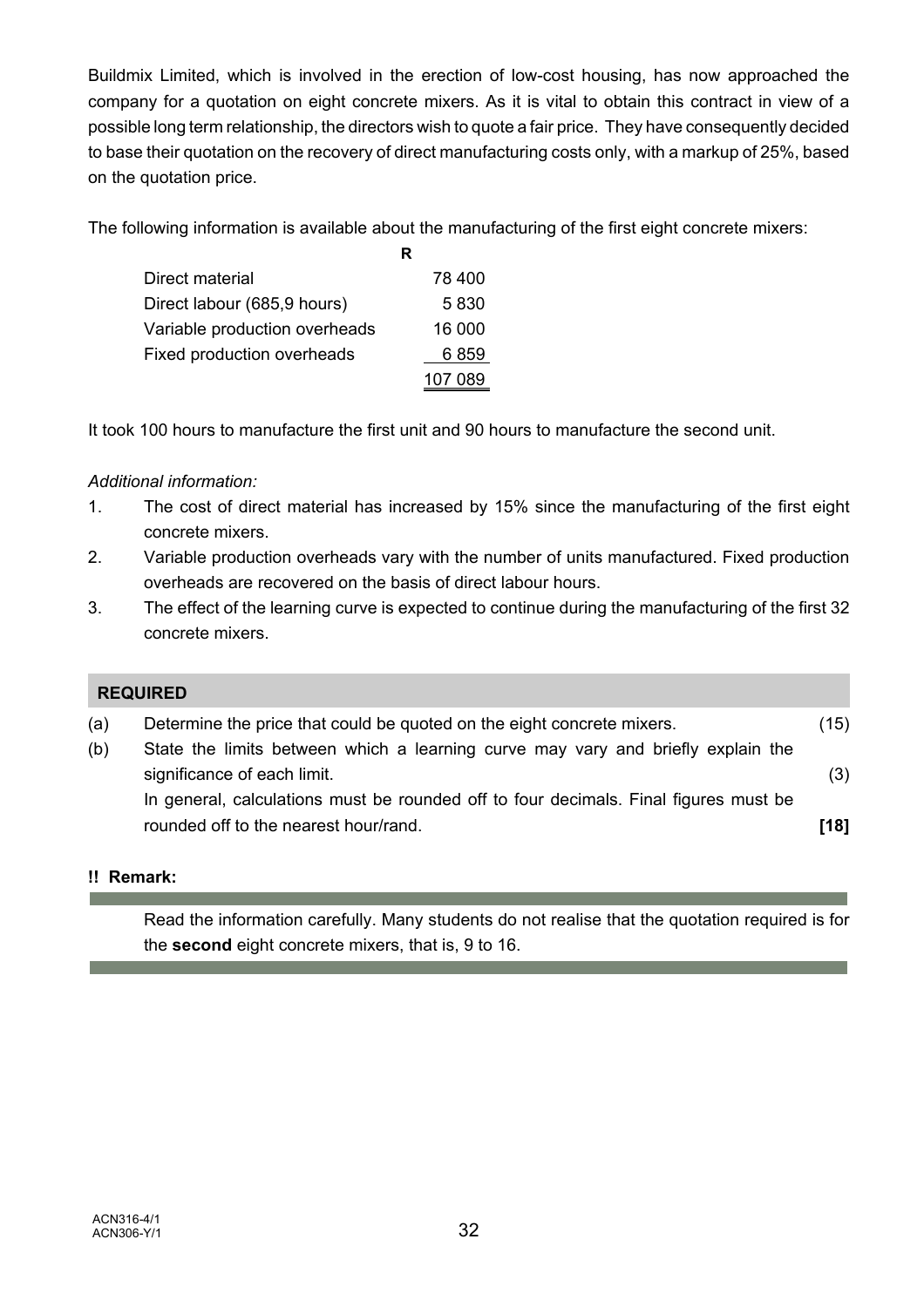Buildmix Limited, which is involved in the erection of low-cost housing, has now approached the company for a quotation on eight concrete mixers. As it is vital to obtain this contract in view of a possible long term relationship, the directors wish to quote a fair price. They have consequently decided to base their quotation on the recovery of direct manufacturing costs only, with a markup of 25%, based on the quotation price.

The following information is available about the manufacturing of the first eight concrete mixers:

| | R |
|---|---|
| Direct material | 78 400 |
| Direct labour (685,9 hours) | 5 830 |
| Variable production overheads | 16 000 |
| Fixed production overheads | 6 859 |
| | 107 089 |

It took 100 hours to manufacture the first unit and 90 hours to manufacture the second unit.

*Additional information:*

1. The cost of direct material has increased by 15% since the manufacturing of the first eight concrete mixers.
2. Variable production overheads vary with the number of units manufactured. Fixed production overheads are recovered on the basis of direct labour hours.
3. The effect of the learning curve is expected to continue during the manufacturing of the first 32 concrete mixers.

**REQUIRED**

(a) Determine the price that could be quoted on the eight concrete mixers. (15)

(b) State the limits between which a learning curve may vary and briefly explain the significance of each limit. (3)

In general, calculations must be rounded off to four decimals. Final figures must be rounded off to the nearest hour/rand. **[18]**

**!! Remark:**

Read the information carefully. Many students do not realise that the quotation required is for the **second** eight concrete mixers, that is, 9 to 16.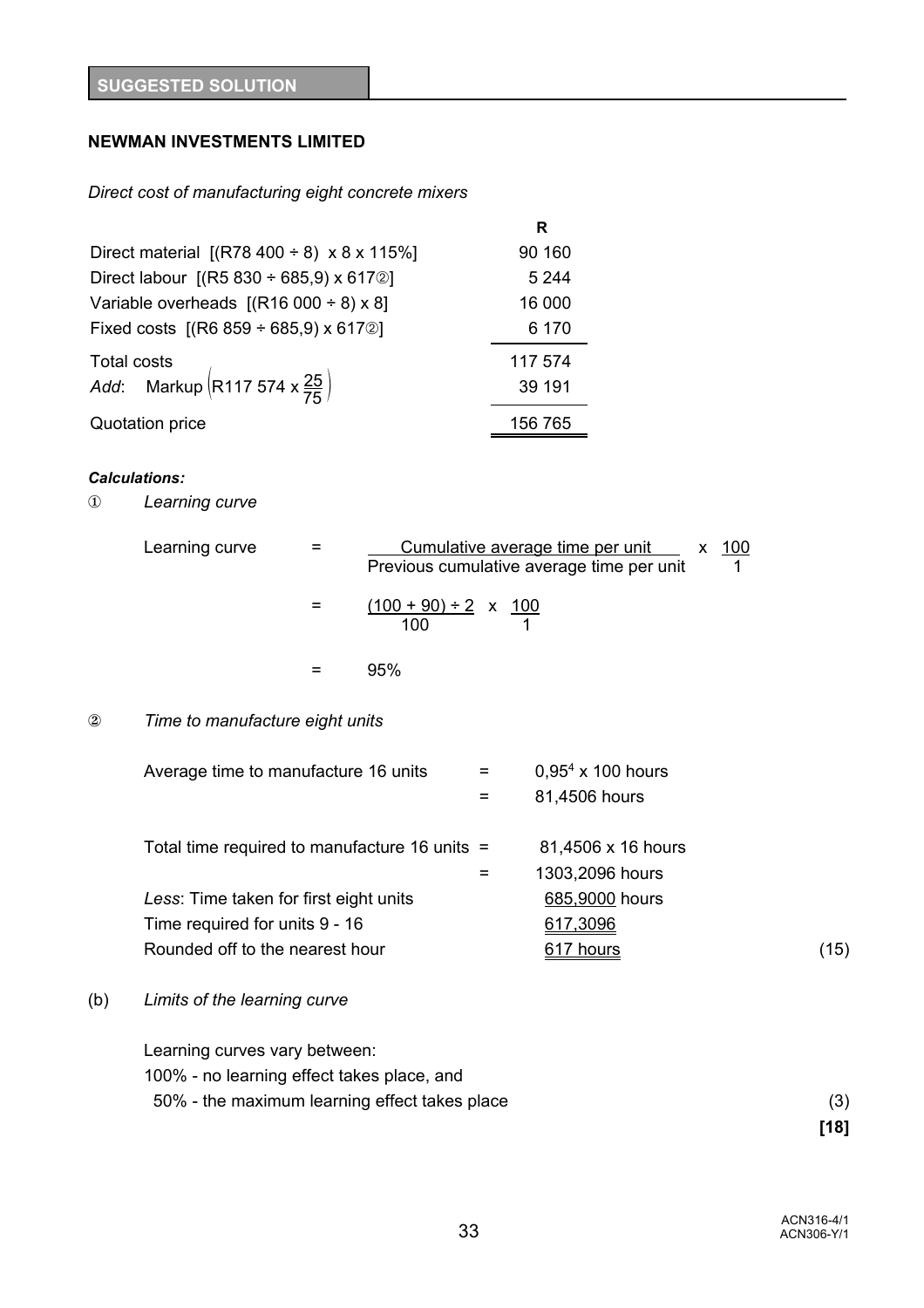**SUGGESTED SOLUTION**

**NEWMAN INVESTMENTS LIMITED**

*Direct cost of manufacturing eight concrete mixers*

| | R |
|---|---|
| Direct material [(R78 400 ÷ 8) x 8 x 115%] | 90 160 |
| Direct labour [(R5 830 ÷ 685,9) x 617②] | 5 244 |
| Variable overheads [(R16 000 ÷ 8) x 8] | 16 000 |
| Fixed costs [(R6 859 ÷ 685,9) x 617②] | 6 170 |
| Total costs | 117 574 |
| *Add*: Markup $\left(\text{R117 574} \times \frac{25}{75}\right)$ | 39 191 |
| Quotation price | 156 765 |

***Calculations:***

① *Learning curve*

$$\text{Learning curve} = \frac{\text{Cumulative average time per unit}}{\text{Previous cumulative average time per unit}} \times \frac{100}{1}$$

$$= \frac{(100 + 90) \div 2}{100} \times \frac{100}{1}$$

$$= 95\%$$

② *Time to manufacture eight units*

| | | |
|---|---|---|
| Average time to manufacture 16 units | = | $0{,}95^4$ x 100 hours |
| | = | 81,4506 hours |
| Total time required to manufacture 16 units | = | 81,4506 x 16 hours |
| | = | 1303,2096 hours |
| *Less*: Time taken for first eight units | | 685,9000 hours |
| Time required for units 9 - 16 | | 617,3096 |
| Rounded off to the nearest hour | | 617 hours |

(15)

(b) *Limits of the learning curve*

Learning curves vary between:
100% - no learning effect takes place, and
50% - the maximum learning effect takes place (3)

**[18]**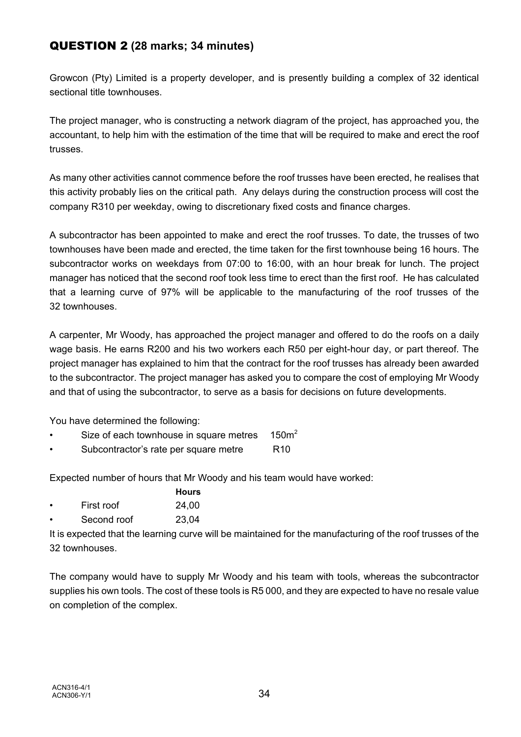## QUESTION 2 (28 marks; 34 minutes)

Growcon (Pty) Limited is a property developer, and is presently building a complex of 32 identical sectional title townhouses.

The project manager, who is constructing a network diagram of the project, has approached you, the accountant, to help him with the estimation of the time that will be required to make and erect the roof trusses.

As many other activities cannot commence before the roof trusses have been erected, he realises that this activity probably lies on the critical path. Any delays during the construction process will cost the company R310 per weekday, owing to discretionary fixed costs and finance charges.

A subcontractor has been appointed to make and erect the roof trusses. To date, the trusses of two townhouses have been made and erected, the time taken for the first townhouse being 16 hours. The subcontractor works on weekdays from 07:00 to 16:00, with an hour break for lunch. The project manager has noticed that the second roof took less time to erect than the first roof. He has calculated that a learning curve of 97% will be applicable to the manufacturing of the roof trusses of the 32 townhouses.

A carpenter, Mr Woody, has approached the project manager and offered to do the roofs on a daily wage basis. He earns R200 and his two workers each R50 per eight-hour day, or part thereof. The project manager has explained to him that the contract for the roof trusses has already been awarded to the subcontractor. The project manager has asked you to compare the cost of employing Mr Woody and that of using the subcontractor, to serve as a basis for decisions on future developments.

You have determined the following:

- Size of each townhouse in square metres 150m$^2$
- Subcontractor's rate per square metre R10

Expected number of hours that Mr Woody and his team would have worked:

| | **Hours** |
|---|---|
| • First roof | 24,00 |
| • Second roof | 23,04 |

It is expected that the learning curve will be maintained for the manufacturing of the roof trusses of the 32 townhouses.

The company would have to supply Mr Woody and his team with tools, whereas the subcontractor supplies his own tools. The cost of these tools is R5 000, and they are expected to have no resale value on completion of the complex.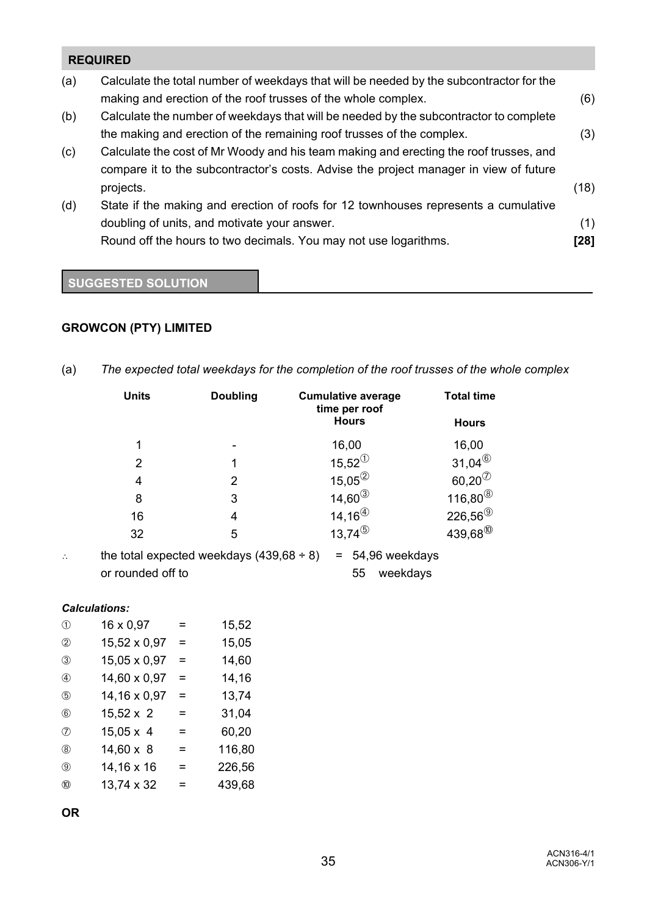## REQUIRED

(a) Calculate the total number of weekdays that will be needed by the subcontractor for the making and erection of the roof trusses of the whole complex. (6)

(b) Calculate the number of weekdays that will be needed by the subcontractor to complete the making and erection of the remaining roof trusses of the complex. (3)

(c) Calculate the cost of Mr Woody and his team making and erecting the roof trusses, and compare it to the subcontractor's costs. Advise the project manager in view of future projects. (18)

(d) State if the making and erection of roofs for 12 townhouses represents a cumulative doubling of units, and motivate your answer. (1)

Round off the hours to two decimals. You may not use logarithms. **[28]**

## SUGGESTED SOLUTION

### GROWCON (PTY) LIMITED

(a) *The expected total weekdays for the completion of the roof trusses of the whole complex*

| Units | Doubling | Cumulative average time per roof Hours | Total time Hours |
|---|---|---|---|
| 1 | - | 16,00 | 16,00 |
| 2 | 1 | 15,52 ① | 31,04 ⑥ |
| 4 | 2 | 15,05 ② | 60,20 ⑦ |
| 8 | 3 | 14,60 ③ | 116,80 ⑧ |
| 16 | 4 | 14,16 ④ | 226,56 ⑨ |
| 32 | 5 | 13,74 ⑤ | 439,68 ⑩ |

∴ the total expected weekdays (439,68 ÷ 8) = 54,96 weekdays
or rounded off to 55 weekdays

***Calculations:***

| | | | |
|---|---|---|---|
| ① | 16 x 0,97 | = | 15,52 |
| ② | 15,52 x 0,97 | = | 15,05 |
| ③ | 15,05 x 0,97 | = | 14,60 |
| ④ | 14,60 x 0,97 | = | 14,16 |
| ⑤ | 14,16 x 0,97 | = | 13,74 |
| ⑥ | 15,52 x 2 | = | 31,04 |
| ⑦ | 15,05 x 4 | = | 60,20 |
| ⑧ | 14,60 x 8 | = | 116,80 |
| ⑨ | 14,16 x 16 | = | 226,56 |
| ⑩ | 13,74 x 32 | = | 439,68 |

**OR**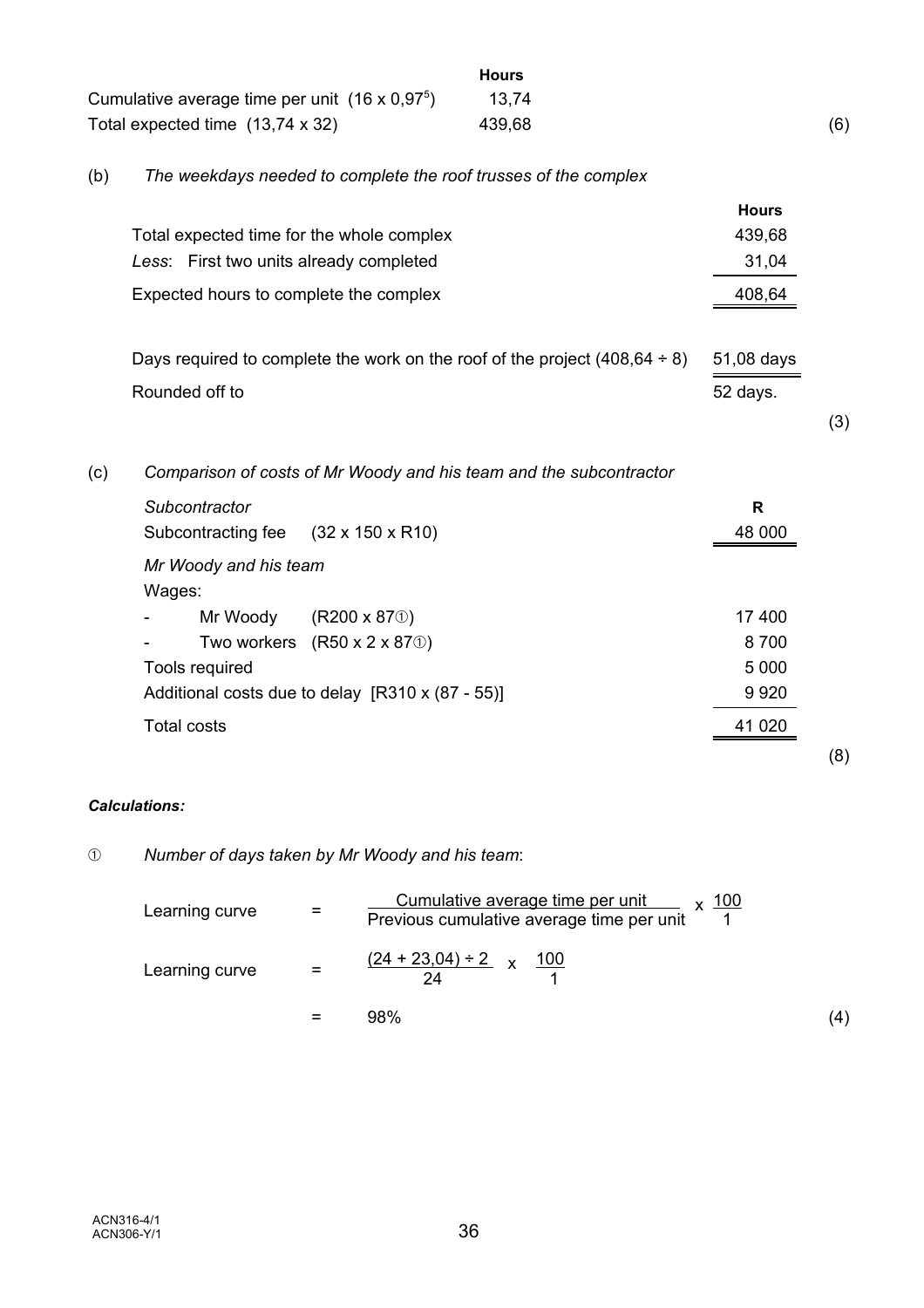| | Hours | |
|---|---|---|
| Cumulative average time per unit $(16 \times 0{,}97^5)$ | 13,74 | |
| Total expected time (13,74 x 32) | 439,68 | (6) |

(b) *The weekdays needed to complete the roof trusses of the complex*

| | Hours |
|---|---|
| Total expected time for the whole complex | 439,68 |
| *Less*: First two units already completed | 31,04 |
| Expected hours to complete the complex | 408,64 |
| | |
| Days required to complete the work on the roof of the project (408,64 ÷ 8) | 51,08 days |
| Rounded off to | 52 days. |

(3)

(c) *Comparison of costs of Mr Woody and his team and the subcontractor*

| | | R |
|---|---|---|
| *Subcontractor* | | |
| Subcontracting fee | (32 x 150 x R10) | 48 000 |
| *Mr Woody and his team* | | |
| Wages: | | |
| - Mr Woody | (R200 x 87①) | 17 400 |
| - Two workers | (R50 x 2 x 87①) | 8 700 |
| Tools required | | 5 000 |
| Additional costs due to delay | [R310 x (87 - 55)] | 9 920 |
| Total costs | | 41 020 |

(8)

***Calculations:***

① *Number of days taken by Mr Woody and his team*:

$$\text{Learning curve} = \frac{\text{Cumulative average time per unit}}{\text{Previous cumulative average time per unit}} \times \frac{100}{1}$$

$$\text{Learning curve} = \frac{(24 + 23{,}04) \div 2}{24} \times \frac{100}{1}$$

$$= 98\%$$

(4)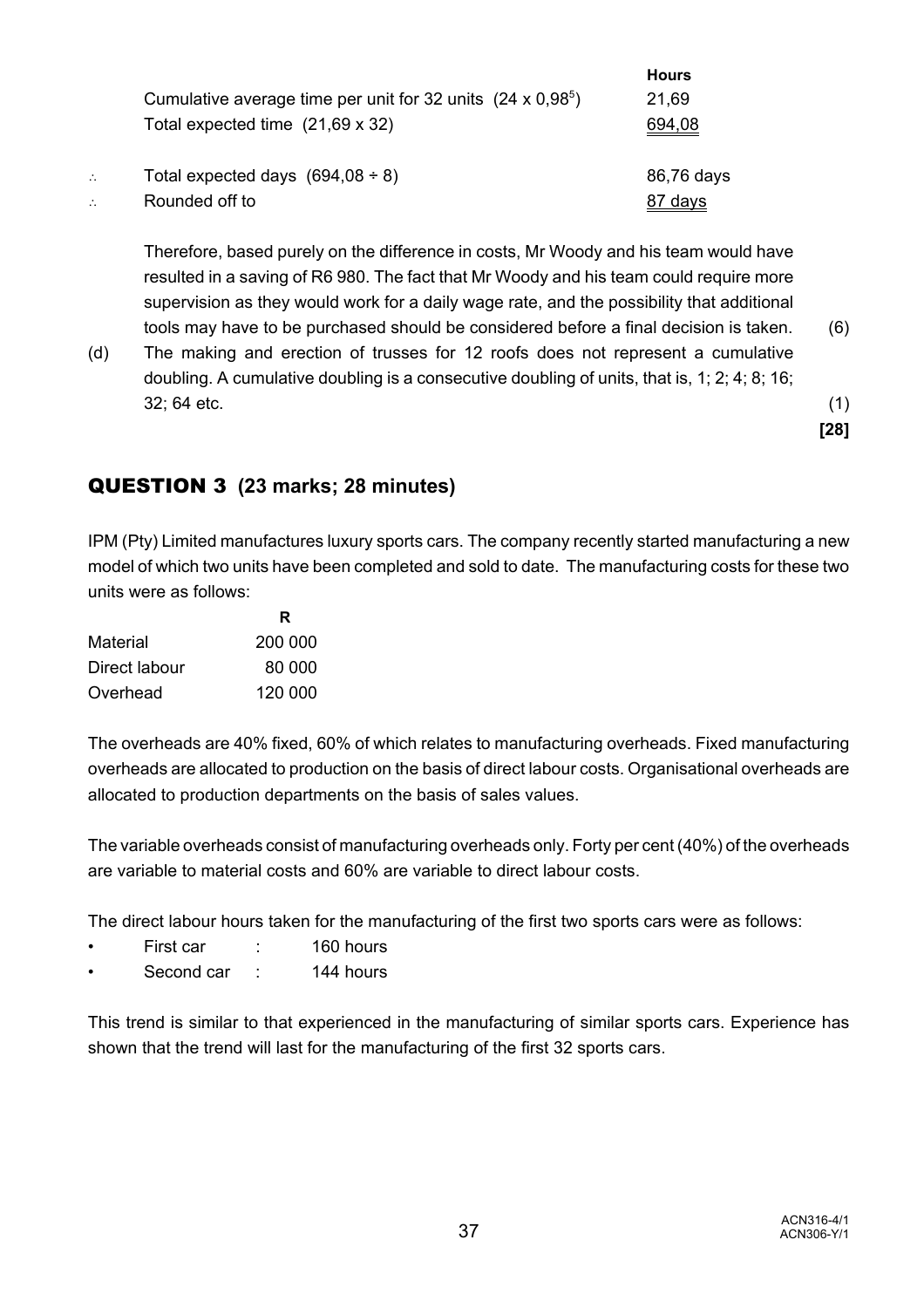| | | Hours |
|---|---|---|
| | Cumulative average time per unit for 32 units $(24 \times 0{,}98^5)$ | 21,69 |
| | Total expected time $(21{,}69 \times 32)$ | 694,08 |
| ∴ | Total expected days $(694{,}08 \div 8)$ | 86,76 days |
| ∴ | Rounded off to | 87 days |

Therefore, based purely on the difference in costs, Mr Woody and his team would have resulted in a saving of R6 980. The fact that Mr Woody and his team could require more supervision as they would work for a daily wage rate, and the possibility that additional tools may have to be purchased should be considered before a final decision is taken. (6)

(d) The making and erection of trusses for 12 roofs does not represent a cumulative doubling. A cumulative doubling is a consecutive doubling of units, that is, 1; 2; 4; 8; 16; 32; 64 etc. (1)

**[28]**

## QUESTION 3 (23 marks; 28 minutes)

IPM (Pty) Limited manufactures luxury sports cars. The company recently started manufacturing a new model of which two units have been completed and sold to date. The manufacturing costs for these two units were as follows:

| | R |
|---|---|
| Material | 200 000 |
| Direct labour | 80 000 |
| Overhead | 120 000 |

The overheads are 40% fixed, 60% of which relates to manufacturing overheads. Fixed manufacturing overheads are allocated to production on the basis of direct labour costs. Organisational overheads are allocated to production departments on the basis of sales values.

The variable overheads consist of manufacturing overheads only. Forty per cent (40%) of the overheads are variable to material costs and 60% are variable to direct labour costs.

The direct labour hours taken for the manufacturing of the first two sports cars were as follows:

- First car : 160 hours
- Second car : 144 hours

This trend is similar to that experienced in the manufacturing of similar sports cars. Experience has shown that the trend will last for the manufacturing of the first 32 sports cars.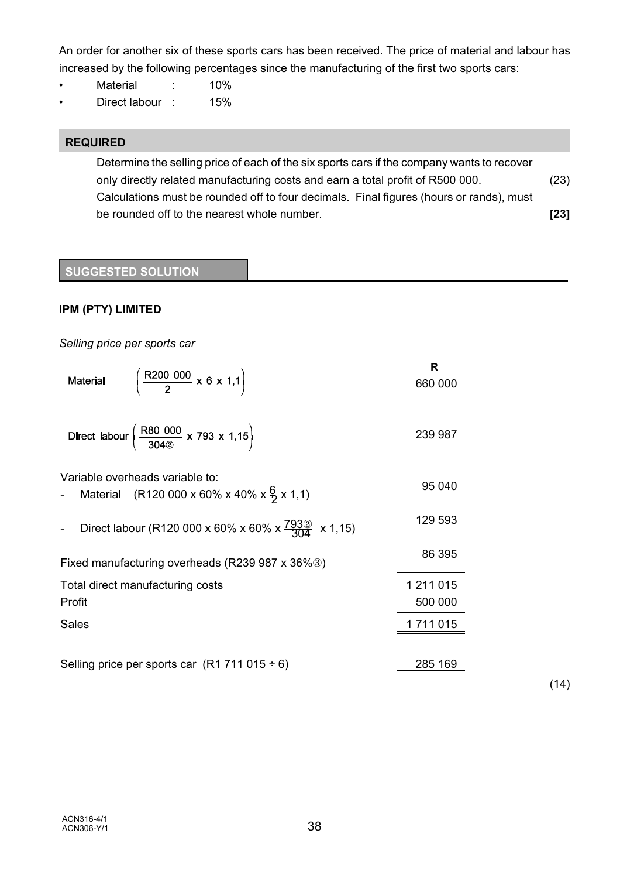An order for another six of these sports cars has been received. The price of material and labour has increased by the following percentages since the manufacturing of the first two sports cars:

- Material : 10%
- Direct labour : 15%

**REQUIRED**

Determine the selling price of each of the six sports cars if the company wants to recover only directly related manufacturing costs and earn a total profit of R500 000. (23)
Calculations must be rounded off to four decimals. Final figures (hours or rands), must be rounded off to the nearest whole number. **[23]**

**SUGGESTED SOLUTION**

**IPM (PTY) LIMITED**

*Selling price per sports car*

| | R |
|---|---|
| Material $\left(\frac{R200\ 000}{2} \times 6 \times 1{,}1\right)$ | 660 000 |
| Direct labour $\left(\frac{R80\ 000}{304②} \times 793 \times 1{,}15\right)$ | 239 987 |
| Variable overheads variable to: | |
| - Material (R120 000 x 60% x 40% x $\frac{6}{2}$ x 1,1) | 95 040 |
| - Direct labour (R120 000 x 60% x 60% x $\frac{793②}{304}$ x 1,15) | 129 593 |
| Fixed manufacturing overheads (R239 987 x 36%③) | 86 395 |
| Total direct manufacturing costs | 1 211 015 |
| Profit | 500 000 |
| Sales | 1 711 015 |
| | |
| Selling price per sports car (R1 711 015 ÷ 6) | 285 169 |

(14)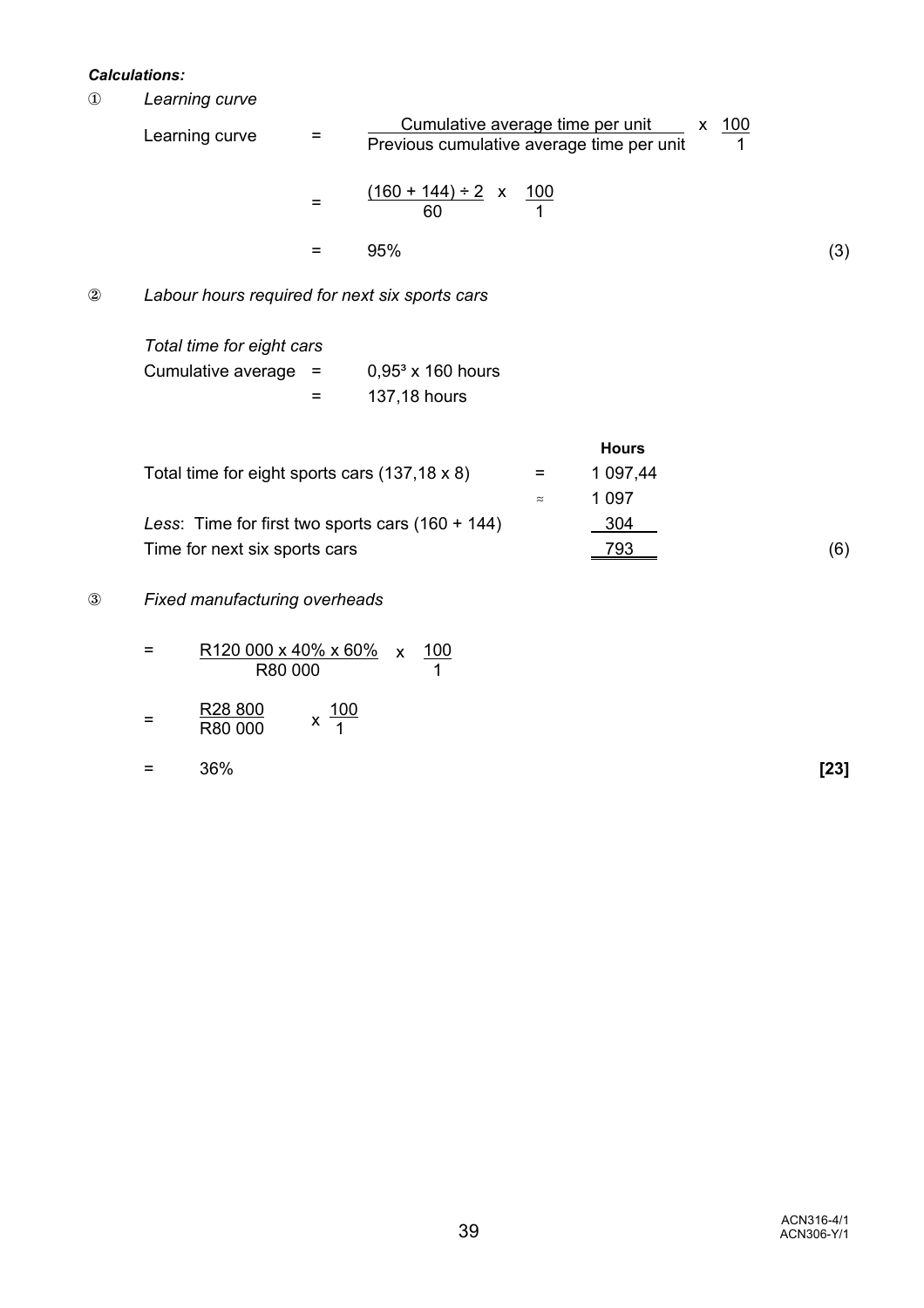***Calculations:***

① *Learning curve*

$$\text{Learning curve} = \frac{\text{Cumulative average time per unit}}{\text{Previous cumulative average time per unit}} \times \frac{100}{1}$$

$$= \frac{(160 + 144) \div 2}{60} \times \frac{100}{1}$$

$$= 95\% \qquad (3)$$

② *Labour hours required for next six sports cars*

*Total time for eight cars*

Cumulative average = $0{,}95^3 \times 160$ hours
= 137,18 hours

| | | Hours |
|---|---|---|
| Total time for eight sports cars (137,18 x 8) | = | 1 097,44 |
| | ≈ | 1 097 |
| *Less*: Time for first two sports cars (160 + 144) | | 304 |
| Time for next six sports cars | | 793 |

(6)

③ *Fixed manufacturing overheads*

$$= \frac{\text{R}120\,000 \times 40\% \times 60\%}{\text{R}80\,000} \times \frac{100}{1}$$

$$= \frac{\text{R}28\,800}{\text{R}80\,000} \times \frac{100}{1}$$

$$= 36\%$$

**[23]**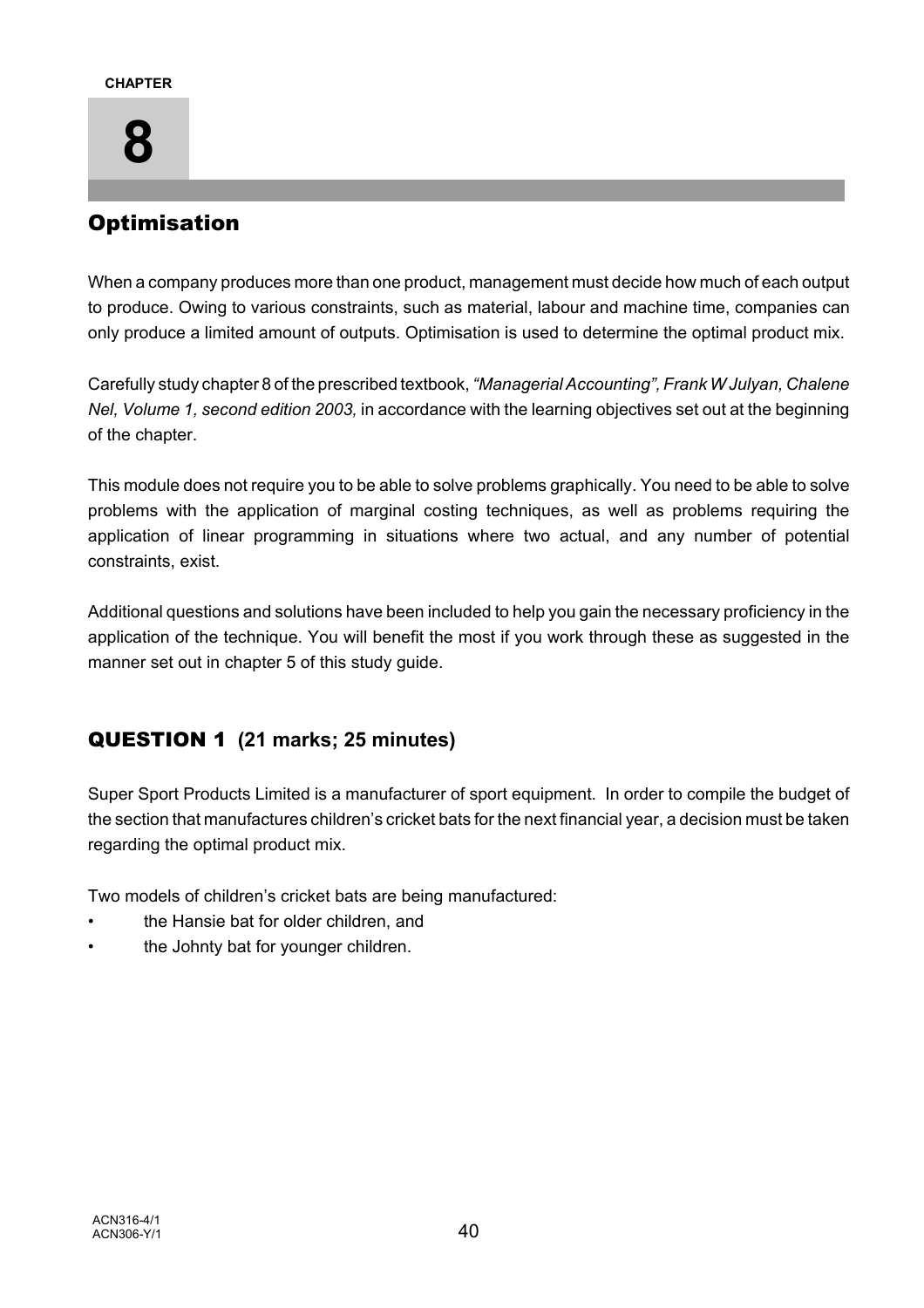CHAPTER

# 8

## Optimisation

When a company produces more than one product, management must decide how much of each output to produce. Owing to various constraints, such as material, labour and machine time, companies can only produce a limited amount of outputs. Optimisation is used to determine the optimal product mix.

Carefully study chapter 8 of the prescribed textbook, *"Managerial Accounting", Frank W Julyan, Chalene Nel, Volume 1, second edition 2003,* in accordance with the learning objectives set out at the beginning of the chapter.

This module does not require you to be able to solve problems graphically. You need to be able to solve problems with the application of marginal costing techniques, as well as problems requiring the application of linear programming in situations where two actual, and any number of potential constraints, exist.

Additional questions and solutions have been included to help you gain the necessary proficiency in the application of the technique. You will benefit the most if you work through these as suggested in the manner set out in chapter 5 of this study guide.

## QUESTION 1 (21 marks; 25 minutes)

Super Sport Products Limited is a manufacturer of sport equipment. In order to compile the budget of the section that manufactures children's cricket bats for the next financial year, a decision must be taken regarding the optimal product mix.

Two models of children's cricket bats are being manufactured:

- the Hansie bat for older children, and
- the Johnty bat for younger children.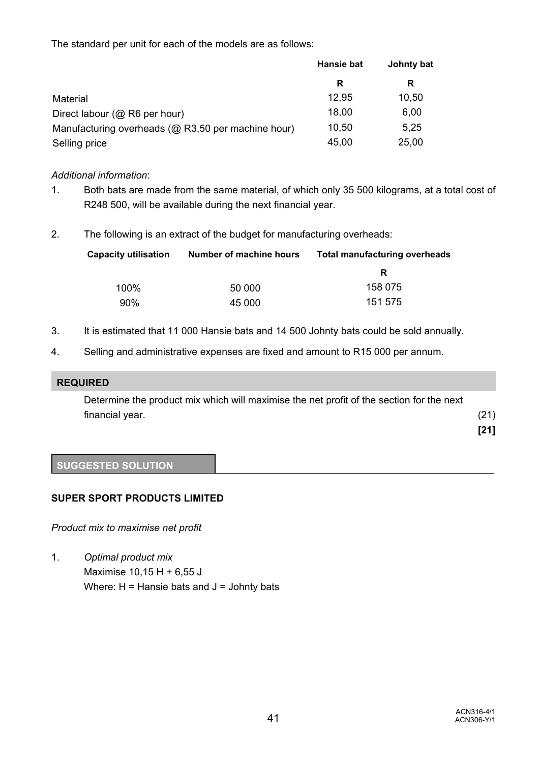The standard per unit for each of the models are as follows:

| | Hansie bat | Johnty bat |
|---|---|---|
| | R | R |
| Material | 12,95 | 10,50 |
| Direct labour (@ R6 per hour) | 18,00 | 6,00 |
| Manufacturing overheads (@ R3,50 per machine hour) | 10,50 | 5,25 |
| Selling price | 45,00 | 25,00 |

*Additional information*:

1. Both bats are made from the same material, of which only 35 500 kilograms, at a total cost of R248 500, will be available during the next financial year.

2. The following is an extract of the budget for manufacturing overheads:

| Capacity utilisation | Number of machine hours | Total manufacturing overheads |
|---|---|---|
| | | R |
| 100% | 50 000 | 158 075 |
| 90% | 45 000 | 151 575 |

3. It is estimated that 11 000 Hansie bats and 14 500 Johnty bats could be sold annually.

4. Selling and administrative expenses are fixed and amount to R15 000 per annum.

**REQUIRED**

Determine the product mix which will maximise the net profit of the section for the next financial year. (21)

**[21]**

**SUGGESTED SOLUTION**

**SUPER SPORT PRODUCTS LIMITED**

*Product mix to maximise net profit*

1. *Optimal product mix*
   Maximise 10,15 H + 6,55 J
   Where: H = Hansie bats and J = Johnty bats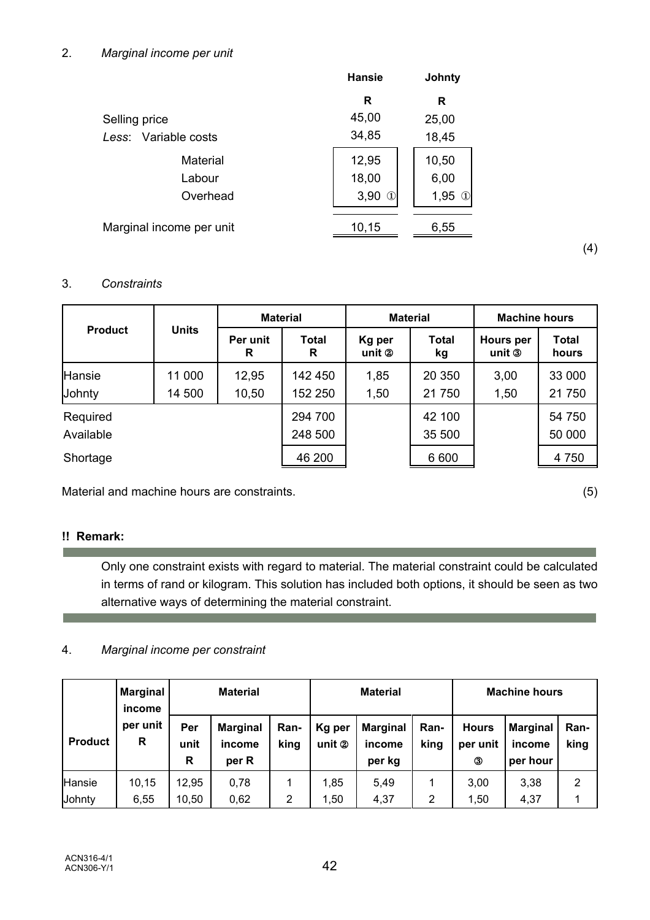2. *Marginal income per unit*

| | Hansie | Johnty |
|---|---|---|
| | R | R |
| Selling price | 45,00 | 25,00 |
| *Less*: Variable costs | 34,85 | 18,45 |
| Material | 12,95 | 10,50 |
| Labour | 18,00 | 6,00 |
| Overhead | 3,90 ① | 1,95 ① |
| Marginal income per unit | 10,15 | 6,55 |

(4)

3. *Constraints*

| Product | Units | Material | | Material | | Machine hours | |
|---|---|---|---|---|---|---|---|
| | | Per unit R | Total R | Kg per unit ② | Total kg | Hours per unit ③ | Total hours |
| Hansie | 11 000 | 12,95 | 142 450 | 1,85 | 20 350 | 3,00 | 33 000 |
| Johnty | 14 500 | 10,50 | 152 250 | 1,50 | 21 750 | 1,50 | 21 750 |
| Required | | | 294 700 | | 42 100 | | 54 750 |
| Available | | | 248 500 | | 35 500 | | 50 000 |
| Shortage | | | 46 200 | | 6 600 | | 4 750 |

Material and machine hours are constraints. (5)

**!! Remark:**

Only one constraint exists with regard to material. The material constraint could be calculated in terms of rand or kilogram. This solution has included both options, it should be seen as two alternative ways of determining the material constraint.

4. *Marginal income per constraint*

| Product | Marginal income per unit R | Material | | | Material | | | Machine hours | | |
|---|---|---|---|---|---|---|---|---|---|---|
| | | Per unit R | Marginal income per R | Ran-king | Kg per unit ② | Marginal income per kg | Ran-king | Hours per unit ③ | Marginal income per hour | Ran-king |
| Hansie | 10,15 | 12,95 | 0,78 | 1 | 1,85 | 5,49 | 1 | 3,00 | 3,38 | 2 |
| Johnty | 6,55 | 10,50 | 0,62 | 2 | 1,50 | 4,37 | 2 | 1,50 | 4,37 | 1 |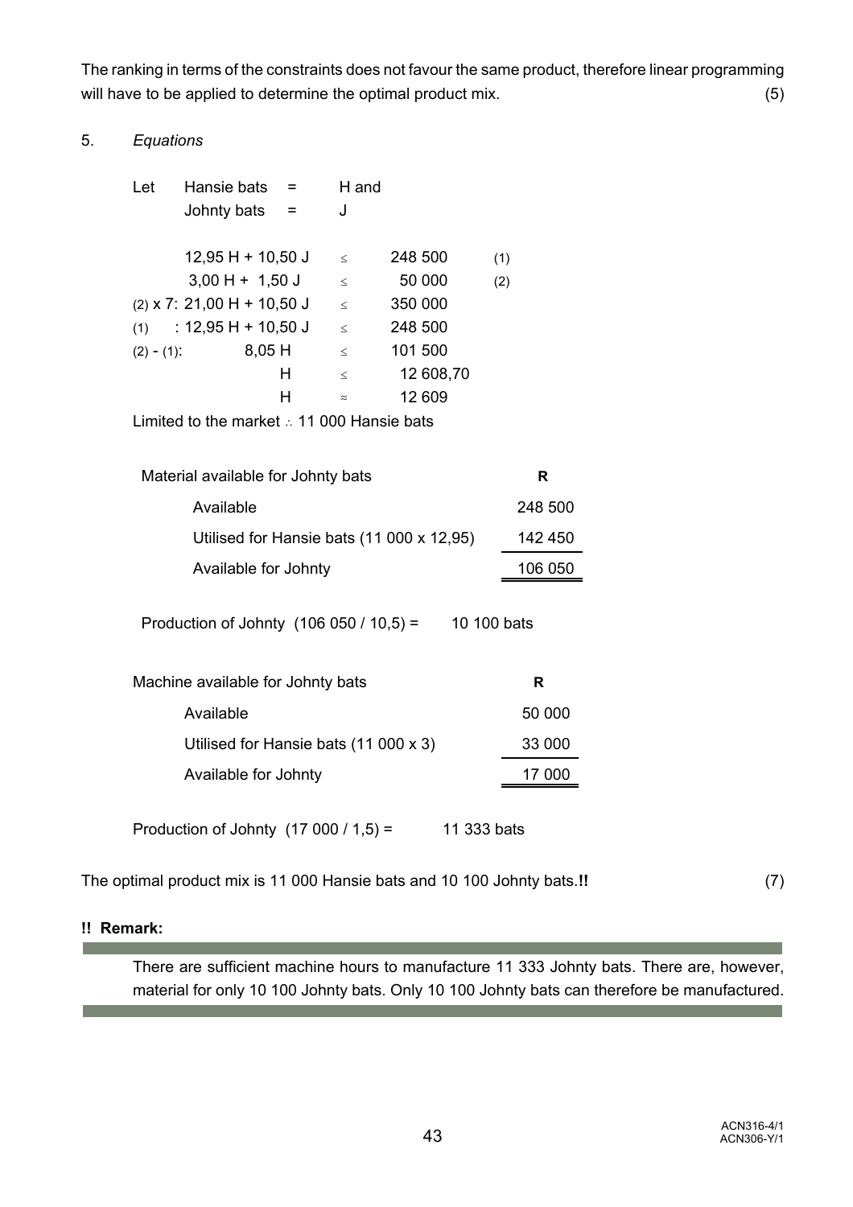The ranking in terms of the constraints does not favour the same product, therefore linear programming will have to be applied to determine the optimal product mix. (5)

5. *Equations*

Let Hansie bats = H and
Johnty bats = J

| | | | | |
|---|---|---|---|---|
| | $12{,}95\text{ H} + 10{,}50\text{ J}$ | $\leq$ | 248 500 | (1) |
| | $3{,}00\text{ H} + 1{,}50\text{ J}$ | $\leq$ | 50 000 | (2) |
| (2) x 7: | $21{,}00\text{ H} + 10{,}50\text{ J}$ | $\leq$ | 350 000 | |
| (1) : | $12{,}95\text{ H} + 10{,}50\text{ J}$ | $\leq$ | 248 500 | |
| (2) - (1): | $8{,}05\text{ H}$ | $\leq$ | 101 500 | |
| | H | $\leq$ | 12 608,70 | |
| | H | $\approx$ | 12 609 | |

Limited to the market ∴ 11 000 Hansie bats

| Material available for Johnty bats | R |
|---|---|
| Available | 248 500 |
| Utilised for Hansie bats (11 000 x 12,95) | 142 450 |
| Available for Johnty | 106 050 |

Production of Johnty (106 050 / 10,5) = 10 100 bats

| Machine available for Johnty bats | R |
|---|---|
| Available | 50 000 |
| Utilised for Hansie bats (11 000 x 3) | 33 000 |
| Available for Johnty | 17 000 |

Production of Johnty (17 000 / 1,5) = 11 333 bats

The optimal product mix is 11 000 Hansie bats and 10 100 Johnty bats.**!!** (7)

**!! Remark:**

There are sufficient machine hours to manufacture 11 333 Johnty bats. There are, however, material for only 10 100 Johnty bats. Only 10 100 Johnty bats can therefore be manufactured.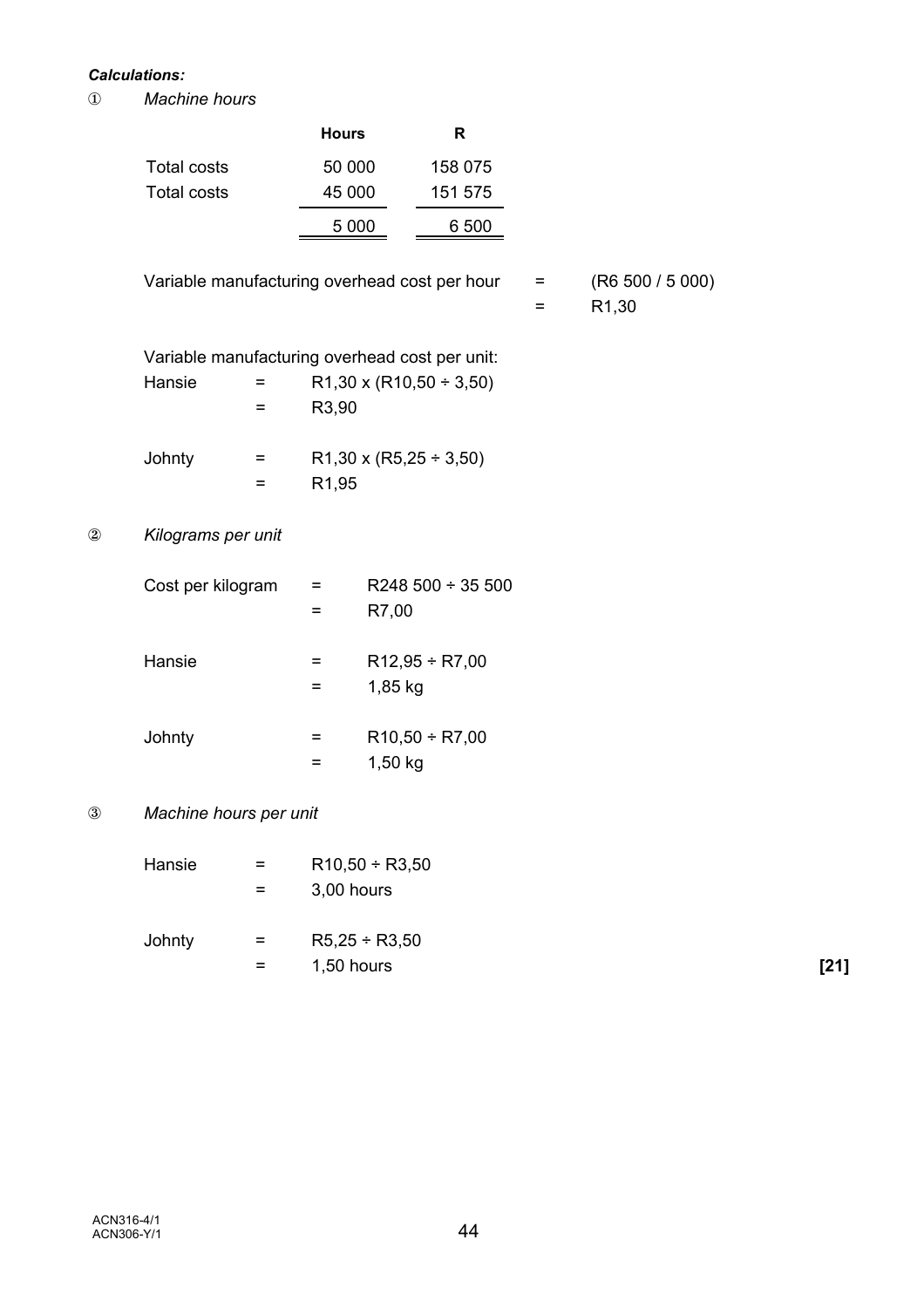***Calculations:***

① *Machine hours*

| | Hours | R |
|---|---|---|
| Total costs | 50 000 | 158 075 |
| Total costs | 45 000 | 151 575 |
| | 5 000 | 6 500 |

Variable manufacturing overhead cost per hour = (R6 500 / 5 000)
= R1,30

Variable manufacturing overhead cost per unit:

Hansie = R1,30 x (R10,50 ÷ 3,50)
= R3,90

Johnty = R1,30 x (R5,25 ÷ 3,50)
= R1,95

② *Kilograms per unit*

Cost per kilogram = R248 500 ÷ 35 500
= R7,00

Hansie = R12,95 ÷ R7,00
= 1,85 kg

Johnty = R10,50 ÷ R7,00
= 1,50 kg

③ *Machine hours per unit*

Hansie = R10,50 ÷ R3,50
= 3,00 hours

Johnty = R5,25 ÷ R3,50
= 1,50 hours **[21]**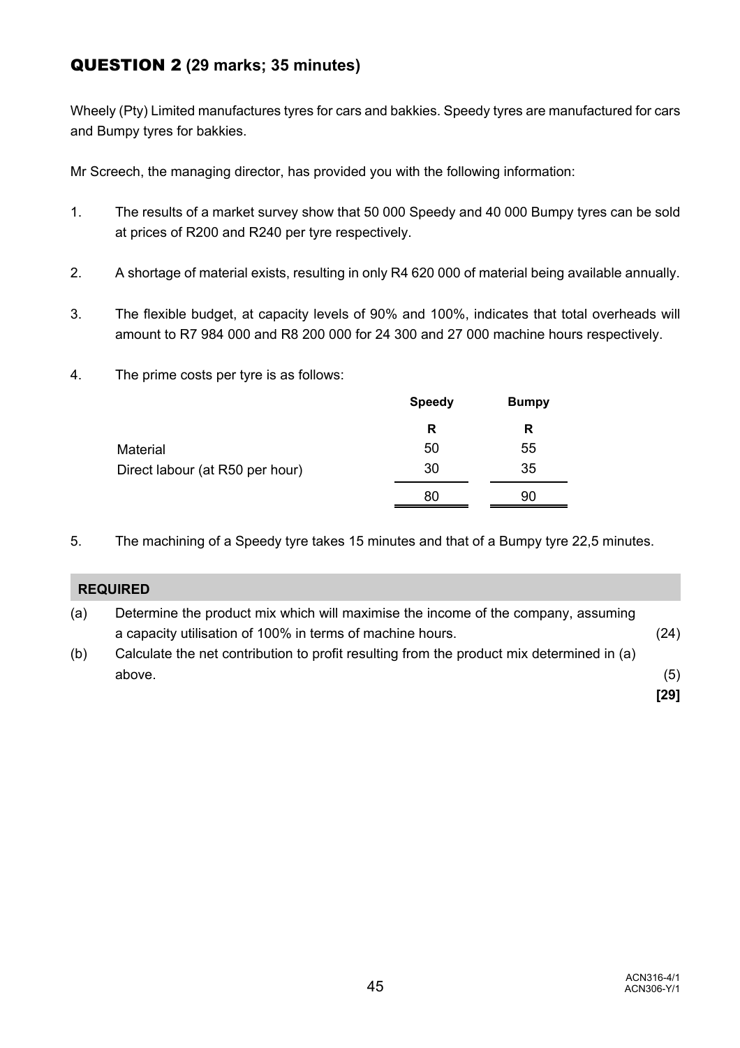## QUESTION 2 (29 marks; 35 minutes)

Wheely (Pty) Limited manufactures tyres for cars and bakkies. Speedy tyres are manufactured for cars and Bumpy tyres for bakkies.

Mr Screech, the managing director, has provided you with the following information:

1. The results of a market survey show that 50 000 Speedy and 40 000 Bumpy tyres can be sold at prices of R200 and R240 per tyre respectively.

2. A shortage of material exists, resulting in only R4 620 000 of material being available annually.

3. The flexible budget, at capacity levels of 90% and 100%, indicates that total overheads will amount to R7 984 000 and R8 200 000 for 24 300 and 27 000 machine hours respectively.

4. The prime costs per tyre is as follows:

| | Speedy | Bumpy |
|---|---|---|
| | R | R |
| Material | 50 | 55 |
| Direct labour (at R50 per hour) | 30 | 35 |
| | 80 | 90 |

5. The machining of a Speedy tyre takes 15 minutes and that of a Bumpy tyre 22,5 minutes.

### REQUIRED

(a) Determine the product mix which will maximise the income of the company, assuming a capacity utilisation of 100% in terms of machine hours. (24)

(b) Calculate the net contribution to profit resulting from the product mix determined in (a) above. (5)

**[29]**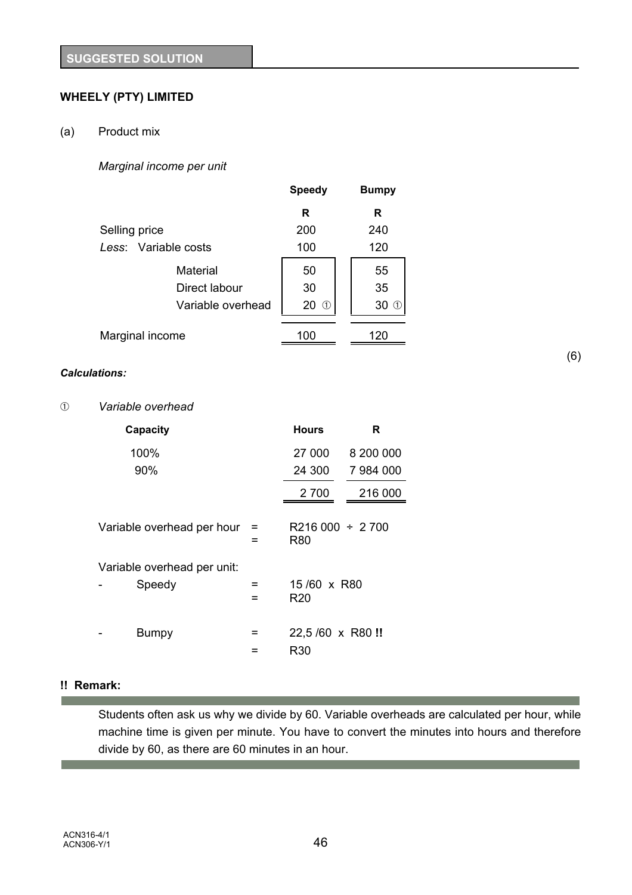**SUGGESTED SOLUTION**

**WHEELY (PTY) LIMITED**

(a) Product mix

*Marginal income per unit*

| | Speedy | Bumpy |
|---|---|---|
| | **R** | **R** |
| Selling price | 200 | 240 |
| *Less*: Variable costs | 100 | 120 |
| Material | 50 | 55 |
| Direct labour | 30 | 35 |
| Variable overhead | 20 ① | 30 ① |
| Marginal income | 100 | 120 |

(6)

***Calculations:***

① *Variable overhead*

| Capacity | Hours | R |
|---|---|---|
| 100% | 27 000 | 8 200 000 |
| 90% | 24 300 | 7 984 000 |
| | 2 700 | 216 000 |

Variable overhead per hour = R216 000 ÷ 2 700
= R80

Variable overhead per unit:

- Speedy = 15 /60 x R80
  = R20

- Bumpy = 22,5 /60 x R80 **!!**
  = R30

**!! Remark:**

Students often ask us why we divide by 60. Variable overheads are calculated per hour, while machine time is given per minute. You have to convert the minutes into hours and therefore divide by 60, as there are 60 minutes in an hour.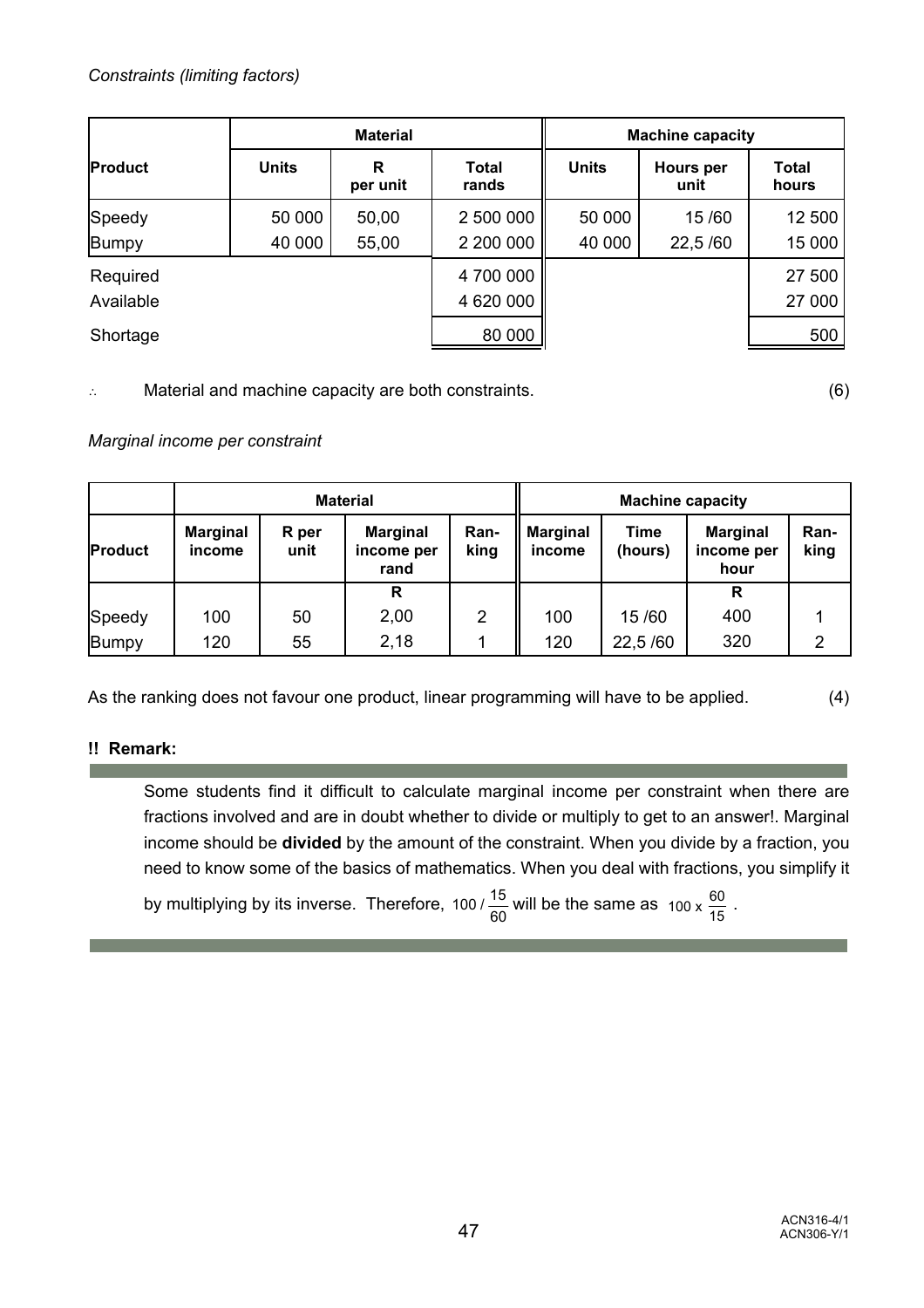*Constraints (limiting factors)*

| Product | Material | | | Machine capacity | | |
|---|---|---|---|---|---|---|
| | Units | R per unit | Total rands | Units | Hours per unit | Total hours |
| Speedy | 50 000 | 50,00 | 2 500 000 | 50 000 | 15 /60 | 12 500 |
| Bumpy | 40 000 | 55,00 | 2 200 000 | 40 000 | 22,5 /60 | 15 000 |
| Required | | | 4 700 000 | | | 27 500 |
| Available | | | 4 620 000 | | | 27 000 |
| Shortage | | | 80 000 | | | 500 |

∴ Material and machine capacity are both constraints. (6)

*Marginal income per constraint*

| Product | Material | | | | Machine capacity | | | |
|---|---|---|---|---|---|---|---|---|
| | Marginal income | R per unit | Marginal income per rand | Ran-king | Marginal income | Time (hours) | Marginal income per hour | Ran-king |
| | | | R | | | | R | |
| Speedy | 100 | 50 | 2,00 | 2 | 100 | 15 /60 | 400 | 1 |
| Bumpy | 120 | 55 | 2,18 | 1 | 120 | 22,5 /60 | 320 | 2 |

As the ranking does not favour one product, linear programming will have to be applied. (4)

**!! Remark:**

Some students find it difficult to calculate marginal income per constraint when there are fractions involved and are in doubt whether to divide or multiply to get to an answer!. Marginal income should be **divided** by the amount of the constraint. When you divide by a fraction, you need to know some of the basics of mathematics. When you deal with fractions, you simplify it by multiplying by its inverse. Therefore, $100 / \frac{15}{60}$ will be the same as $100 \times \frac{60}{15}$.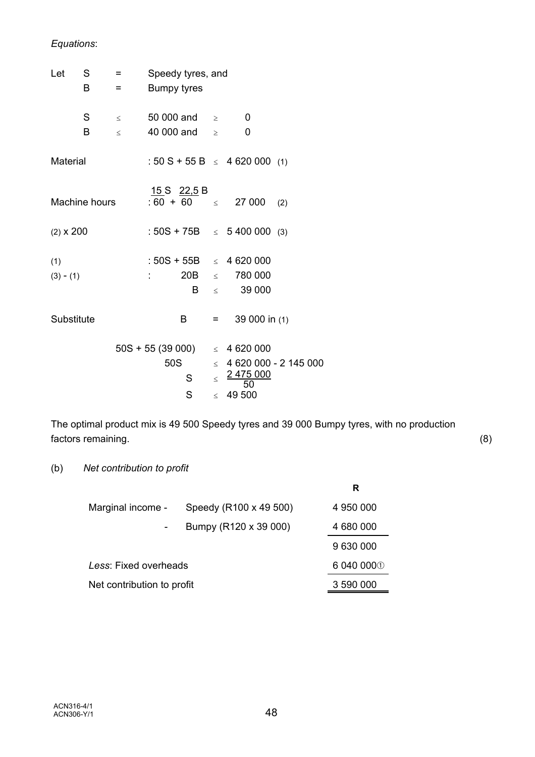*Equations*:

Let $S$ = Speedy tyres, and
$B$ = Bumpy tyres

$S \leq 50\,000$ and $\geq 0$
$B \leq 40\,000$ and $\geq 0$

Material : $50S + 55B \leq 4\,620\,000$ (1)

Machine hours : $\frac{15S}{60} + \frac{22{,}5B}{60} \leq 27\,000$ (2)

(2) x 200 : $50S + 75B \leq 5\,400\,000$ (3)

(1) : $50S + 55B \leq 4\,620\,000$
(3) - (1) : $20B \leq 780\,000$
$B \leq 39\,000$

Substitute $B = 39\,000$ in (1)

$$50S + 55(39\,000) \leq 4\,620\,000$$
$$50S \leq 4\,620\,000 - 2\,145\,000$$
$$S \leq \frac{2\,475\,000}{50}$$
$$S \leq 49\,500$$

The optimal product mix is 49 500 Speedy tyres and 39 000 Bumpy tyres, with no production factors remaining. (8)

(b) *Net contribution to profit*

| | | R |
|---|---|---|
| Marginal income - | Speedy (R100 x 49 500) | 4 950 000 |
| - | Bumpy (R120 x 39 000) | 4 680 000 |
| | | 9 630 000 |
| *Less*: Fixed overheads | | 6 040 000① |
| Net contribution to profit | | 3 590 000 |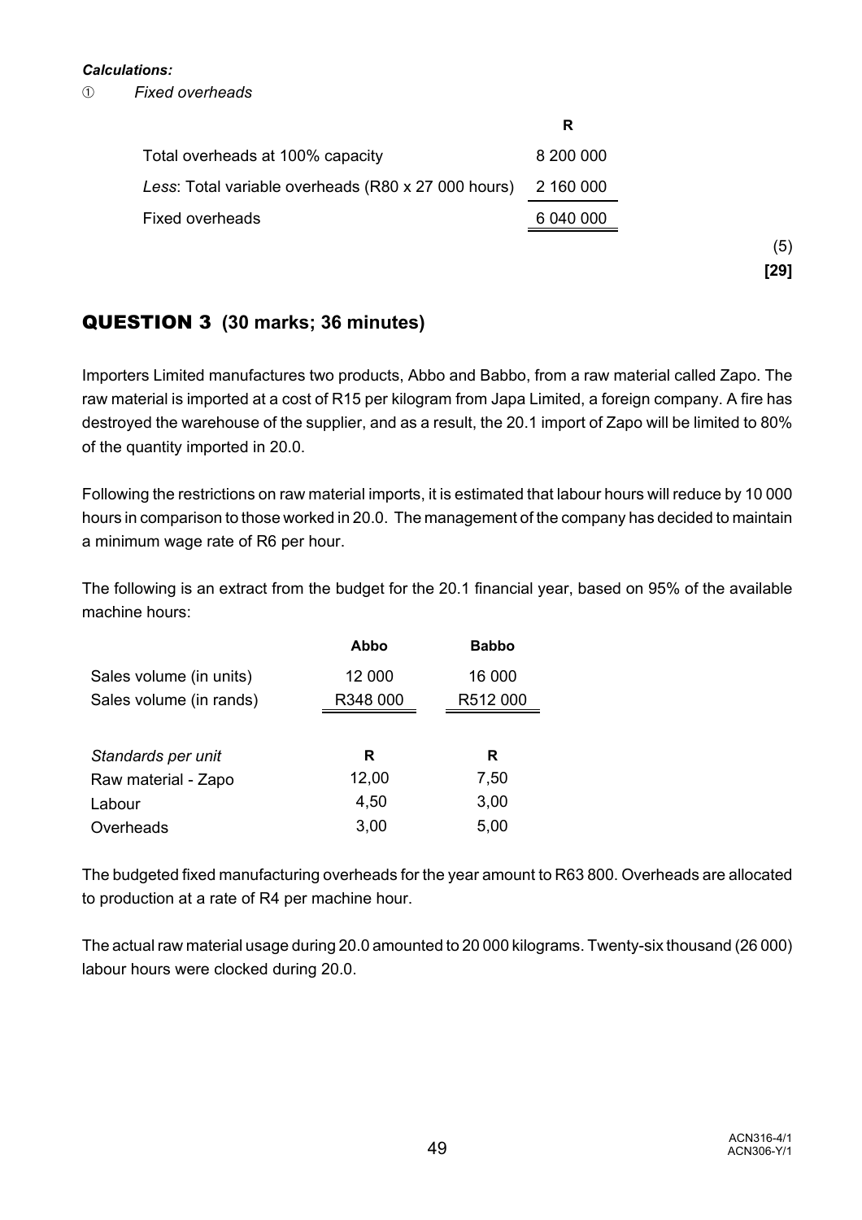***Calculations:***

① *Fixed overheads*

| | R |
|---|---|
| Total overheads at 100% capacity | 8 200 000 |
| *Less*: Total variable overheads (R80 x 27 000 hours) | 2 160 000 |
| Fixed overheads | 6 040 000 |

(5)

**[29]**

## QUESTION 3 (30 marks; 36 minutes)

Importers Limited manufactures two products, Abbo and Babbo, from a raw material called Zapo. The raw material is imported at a cost of R15 per kilogram from Japa Limited, a foreign company. A fire has destroyed the warehouse of the supplier, and as a result, the 20.1 import of Zapo will be limited to 80% of the quantity imported in 20.0.

Following the restrictions on raw material imports, it is estimated that labour hours will reduce by 10 000 hours in comparison to those worked in 20.0. The management of the company has decided to maintain a minimum wage rate of R6 per hour.

The following is an extract from the budget for the 20.1 financial year, based on 95% of the available machine hours:

| | Abbo | Babbo |
|---|---|---|
| Sales volume (in units) | 12 000 | 16 000 |
| Sales volume (in rands) | R348 000 | R512 000 |
| | | |
| *Standards per unit* | R | R |
| Raw material - Zapo | 12,00 | 7,50 |
| Labour | 4,50 | 3,00 |
| Overheads | 3,00 | 5,00 |

The budgeted fixed manufacturing overheads for the year amount to R63 800. Overheads are allocated to production at a rate of R4 per machine hour.

The actual raw material usage during 20.0 amounted to 20 000 kilograms. Twenty-six thousand (26 000) labour hours were clocked during 20.0.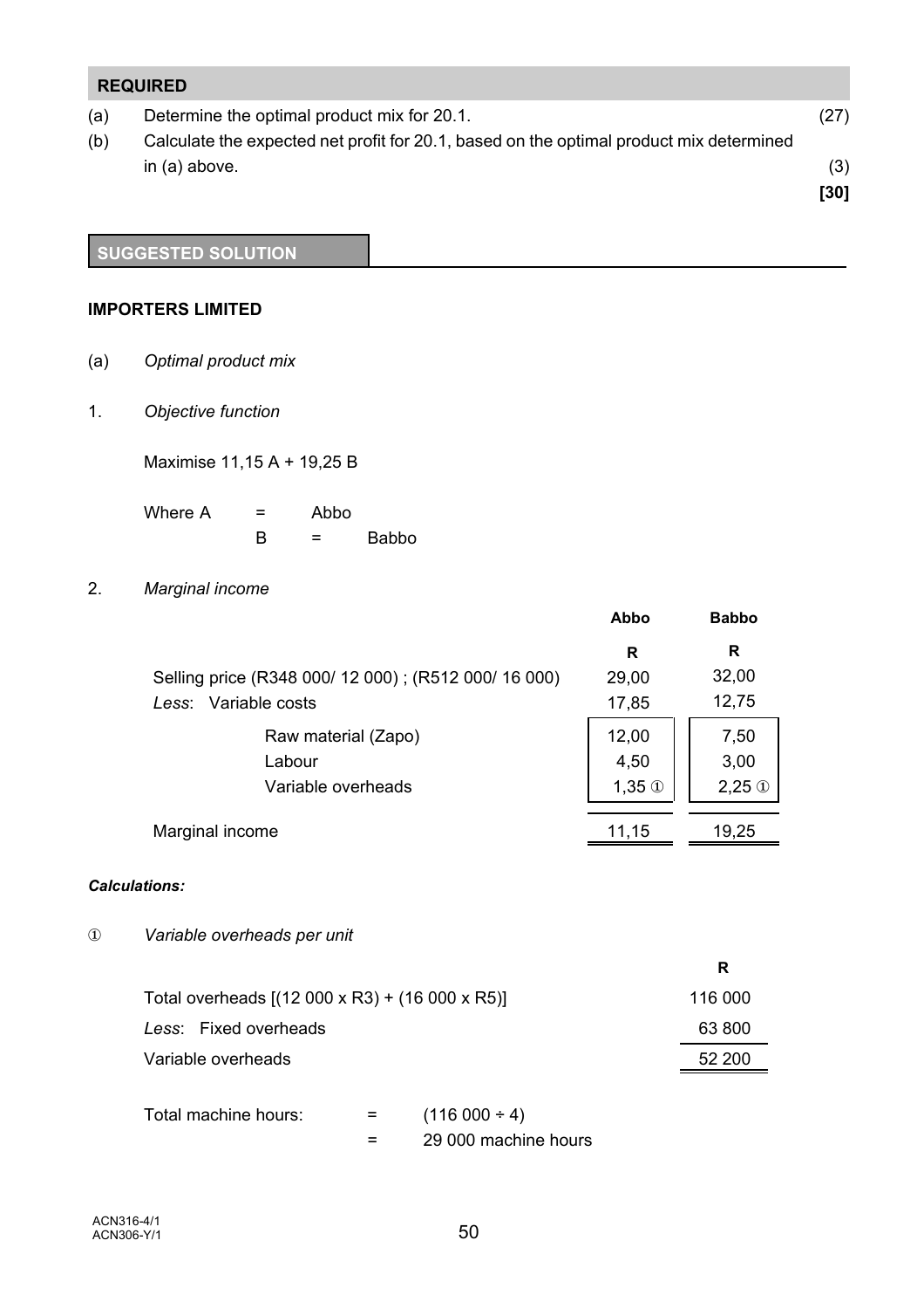## REQUIRED

| | | |
|---|---|---|
| (a) | Determine the optimal product mix for 20.1. | (27) |
| (b) | Calculate the expected net profit for 20.1, based on the optimal product mix determined in (a) above. | (3) |
| | | **[30]** |

## SUGGESTED SOLUTION

**IMPORTERS LIMITED**

(a) *Optimal product mix*

1. *Objective function*

Maximise 11,15 A + 19,25 B

Where A = Abbo
B = Babbo

2. *Marginal income*

| | Abbo | Babbo |
|---|---|---|
| | **R** | **R** |
| Selling price (R348 000/ 12 000) ; (R512 000/ 16 000) | 29,00 | 32,00 |
| *Less*: Variable costs | 17,85 | 12,75 |
| Raw material (Zapo) | 12,00 | 7,50 |
| Labour | 4,50 | 3,00 |
| Variable overheads | 1,35 ① | 2,25 ① |
| Marginal income | 11,15 | 19,25 |

***Calculations:***

① *Variable overheads per unit*

| | R |
|---|---|
| Total overheads [(12 000 x R3) + (16 000 x R5)] | 116 000 |
| *Less*: Fixed overheads | 63 800 |
| Variable overheads | 52 200 |

Total machine hours: = (116 000 ÷ 4)
= 29 000 machine hours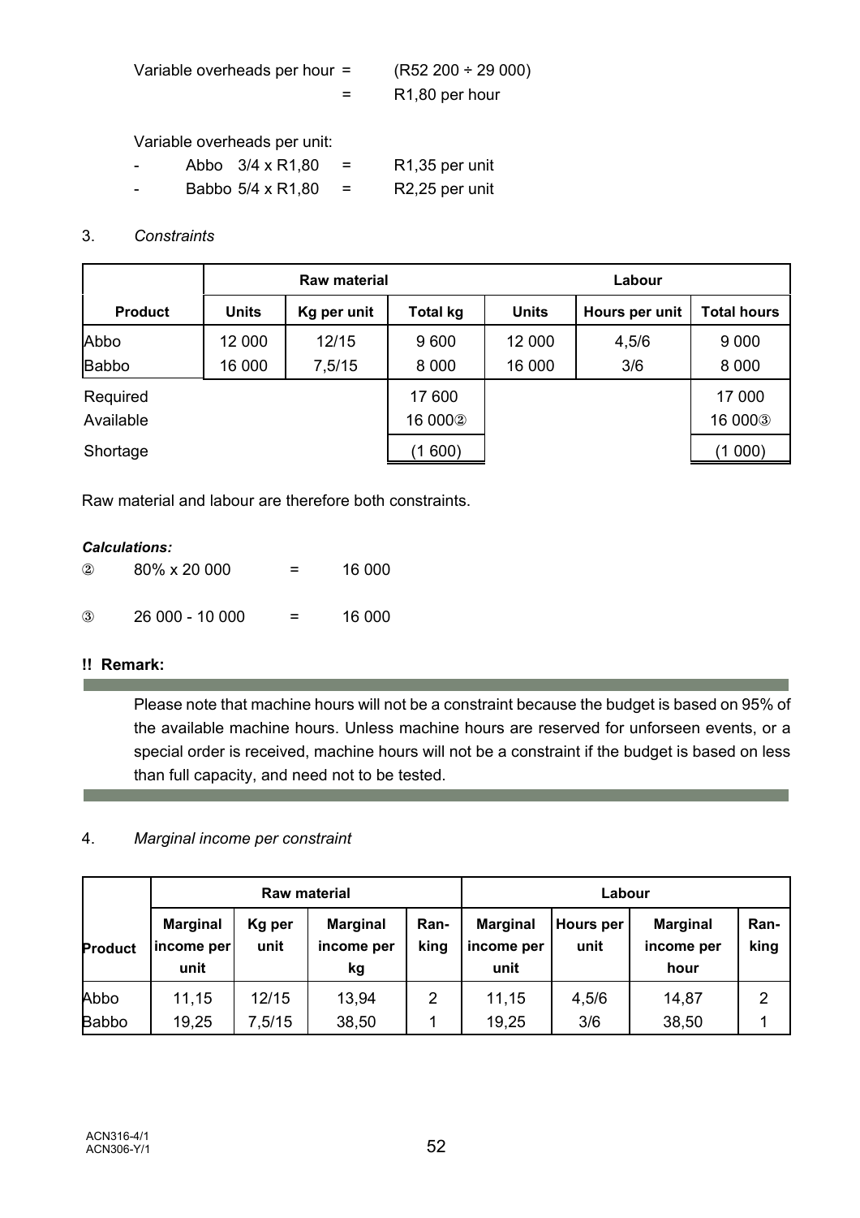Variable overheads per hour = (R52 200 ÷ 29 000)

= R1,80 per hour

Variable overheads per unit:

- Abbo 3/4 x R1,80 = R1,35 per unit
- Babbo 5/4 x R1,80 = R2,25 per unit

3. *Constraints*

| | Raw material | | | Labour | | |
|---|---|---|---|---|---|---|
| **Product** | **Units** | **Kg per unit** | **Total kg** | **Units** | **Hours per unit** | **Total hours** |
| Abbo | 12 000 | 12/15 | 9 600 | 12 000 | 4,5/6 | 9 000 |
| Babbo | 16 000 | 7,5/15 | 8 000 | 16 000 | 3/6 | 8 000 |
| Required | | | 17 600 | | | 17 000 |
| Available | | | 16 000② | | | 16 000③ |
| Shortage | | | (1 600) | | | (1 000) |

Raw material and labour are therefore both constraints.

***Calculations:***

② 80% x 20 000 = 16 000

③ 26 000 - 10 000 = 16 000

**!! Remark:**

Please note that machine hours will not be a constraint because the budget is based on 95% of the available machine hours. Unless machine hours are reserved for unforseen events, or a special order is received, machine hours will not be a constraint if the budget is based on less than full capacity, and need not to be tested.

4. *Marginal income per constraint*

| | Raw material | | | | Labour | | | |
|---|---|---|---|---|---|---|---|---|
| **Product** | **Marginal income per unit** | **Kg per unit** | **Marginal income per kg** | **Ran-king** | **Marginal income per unit** | **Hours per unit** | **Marginal income per hour** | **Ran-king** |
| Abbo | 11,15 | 12/15 | 13,94 | 2 | 11,15 | 4,5/6 | 14,87 | 2 |
| Babbo | 19,25 | 7,5/15 | 38,50 | 1 | 19,25 | 3/6 | 38,50 | 1 |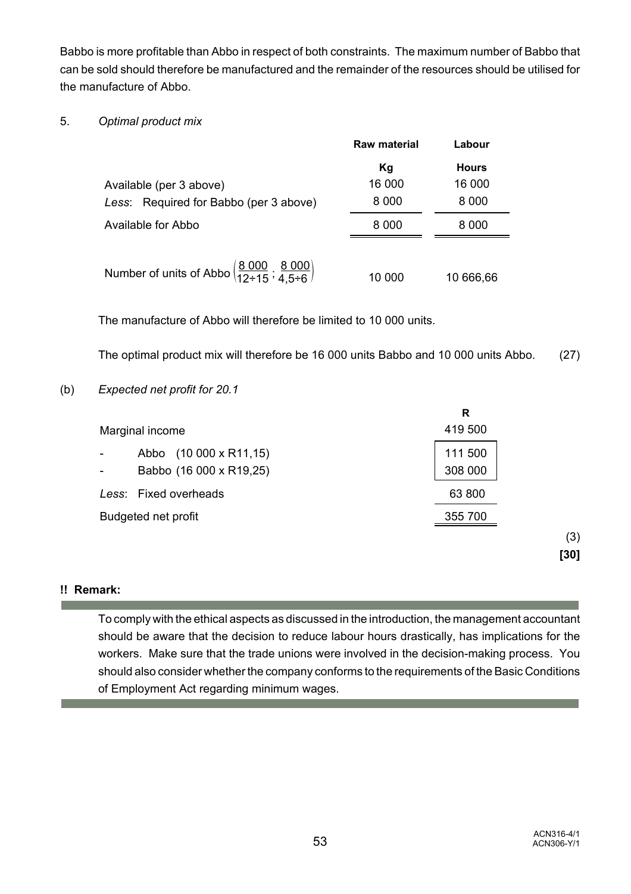Babbo is more profitable than Abbo in respect of both constraints. The maximum number of Babbo that can be sold should therefore be manufactured and the remainder of the resources should be utilised for the manufacture of Abbo.

5. *Optimal product mix*

| | Raw material | Labour |
|---|---|---|
| | Kg | Hours |
| Available (per 3 above) | 16 000 | 16 000 |
| *Less*: Required for Babbo (per 3 above) | 8 000 | 8 000 |
| Available for Abbo | 8 000 | 8 000 |
| Number of units of Abbo $\left(\frac{8\ 000}{12 \div 15}; \frac{8\ 000}{4{,}5 \div 6}\right)$ | 10 000 | 10 666,66 |

The manufacture of Abbo will therefore be limited to 10 000 units.

The optimal product mix will therefore be 16 000 units Babbo and 10 000 units Abbo. (27)

(b) *Expected net profit for 20.1*

| | R |
|---|---|
| Marginal income | 419 500 |
| - Abbo (10 000 x R11,15) | 111 500 |
| - Babbo (16 000 x R19,25) | 308 000 |
| *Less*: Fixed overheads | 63 800 |
| Budgeted net profit | 355 700 |

(3)

**[30]**

**!! Remark:**

To comply with the ethical aspects as discussed in the introduction, the management accountant should be aware that the decision to reduce labour hours drastically, has implications for the workers. Make sure that the trade unions were involved in the decision-making process. You should also consider whether the company conforms to the requirements of the Basic Conditions of Employment Act regarding minimum wages.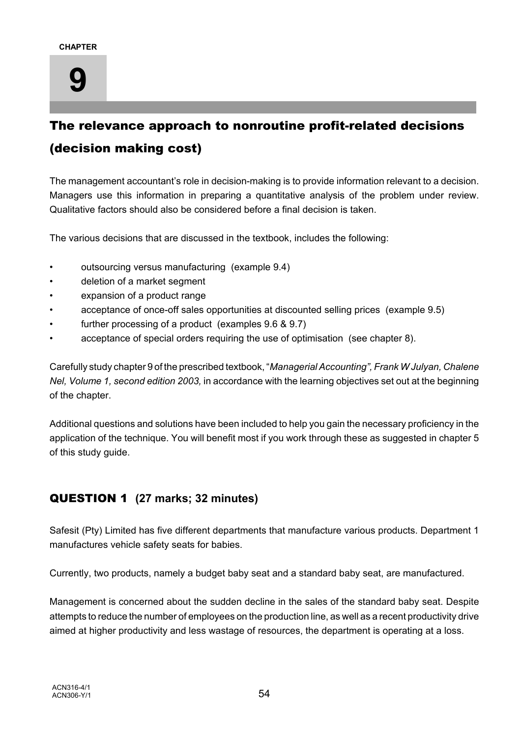CHAPTER

# 9

## The relevance approach to nonroutine profit-related decisions (decision making cost)

The management accountant's role in decision-making is to provide information relevant to a decision. Managers use this information in preparing a quantitative analysis of the problem under review. Qualitative factors should also be considered before a final decision is taken.

The various decisions that are discussed in the textbook, includes the following:

- outsourcing versus manufacturing (example 9.4)
- deletion of a market segment
- expansion of a product range
- acceptance of once-off sales opportunities at discounted selling prices (example 9.5)
- further processing of a product (examples 9.6 & 9.7)
- acceptance of special orders requiring the use of optimisation (see chapter 8).

Carefully study chapter 9 of the prescribed textbook, "*Managerial Accounting", Frank W Julyan, Chalene Nel, Volume 1, second edition 2003,* in accordance with the learning objectives set out at the beginning of the chapter.

Additional questions and solutions have been included to help you gain the necessary proficiency in the application of the technique. You will benefit most if you work through these as suggested in chapter 5 of this study guide.

### QUESTION 1 (27 marks; 32 minutes)

Safesit (Pty) Limited has five different departments that manufacture various products. Department 1 manufactures vehicle safety seats for babies.

Currently, two products, namely a budget baby seat and a standard baby seat, are manufactured.

Management is concerned about the sudden decline in the sales of the standard baby seat. Despite attempts to reduce the number of employees on the production line, as well as a recent productivity drive aimed at higher productivity and less wastage of resources, the department is operating at a loss.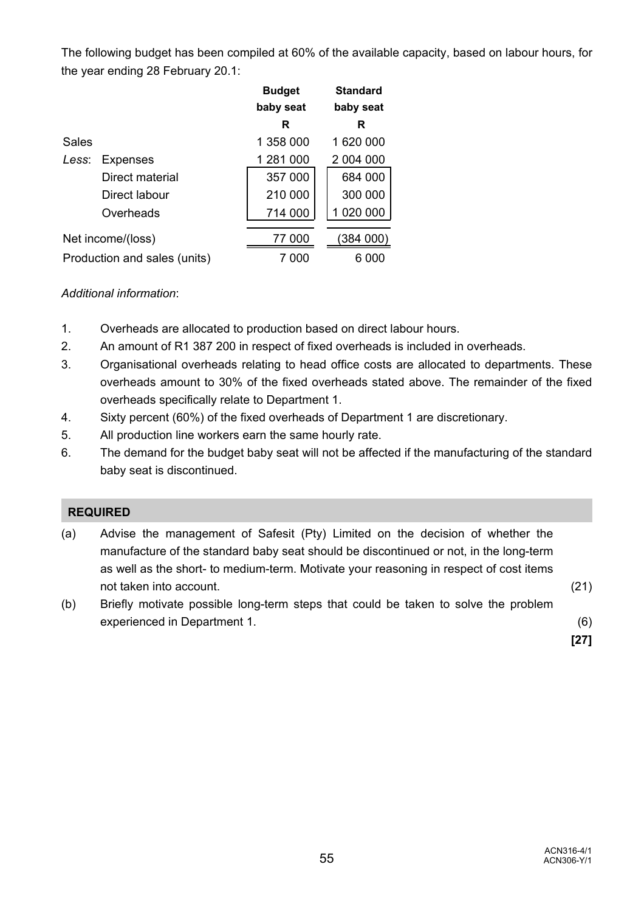The following budget has been compiled at 60% of the available capacity, based on labour hours, for the year ending 28 February 20.1:

| | Budget baby seat | Standard baby seat |
|---|---|---|
| | R | R |
| Sales | 1 358 000 | 1 620 000 |
| *Less*: Expenses | 1 281 000 | 2 004 000 |
| Direct material | 357 000 | 684 000 |
| Direct labour | 210 000 | 300 000 |
| Overheads | 714 000 | 1 020 000 |
| Net income/(loss) | 77 000 | (384 000) |
| Production and sales (units) | 7 000 | 6 000 |

*Additional information*:

1. Overheads are allocated to production based on direct labour hours.
2. An amount of R1 387 200 in respect of fixed overheads is included in overheads.
3. Organisational overheads relating to head office costs are allocated to departments. These overheads amount to 30% of the fixed overheads stated above. The remainder of the fixed overheads specifically relate to Department 1.
4. Sixty percent (60%) of the fixed overheads of Department 1 are discretionary.
5. All production line workers earn the same hourly rate.
6. The demand for the budget baby seat will not be affected if the manufacturing of the standard baby seat is discontinued.

**REQUIRED**

(a) Advise the management of Safesit (Pty) Limited on the decision of whether the manufacture of the standard baby seat should be discontinued or not, in the long-term as well as the short- to medium-term. Motivate your reasoning in respect of cost items not taken into account. (21)

(b) Briefly motivate possible long-term steps that could be taken to solve the problem experienced in Department 1. (6)

**[27]**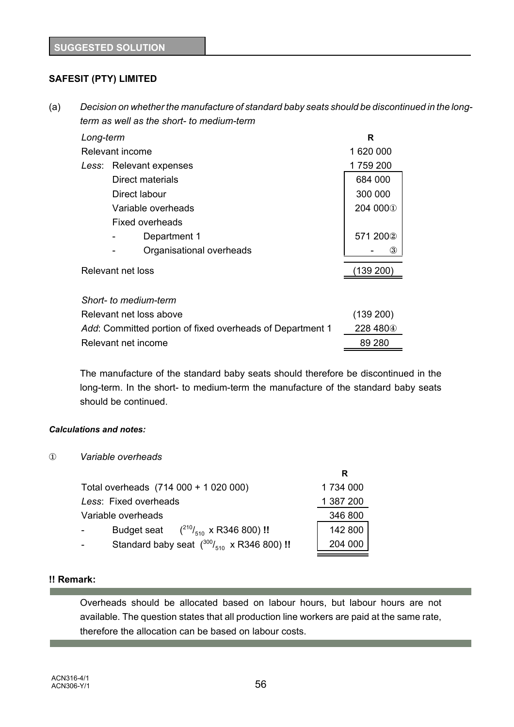**SUGGESTED SOLUTION**

**SAFESIT (PTY) LIMITED**

(a) *Decision on whether the manufacture of standard baby seats should be discontinued in the long-term as well as the short- to medium-term*

| *Long-term* | | R |
|---|---|---|
| Relevant income | | 1 620 000 |
| *Less*: Relevant expenses | | 1 759 200 |
| | Direct materials | 684 000 |
| | Direct labour | 300 000 |
| | Variable overheads | 204 000① |
| | Fixed overheads | |
| | - Department 1 | 571 200② |
| | - Organisational overheads | - ③ |
| Relevant net loss | | (139 200) |
| | | |
| *Short- to medium-term* | | |
| Relevant net loss above | | (139 200) |
| *Add*: Committed portion of fixed overheads of Department 1 | | 228 480④ |
| Relevant net income | | 89 280 |

The manufacture of the standard baby seats should therefore be discontinued in the long-term. In the short- to medium-term the manufacture of the standard baby seats should be continued.

***Calculations and notes:***

① *Variable overheads*

| | R |
|---|---|
| Total overheads (714 000 + 1 020 000) | 1 734 000 |
| *Less*: Fixed overheads | 1 387 200 |
| Variable overheads | 346 800 |
| - Budget seat ($^{210}/_{510}$ x R346 800) **!!** | 142 800 |
| - Standard baby seat ($^{300}/_{510}$ x R346 800) **!!** | 204 000 |

**!! Remark:**

Overheads should be allocated based on labour hours, but labour hours are not available. The question states that all production line workers are paid at the same rate, therefore the allocation can be based on labour costs.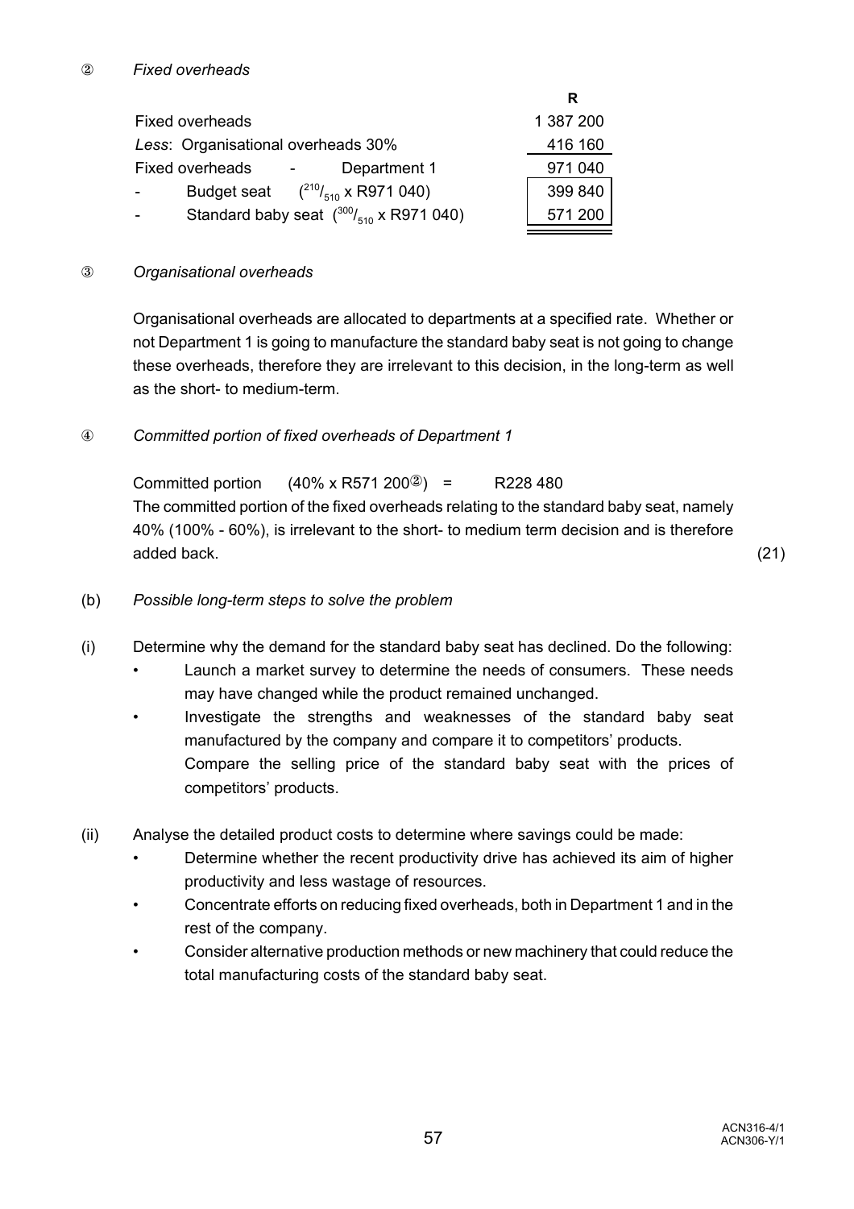② *Fixed overheads*

| | R |
|---|---|
| Fixed overheads | 1 387 200 |
| *Less*: Organisational overheads 30% | 416 160 |
| Fixed overheads - Department 1 | 971 040 |
| - Budget seat ($^{210}/_{510}$ x R971 040) | 399 840 |
| - Standard baby seat ($^{300}/_{510}$ x R971 040) | 571 200 |

③ *Organisational overheads*

Organisational overheads are allocated to departments at a specified rate. Whether or not Department 1 is going to manufacture the standard baby seat is not going to change these overheads, therefore they are irrelevant to this decision, in the long-term as well as the short- to medium-term.

④ *Committed portion of fixed overheads of Department 1*

Committed portion (40% x R571 200②) = R228 480

The committed portion of the fixed overheads relating to the standard baby seat, namely 40% (100% - 60%), is irrelevant to the short- to medium term decision and is therefore added back. (21)

(b) *Possible long-term steps to solve the problem*

(i) Determine why the demand for the standard baby seat has declined. Do the following:

- Launch a market survey to determine the needs of consumers. These needs may have changed while the product remained unchanged.
- Investigate the strengths and weaknesses of the standard baby seat manufactured by the company and compare it to competitors' products. Compare the selling price of the standard baby seat with the prices of competitors' products.

(ii) Analyse the detailed product costs to determine where savings could be made:

- Determine whether the recent productivity drive has achieved its aim of higher productivity and less wastage of resources.
- Concentrate efforts on reducing fixed overheads, both in Department 1 and in the rest of the company.
- Consider alternative production methods or new machinery that could reduce the total manufacturing costs of the standard baby seat.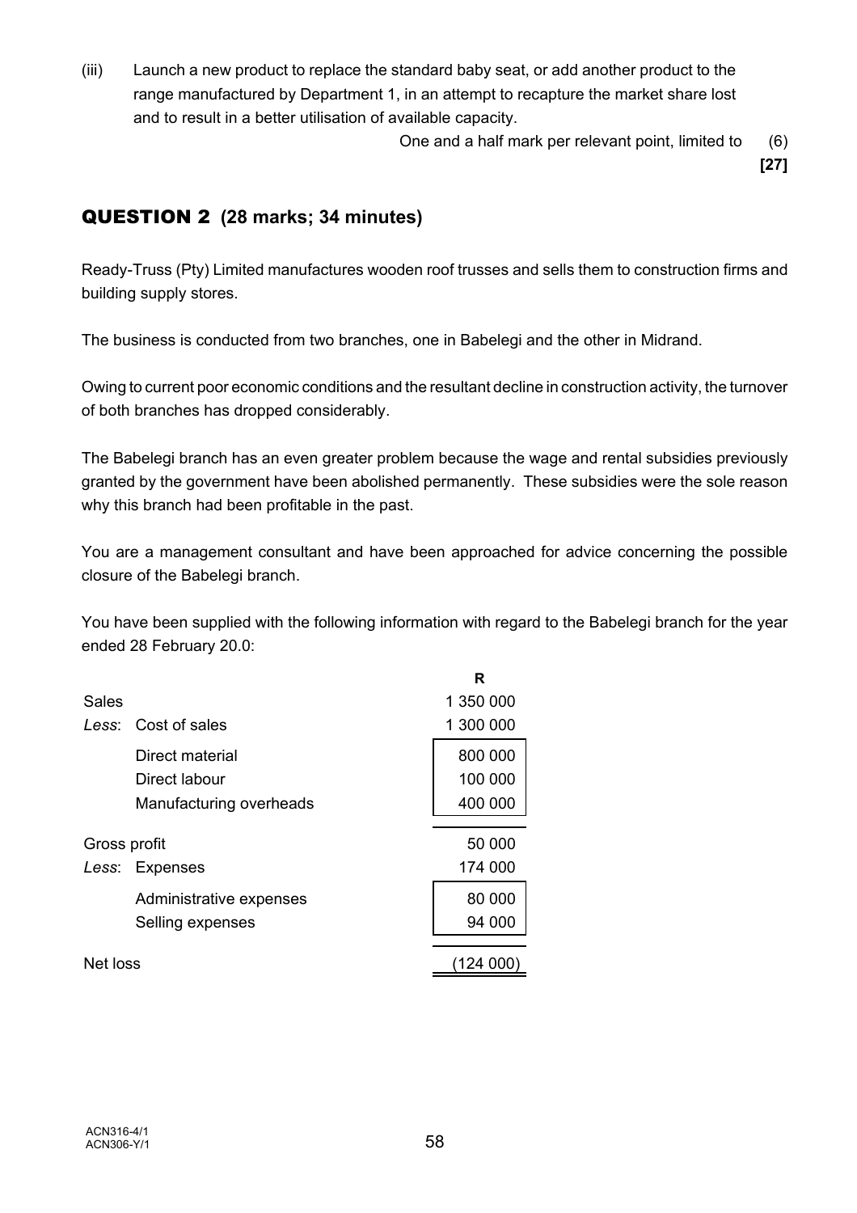(iii) Launch a new product to replace the standard baby seat, or add another product to the range manufactured by Department 1, in an attempt to recapture the market share lost and to result in a better utilisation of available capacity.

One and a half mark per relevant point, limited to (6)

**[27]**

## QUESTION 2 (28 marks; 34 minutes)

Ready-Truss (Pty) Limited manufactures wooden roof trusses and sells them to construction firms and building supply stores.

The business is conducted from two branches, one in Babelegi and the other in Midrand.

Owing to current poor economic conditions and the resultant decline in construction activity, the turnover of both branches has dropped considerably.

The Babelegi branch has an even greater problem because the wage and rental subsidies previously granted by the government have been abolished permanently. These subsidies were the sole reason why this branch had been profitable in the past.

You are a management consultant and have been approached for advice concerning the possible closure of the Babelegi branch.

You have been supplied with the following information with regard to the Babelegi branch for the year ended 28 February 20.0:

| | | R |
|---|---|---|
| Sales | | 1 350 000 |
| *Less*: | Cost of sales | 1 300 000 |
| | Direct material | 800 000 |
| | Direct labour | 100 000 |
| | Manufacturing overheads | 400 000 |
| Gross profit | | 50 000 |
| *Less*: | Expenses | 174 000 |
| | Administrative expenses | 80 000 |
| | Selling expenses | 94 000 |
| Net loss | | (124 000) |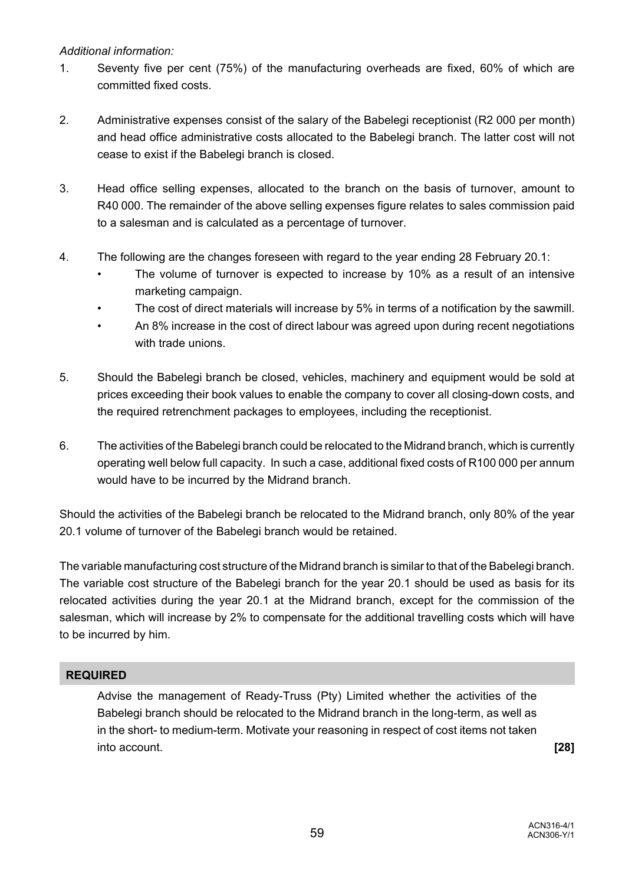*Additional information:*

1. Seventy five per cent (75%) of the manufacturing overheads are fixed, 60% of which are committed fixed costs.

2. Administrative expenses consist of the salary of the Babelegi receptionist (R2 000 per month) and head office administrative costs allocated to the Babelegi branch. The latter cost will not cease to exist if the Babelegi branch is closed.

3. Head office selling expenses, allocated to the branch on the basis of turnover, amount to R40 000. The remainder of the above selling expenses figure relates to sales commission paid to a salesman and is calculated as a percentage of turnover.

4. The following are the changes foreseen with regard to the year ending 28 February 20.1:
   - The volume of turnover is expected to increase by 10% as a result of an intensive marketing campaign.
   - The cost of direct materials will increase by 5% in terms of a notification by the sawmill.
   - An 8% increase in the cost of direct labour was agreed upon during recent negotiations with trade unions.

5. Should the Babelegi branch be closed, vehicles, machinery and equipment would be sold at prices exceeding their book values to enable the company to cover all closing-down costs, and the required retrenchment packages to employees, including the receptionist.

6. The activities of the Babelegi branch could be relocated to the Midrand branch, which is currently operating well below full capacity. In such a case, additional fixed costs of R100 000 per annum would have to be incurred by the Midrand branch.

Should the activities of the Babelegi branch be relocated to the Midrand branch, only 80% of the year 20.1 volume of turnover of the Babelegi branch would be retained.

The variable manufacturing cost structure of the Midrand branch is similar to that of the Babelegi branch. The variable cost structure of the Babelegi branch for the year 20.1 should be used as basis for its relocated activities during the year 20.1 at the Midrand branch, except for the commission of the salesman, which will increase by 2% to compensate for the additional travelling costs which will have to be incurred by him.

## REQUIRED

Advise the management of Ready-Truss (Pty) Limited whether the activities of the Babelegi branch should be relocated to the Midrand branch in the long-term, as well as in the short- to medium-term. Motivate your reasoning in respect of cost items not taken into account. **[28]**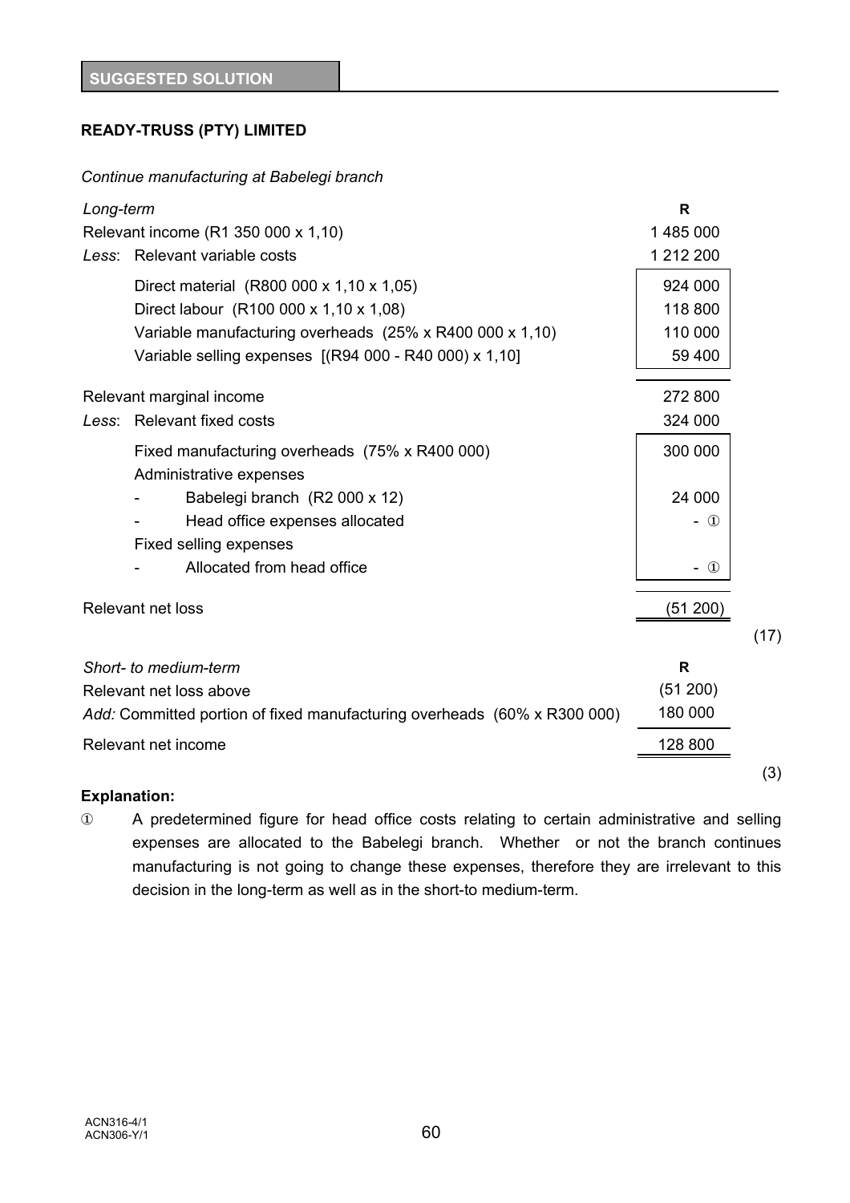**SUGGESTED SOLUTION**

**READY-TRUSS (PTY) LIMITED**

*Continue manufacturing at Babelegi branch*

| *Long-term* | | R | |
|---|---|---|---|
| Relevant income (R1 350 000 x 1,10) | | 1 485 000 | |
| *Less*: Relevant variable costs | | 1 212 200 | |
| Direct material (R800 000 x 1,10 x 1,05) | 924 000 | | |
| Direct labour (R100 000 x 1,10 x 1,08) | 118 800 | | |
| Variable manufacturing overheads (25% x R400 000 x 1,10) | 110 000 | | |
| Variable selling expenses [(R94 000 - R40 000) x 1,10] | 59 400 | | |
| Relevant marginal income | | 272 800 | |
| *Less*: Relevant fixed costs | | 324 000 | |
| Fixed manufacturing overheads (75% x R400 000) | 300 000 | | |
| Administrative expenses | | | |
| - Babelegi branch (R2 000 x 12) | 24 000 | | |
| - Head office expenses allocated | - ① | | |
| Fixed selling expenses | | | |
| - Allocated from head office | - ① | | |
| Relevant net loss | | (51 200) | |
| | | | (17) |

| *Short- to medium-term* | R | |
|---|---|---|
| Relevant net loss above | (51 200) | |
| *Add:* Committed portion of fixed manufacturing overheads (60% x R300 000) | 180 000 | |
| Relevant net income | 128 800 | |
| | | (3) |

**Explanation:**

① A predetermined figure for head office costs relating to certain administrative and selling expenses are allocated to the Babelegi branch. Whether or not the branch continues manufacturing is not going to change these expenses, therefore they are irrelevant to this decision in the long-term as well as in the short-to medium-term.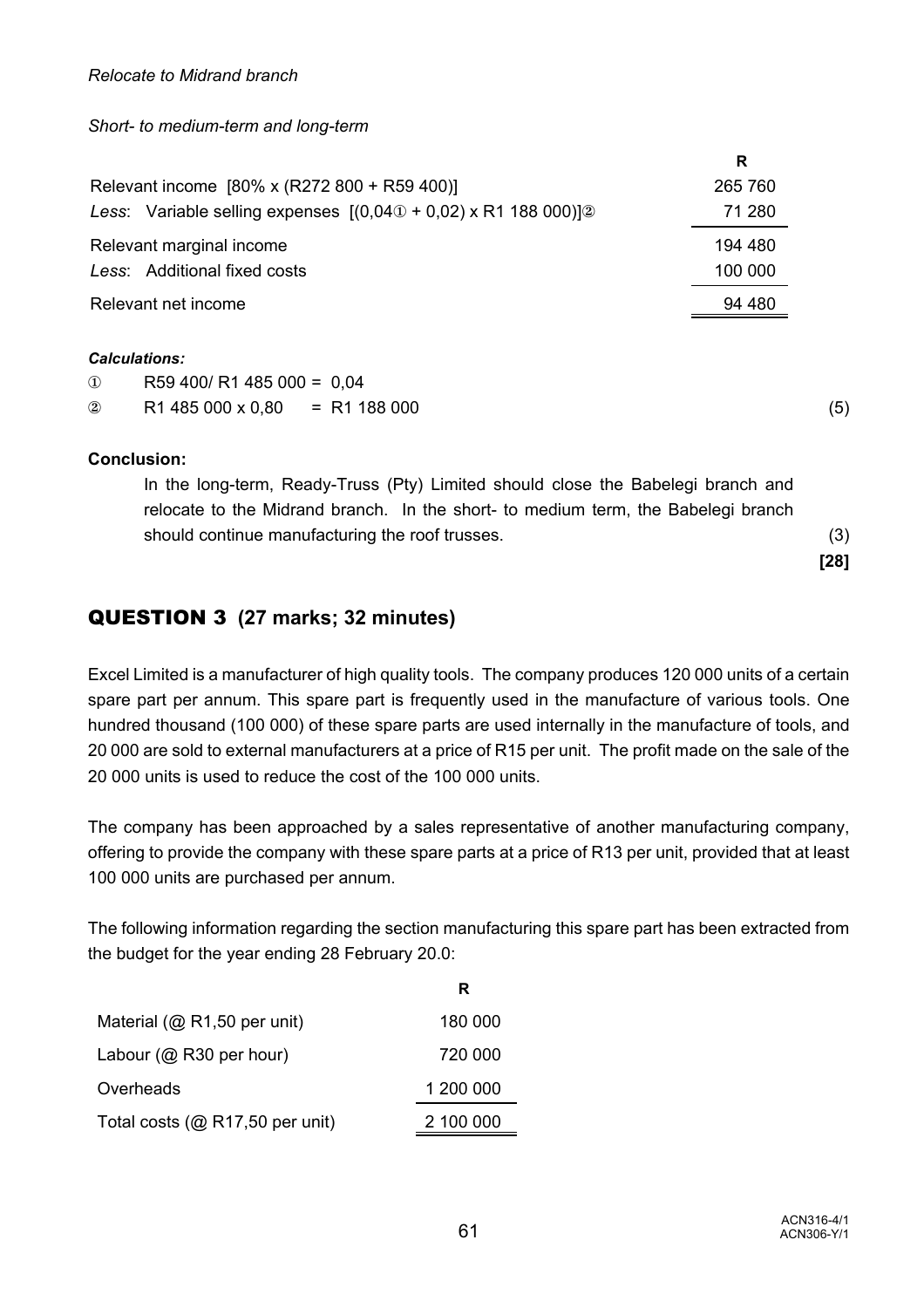*Relocate to Midrand branch*

*Short- to medium-term and long-term*

| | R |
|---|---|
| Relevant income [80% x (R272 800 + R59 400)] | 265 760 |
| *Less*: Variable selling expenses [(0,04① + 0,02) x R1 188 000)]② | 71 280 |
| Relevant marginal income | 194 480 |
| *Less*: Additional fixed costs | 100 000 |
| Relevant net income | 94 480 |

***Calculations:***

① R59 400/ R1 485 000 = 0,04

② R1 485 000 x 0,80 = R1 188 000 (5)

**Conclusion:**

In the long-term, Ready-Truss (Pty) Limited should close the Babelegi branch and relocate to the Midrand branch. In the short- to medium term, the Babelegi branch should continue manufacturing the roof trusses. (3)

**[28]**

## QUESTION 3 (27 marks; 32 minutes)

Excel Limited is a manufacturer of high quality tools. The company produces 120 000 units of a certain spare part per annum. This spare part is frequently used in the manufacture of various tools. One hundred thousand (100 000) of these spare parts are used internally in the manufacture of tools, and 20 000 are sold to external manufacturers at a price of R15 per unit. The profit made on the sale of the 20 000 units is used to reduce the cost of the 100 000 units.

The company has been approached by a sales representative of another manufacturing company, offering to provide the company with these spare parts at a price of R13 per unit, provided that at least 100 000 units are purchased per annum.

The following information regarding the section manufacturing this spare part has been extracted from the budget for the year ending 28 February 20.0:

| | R |
|---|---|
| Material (@ R1,50 per unit) | 180 000 |
| Labour (@ R30 per hour) | 720 000 |
| Overheads | 1 200 000 |
| Total costs (@ R17,50 per unit) | 2 100 000 |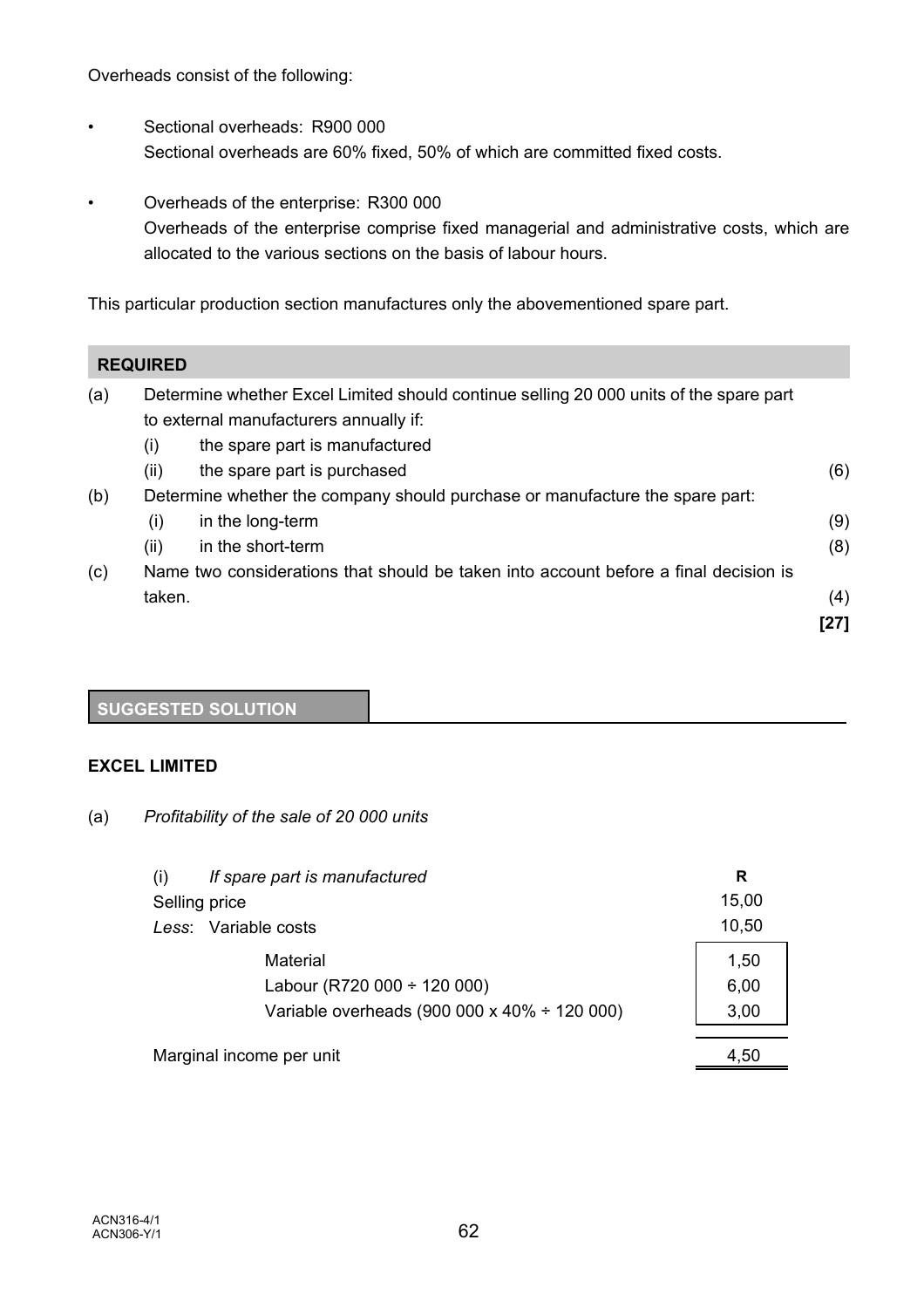Overheads consist of the following:

- Sectional overheads: R900 000
  Sectional overheads are 60% fixed, 50% of which are committed fixed costs.

- Overheads of the enterprise: R300 000
  Overheads of the enterprise comprise fixed managerial and administrative costs, which are allocated to the various sections on the basis of labour hours.

This particular production section manufactures only the abovementioned spare part.

**REQUIRED**

(a) Determine whether Excel Limited should continue selling 20 000 units of the spare part to external manufacturers annually if:
   (i) the spare part is manufactured
   (ii) the spare part is purchased (6)

(b) Determine whether the company should purchase or manufacture the spare part:
   (i) in the long-term (9)
   (ii) in the short-term (8)

(c) Name two considerations that should be taken into account before a final decision is taken. (4)

**[27]**

**SUGGESTED SOLUTION**

**EXCEL LIMITED**

(a) *Profitability of the sale of 20 000 units*

| (i) *If spare part is manufactured* | | R |
|---|---|---|
| Selling price | | 15,00 |
| *Less*: Variable costs | | 10,50 |
| Material | 1,50 | |
| Labour (R720 000 ÷ 120 000) | 6,00 | |
| Variable overheads (900 000 x 40% ÷ 120 000) | 3,00 | |
| Marginal income per unit | | 4,50 |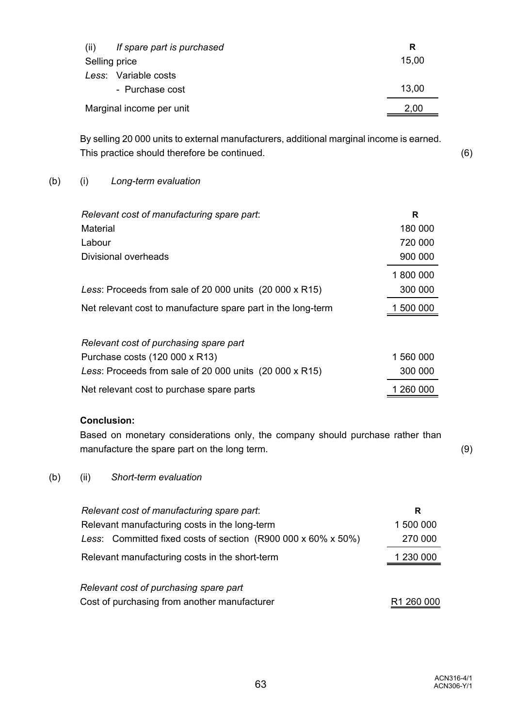(ii) *If spare part is purchased*

| | R |
|---|---|
| Selling price | 15,00 |
| *Less*: Variable costs | |
| - Purchase cost | 13,00 |
| Marginal income per unit | 2,00 |

By selling 20 000 units to external manufacturers, additional marginal income is earned. This practice should therefore be continued. (6)

(b) (i) *Long-term evaluation*

| *Relevant cost of manufacturing spare part*: | R |
|---|---|
| Material | 180 000 |
| Labour | 720 000 |
| Divisional overheads | 900 000 |
| | 1 800 000 |
| *Less*: Proceeds from sale of 20 000 units (20 000 x R15) | 300 000 |
| Net relevant cost to manufacture spare part in the long-term | 1 500 000 |

| *Relevant cost of purchasing spare part* | |
|---|---|
| Purchase costs (120 000 x R13) | 1 560 000 |
| *Less*: Proceeds from sale of 20 000 units (20 000 x R15) | 300 000 |
| Net relevant cost to purchase spare parts | 1 260 000 |

**Conclusion:**

Based on monetary considerations only, the company should purchase rather than manufacture the spare part on the long term. (9)

(b) (ii) *Short-term evaluation*

| *Relevant cost of manufacturing spare part*: | R |
|---|---|
| Relevant manufacturing costs in the long-term | 1 500 000 |
| *Less*: Committed fixed costs of section (R900 000 x 60% x 50%) | 270 000 |
| Relevant manufacturing costs in the short-term | 1 230 000 |

| *Relevant cost of purchasing spare part* | |
|---|---|
| Cost of purchasing from another manufacturer | R1 260 000 |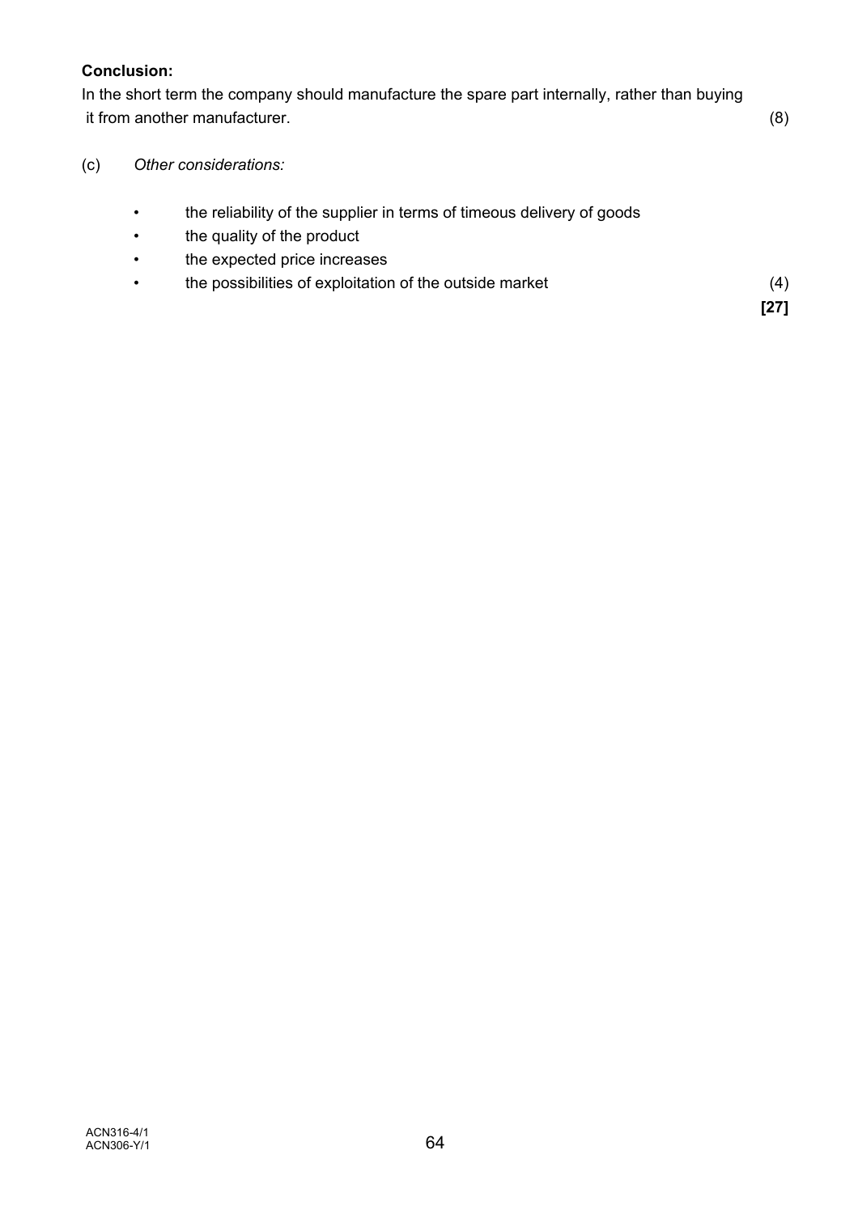**Conclusion:**

In the short term the company should manufacture the spare part internally, rather than buying it from another manufacturer. (8)

(c) *Other considerations:*

- the reliability of the supplier in terms of timeous delivery of goods
- the quality of the product
- the expected price increases
- the possibilities of exploitation of the outside market (4)

**[27]**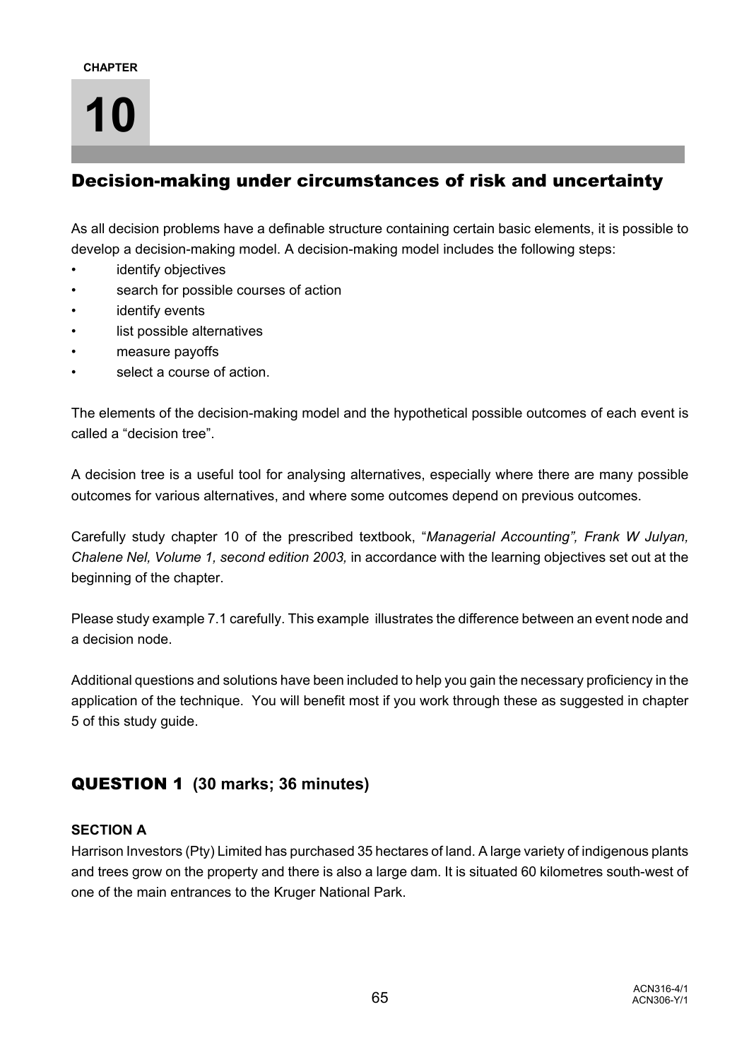CHAPTER

# 10

## Decision-making under circumstances of risk and uncertainty

As all decision problems have a definable structure containing certain basic elements, it is possible to develop a decision-making model. A decision-making model includes the following steps:

- identify objectives
- search for possible courses of action
- identify events
- list possible alternatives
- measure payoffs
- select a course of action.

The elements of the decision-making model and the hypothetical possible outcomes of each event is called a "decision tree".

A decision tree is a useful tool for analysing alternatives, especially where there are many possible outcomes for various alternatives, and where some outcomes depend on previous outcomes.

Carefully study chapter 10 of the prescribed textbook, "*Managerial Accounting", Frank W Julyan, Chalene Nel, Volume 1, second edition 2003,* in accordance with the learning objectives set out at the beginning of the chapter.

Please study example 7.1 carefully. This example illustrates the difference between an event node and a decision node.

Additional questions and solutions have been included to help you gain the necessary proficiency in the application of the technique. You will benefit most if you work through these as suggested in chapter 5 of this study guide.

## QUESTION 1 (30 marks; 36 minutes)

**SECTION A**

Harrison Investors (Pty) Limited has purchased 35 hectares of land. A large variety of indigenous plants and trees grow on the property and there is also a large dam. It is situated 60 kilometres south-west of one of the main entrances to the Kruger National Park.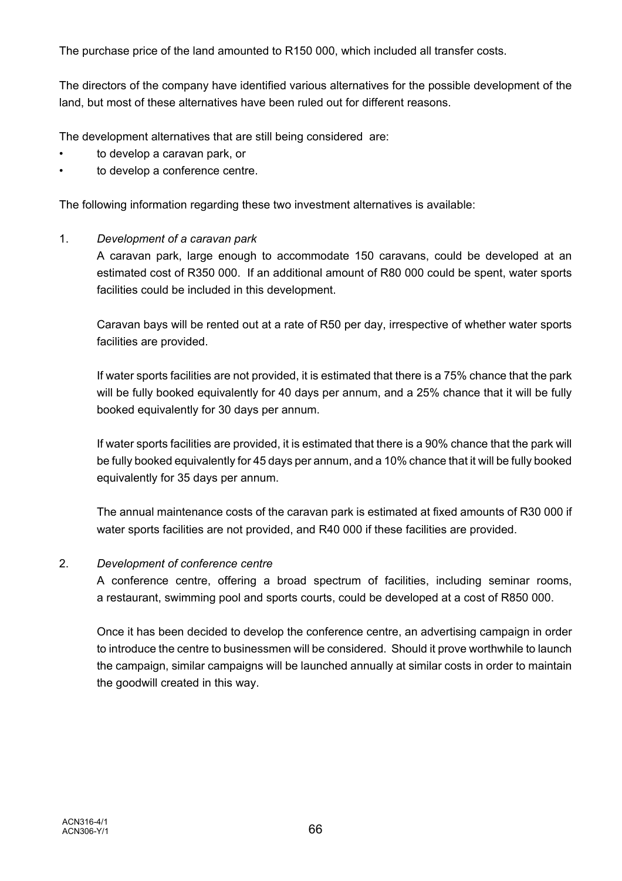The purchase price of the land amounted to R150 000, which included all transfer costs.

The directors of the company have identified various alternatives for the possible development of the land, but most of these alternatives have been ruled out for different reasons.

The development alternatives that are still being considered are:

- to develop a caravan park, or
- to develop a conference centre.

The following information regarding these two investment alternatives is available:

1. *Development of a caravan park*

   A caravan park, large enough to accommodate 150 caravans, could be developed at an estimated cost of R350 000. If an additional amount of R80 000 could be spent, water sports facilities could be included in this development.

   Caravan bays will be rented out at a rate of R50 per day, irrespective of whether water sports facilities are provided.

   If water sports facilities are not provided, it is estimated that there is a 75% chance that the park will be fully booked equivalently for 40 days per annum, and a 25% chance that it will be fully booked equivalently for 30 days per annum.

   If water sports facilities are provided, it is estimated that there is a 90% chance that the park will be fully booked equivalently for 45 days per annum, and a 10% chance that it will be fully booked equivalently for 35 days per annum.

   The annual maintenance costs of the caravan park is estimated at fixed amounts of R30 000 if water sports facilities are not provided, and R40 000 if these facilities are provided.

2. *Development of conference centre*

   A conference centre, offering a broad spectrum of facilities, including seminar rooms, a restaurant, swimming pool and sports courts, could be developed at a cost of R850 000.

   Once it has been decided to develop the conference centre, an advertising campaign in order to introduce the centre to businessmen will be considered. Should it prove worthwhile to launch the campaign, similar campaigns will be launched annually at similar costs in order to maintain the goodwill created in this way.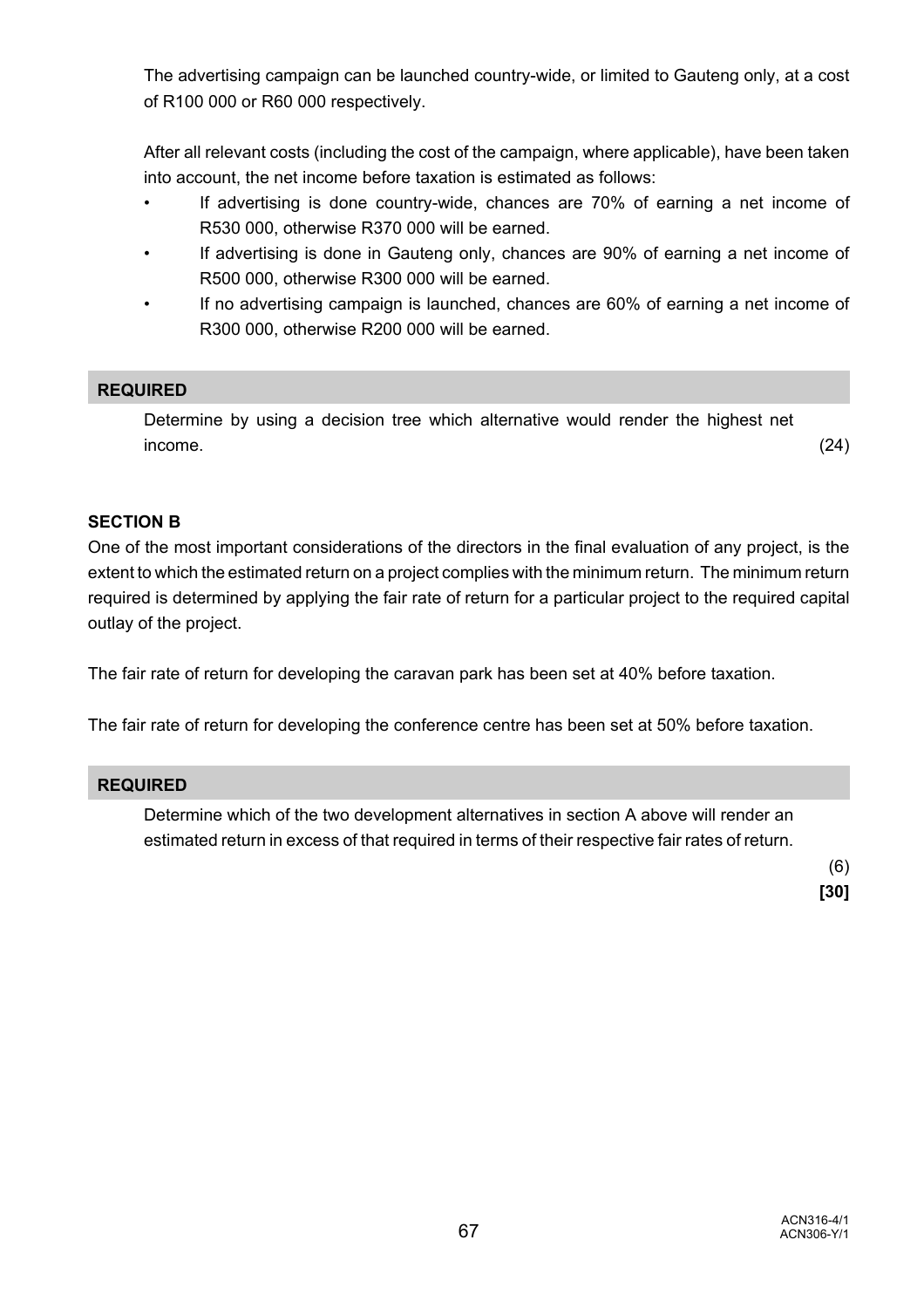The advertising campaign can be launched country-wide, or limited to Gauteng only, at a cost of R100 000 or R60 000 respectively.

After all relevant costs (including the cost of the campaign, where applicable), have been taken into account, the net income before taxation is estimated as follows:

- If advertising is done country-wide, chances are 70% of earning a net income of R530 000, otherwise R370 000 will be earned.
- If advertising is done in Gauteng only, chances are 90% of earning a net income of R500 000, otherwise R300 000 will be earned.
- If no advertising campaign is launched, chances are 60% of earning a net income of R300 000, otherwise R200 000 will be earned.

**REQUIRED**

Determine by using a decision tree which alternative would render the highest net income. (24)

**SECTION B**

One of the most important considerations of the directors in the final evaluation of any project, is the extent to which the estimated return on a project complies with the minimum return. The minimum return required is determined by applying the fair rate of return for a particular project to the required capital outlay of the project.

The fair rate of return for developing the caravan park has been set at 40% before taxation.

The fair rate of return for developing the conference centre has been set at 50% before taxation.

**REQUIRED**

Determine which of the two development alternatives in section A above will render an estimated return in excess of that required in terms of their respective fair rates of return.

(6)

**[30]**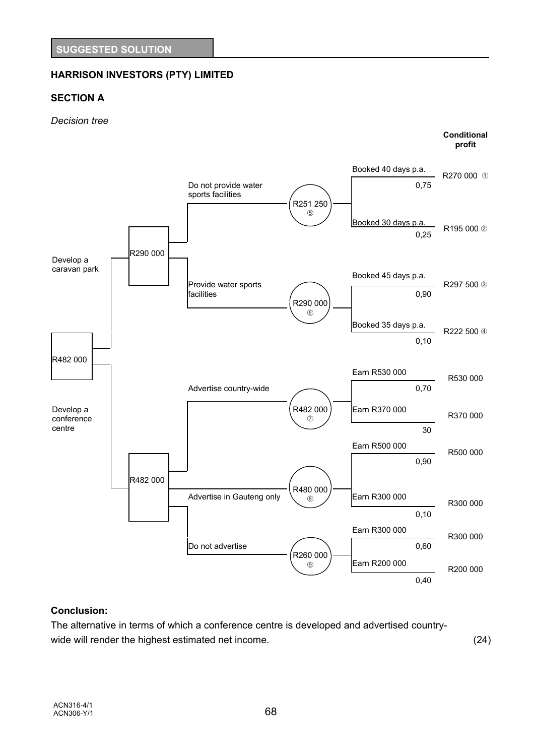**SUGGESTED SOLUTION**

**HARRISON INVESTORS (PTY) LIMITED**

**SECTION A**

*Decision tree*

| Decision | Decision node value | Alternative | Chance node value | Outcome | Probability | Conditional profit |
|---|---|---|---|---|---|---|
| R482 000 | | | | | | |
| Develop a caravan park | R290 000 | Do not provide water sports facilities | R251 250 ⑤ | Booked 40 days p.a. | 0,75 | R270 000 ① |
| | | | | Booked 30 days p.a. | 0,25 | R195 000 ② |
| | | Provide water sports facilities | R290 000 ⑥ | Booked 45 days p.a. | 0,90 | R297 500 ③ |
| | | | | Booked 35 days p.a. | 0,10 | R222 500 ④ |
| Develop a conference centre | R482 000 | Advertise country-wide | R482 000 ⑦ | Earn R530 000 | 0,70 | R530 000 |
| | | | | Earn R370 000 | 30 | R370 000 |
| | | Advertise in Gauteng only | R480 000 ⑧ | Earn R500 000 | 0,90 | R500 000 |
| | | | | Earn R300 000 | 0,10 | R300 000 |
| | | Do not advertise | R260 000 ⑨ | Earn R300 000 | 0,60 | R300 000 |
| | | | | Earn R200 000 | 0,40 | R200 000 |

**Conclusion:**

The alternative in terms of which a conference centre is developed and advertised country-wide will render the highest estimated net income. (24)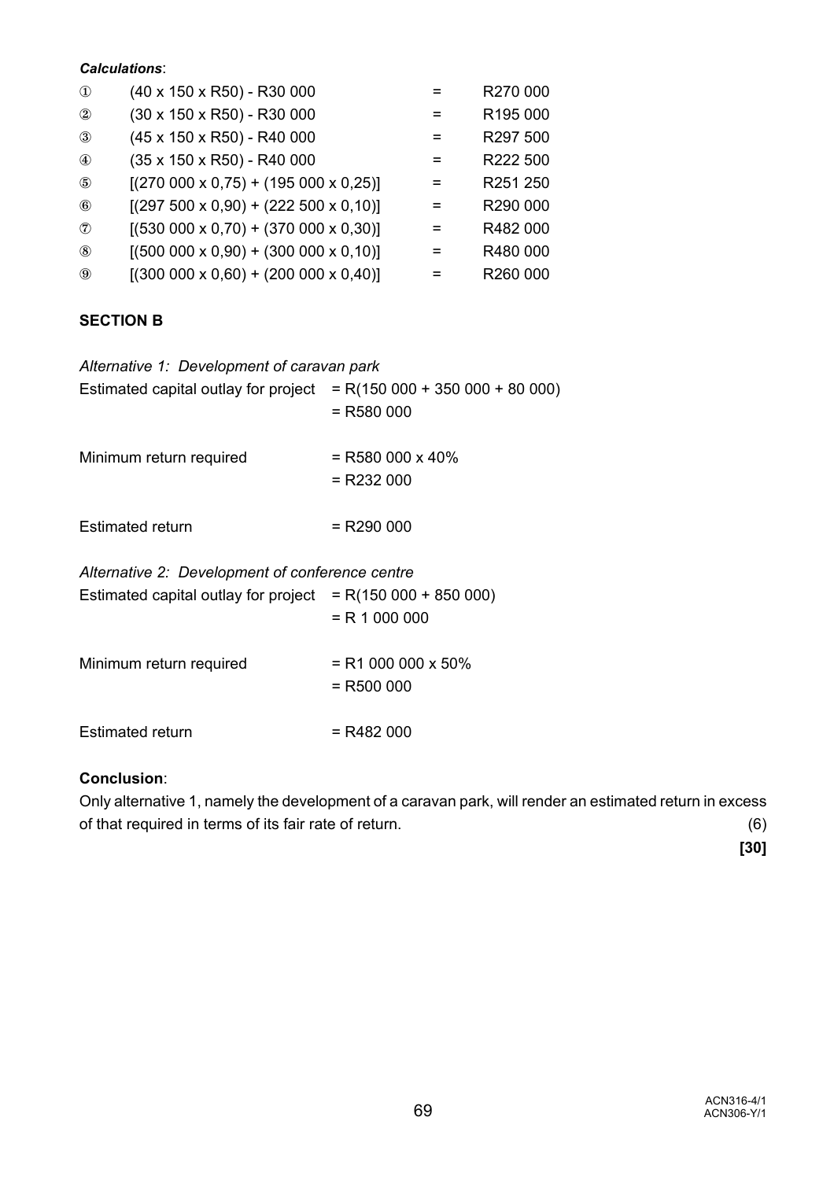***Calculations***:

| | | | |
|---|---|---|---|
| ① | (40 x 150 x R50) - R30 000 | = | R270 000 |
| ② | (30 x 150 x R50) - R30 000 | = | R195 000 |
| ③ | (45 x 150 x R50) - R40 000 | = | R297 500 |
| ④ | (35 x 150 x R50) - R40 000 | = | R222 500 |
| ⑤ | [(270 000 x 0,75) + (195 000 x 0,25)] | = | R251 250 |
| ⑥ | [(297 500 x 0,90) + (222 500 x 0,10)] | = | R290 000 |
| ⑦ | [(530 000 x 0,70) + (370 000 x 0,30)] | = | R482 000 |
| ⑧ | [(500 000 x 0,90) + (300 000 x 0,10)] | = | R480 000 |
| ⑨ | [(300 000 x 0,60) + (200 000 x 0,40)] | = | R260 000 |

**SECTION B**

*Alternative 1: Development of caravan park*

| | |
|---|---|
| Estimated capital outlay for project | = R(150 000 + 350 000 + 80 000) |
| | = R580 000 |
| Minimum return required | = R580 000 x 40% |
| | = R232 000 |
| Estimated return | = R290 000 |

*Alternative 2: Development of conference centre*

| | |
|---|---|
| Estimated capital outlay for project | = R(150 000 + 850 000) |
| | = R 1 000 000 |
| Minimum return required | = R1 000 000 x 50% |
| | = R500 000 |
| Estimated return | = R482 000 |

**Conclusion**:

Only alternative 1, namely the development of a caravan park, will render an estimated return in excess of that required in terms of its fair rate of return. (6)

**[30]**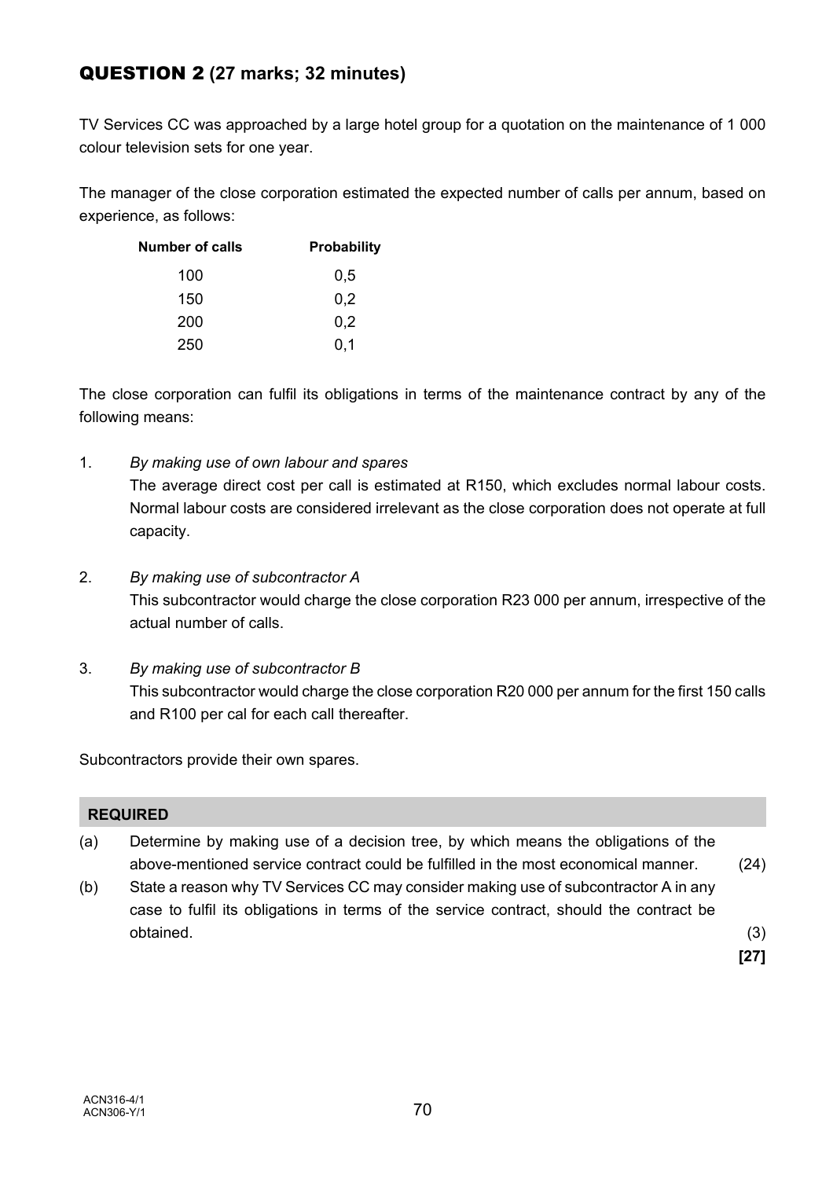## QUESTION 2 (27 marks; 32 minutes)

TV Services CC was approached by a large hotel group for a quotation on the maintenance of 1 000 colour television sets for one year.

The manager of the close corporation estimated the expected number of calls per annum, based on experience, as follows:

| Number of calls | Probability |
|---|---|
| 100 | 0,5 |
| 150 | 0,2 |
| 200 | 0,2 |
| 250 | 0,1 |

The close corporation can fulfil its obligations in terms of the maintenance contract by any of the following means:

1. *By making use of own labour and spares*
   The average direct cost per call is estimated at R150, which excludes normal labour costs. Normal labour costs are considered irrelevant as the close corporation does not operate at full capacity.

2. *By making use of subcontractor A*
   This subcontractor would charge the close corporation R23 000 per annum, irrespective of the actual number of calls.

3. *By making use of subcontractor B*
   This subcontractor would charge the close corporation R20 000 per annum for the first 150 calls and R100 per cal for each call thereafter.

Subcontractors provide their own spares.

**REQUIRED**

(a) Determine by making use of a decision tree, by which means the obligations of the above-mentioned service contract could be fulfilled in the most economical manner. (24)

(b) State a reason why TV Services CC may consider making use of subcontractor A in any case to fulfil its obligations in terms of the service contract, should the contract be obtained. (3)

**[27]**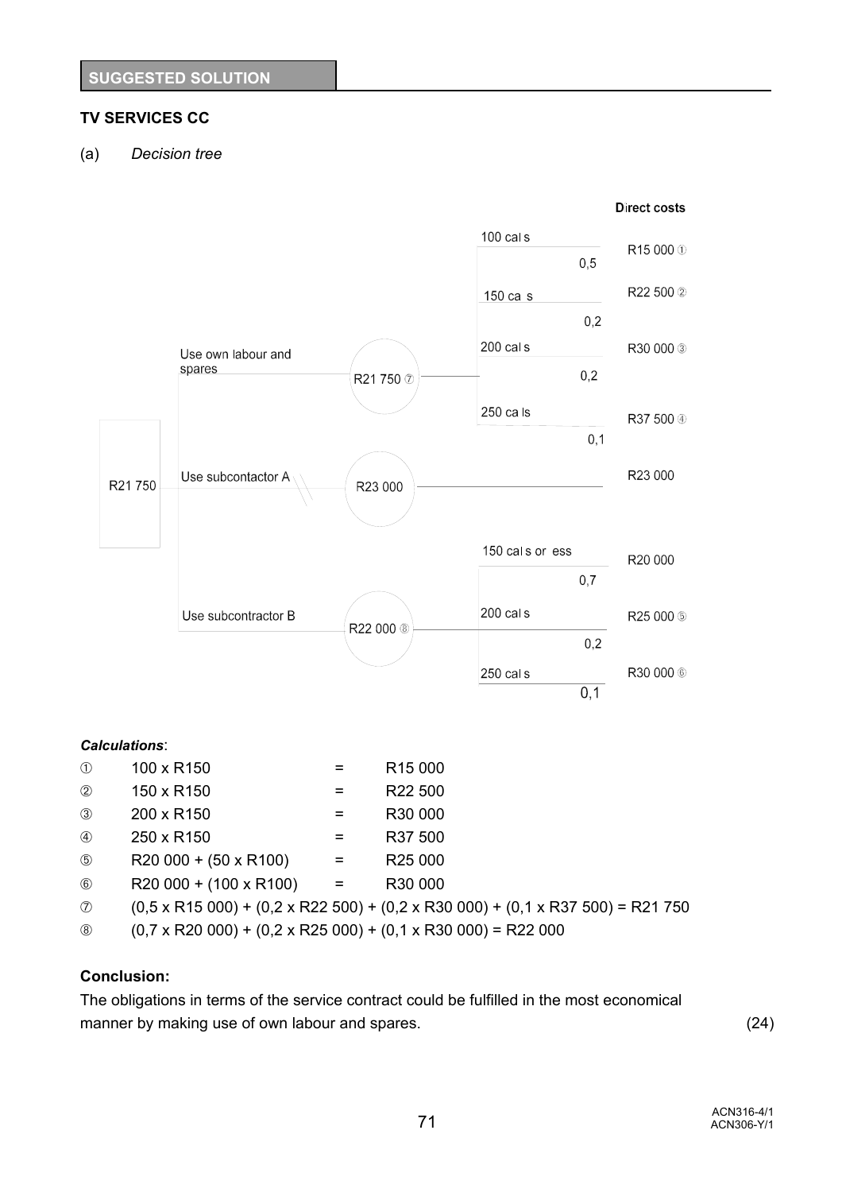**SUGGESTED SOLUTION**

**TV SERVICES CC**

(a) *Decision tree*

**Direct costs**

| Decision | Expected cost | Outcome | Probability | Direct costs |
|---|---|---|---|---|
| Use own labour and spares | R21 750 ⑦ | 100 calls | 0,5 | R15 000 ① |
| | | 150 calls | 0,2 | R22 500 ② |
| | | 200 calls | 0,2 | R30 000 ③ |
| | | 250 calls | 0,1 | R37 500 ④ |
| Use subcontactor A | R23 000 | | | R23 000 |
| Use subcontractor B | R22 000 ⑧ | 150 calls or less | 0,7 | R20 000 |
| | | 200 calls | 0,2 | R25 000 ⑤ |
| | | 250 calls | 0,1 | R30 000 ⑥ |

Decision node: R21 750

***Calculations***:

| | | | |
|---|---|---|---|
| ① | 100 x R150 | = | R15 000 |
| ② | 150 x R150 | = | R22 500 |
| ③ | 200 x R150 | = | R30 000 |
| ④ | 250 x R150 | = | R37 500 |
| ⑤ | R20 000 + (50 x R100) | = | R25 000 |
| ⑥ | R20 000 + (100 x R100) | = | R30 000 |

⑦ (0,5 x R15 000) + (0,2 x R22 500) + (0,2 x R30 000) + (0,1 x R37 500) = R21 750

⑧ (0,7 x R20 000) + (0,2 x R25 000) + (0,1 x R30 000) = R22 000

**Conclusion:**

The obligations in terms of the service contract could be fulfilled in the most economical manner by making use of own labour and spares. (24)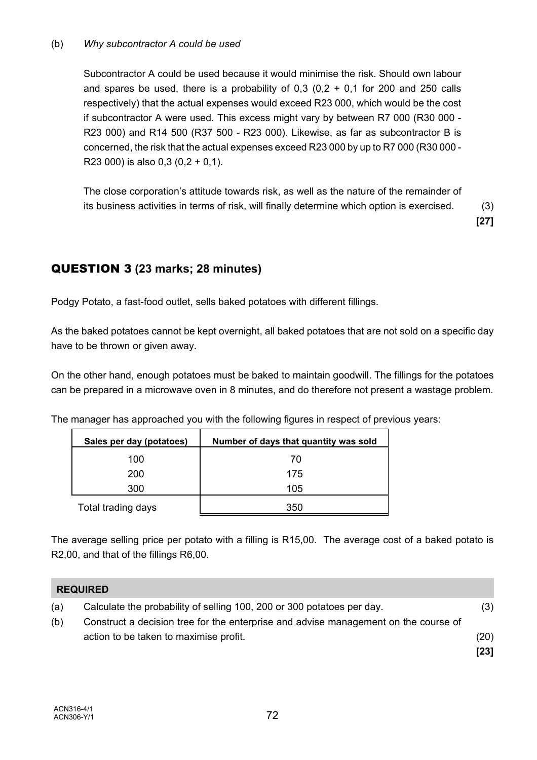(b) *Why subcontractor A could be used*

Subcontractor A could be used because it would minimise the risk. Should own labour and spares be used, there is a probability of 0,3 (0,2 + 0,1 for 200 and 250 calls respectively) that the actual expenses would exceed R23 000, which would be the cost if subcontractor A were used. This excess might vary by between R7 000 (R30 000 - R23 000) and R14 500 (R37 500 - R23 000). Likewise, as far as subcontractor B is concerned, the risk that the actual expenses exceed R23 000 by up to R7 000 (R30 000 - R23 000) is also 0,3 (0,2 + 0,1).

The close corporation's attitude towards risk, as well as the nature of the remainder of its business activities in terms of risk, will finally determine which option is exercised. (3)

**[27]**

## QUESTION 3 (23 marks; 28 minutes)

Podgy Potato, a fast-food outlet, sells baked potatoes with different fillings.

As the baked potatoes cannot be kept overnight, all baked potatoes that are not sold on a specific day have to be thrown or given away.

On the other hand, enough potatoes must be baked to maintain goodwill. The fillings for the potatoes can be prepared in a microwave oven in 8 minutes, and do therefore not present a wastage problem.

The manager has approached you with the following figures in respect of previous years:

| Sales per day (potatoes) | Number of days that quantity was sold |
|---|---|
| 100 | 70 |
| 200 | 175 |
| 300 | 105 |
| Total trading days | 350 |

The average selling price per potato with a filling is R15,00. The average cost of a baked potato is R2,00, and that of the fillings R6,00.

**REQUIRED**

(a) Calculate the probability of selling 100, 200 or 300 potatoes per day. (3)

(b) Construct a decision tree for the enterprise and advise management on the course of action to be taken to maximise profit. (20)

**[23]**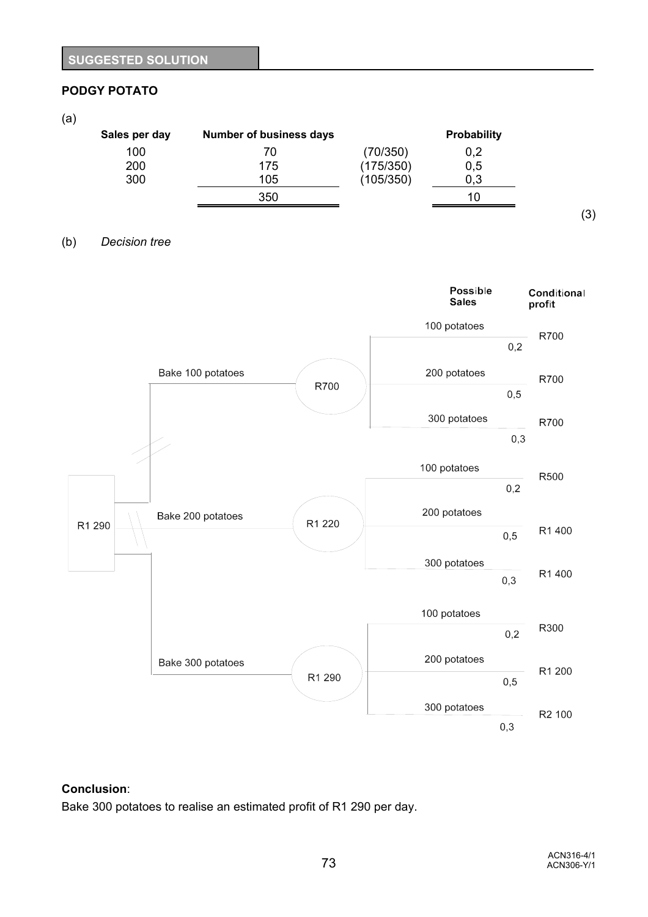## SUGGESTED SOLUTION

**PODGY POTATO**

(a)

| Sales per day | Number of business days | | Probability |
|---|---|---|---|
| 100 | 70 | (70/350) | 0,2 |
| 200 | 175 | (175/350) | 0,5 |
| 300 | 105 | (105/350) | 0,3 |
| | 350 | | 10 |

(3)

(b) *Decision tree*

| Decision | Expected value | Possible Sales | Probability | Conditional profit |
|---|---|---|---|---|
| Bake 100 potatoes | R700 | 100 potatoes | 0,2 | R700 |
| | | 200 potatoes | 0,5 | R700 |
| | | 300 potatoes | 0,3 | R700 |
| Bake 200 potatoes | R1 220 | 100 potatoes | 0,2 | R500 |
| | | 200 potatoes | 0,5 | R1 400 |
| | | 300 potatoes | 0,3 | R1 400 |
| Bake 300 potatoes | R1 290 | 100 potatoes | 0,2 | R300 |
| | | 200 potatoes | 0,5 | R1 200 |
| | | 300 potatoes | 0,3 | R2 100 |

Decision node: R1 290

**Conclusion**:
Bake 300 potatoes to realise an estimated profit of R1 290 per day.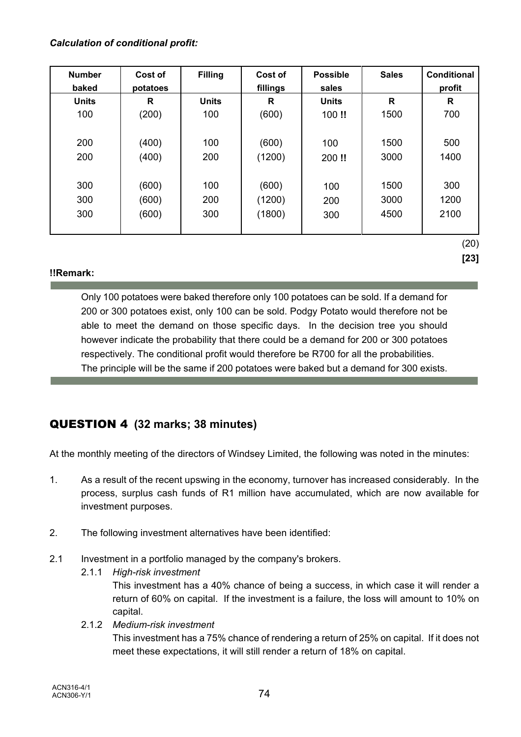***Calculation of conditional profit:***

| Number baked | Cost of potatoes | Filling | Cost of fillings | Possible sales | Sales | Conditional profit |
|---|---|---|---|---|---|---|
| **Units** | **R** | **Units** | **R** | **Units** | **R** | **R** |
| 100 | (200) | 100 | (600) | 100 **!!** | 1500 | 700 |
| | | | | | | |
| 200 | (400) | 100 | (600) | 100 | 1500 | 500 |
| 200 | (400) | 200 | (1200) | 200 **!!** | 3000 | 1400 |
| | | | | | | |
| 300 | (600) | 100 | (600) | 100 | 1500 | 300 |
| 300 | (600) | 200 | (1200) | 200 | 3000 | 1200 |
| 300 | (600) | 300 | (1800) | 300 | 4500 | 2100 |

(20)

**[23]**

**!!Remark:**

Only 100 potatoes were baked therefore only 100 potatoes can be sold. If a demand for 200 or 300 potatoes exist, only 100 can be sold. Podgy Potato would therefore not be able to meet the demand on those specific days. In the decision tree you should however indicate the probability that there could be a demand for 200 or 300 potatoes respectively. The conditional profit would therefore be R700 for all the probabilities. The principle will be the same if 200 potatoes were baked but a demand for 300 exists.

## QUESTION 4 (32 marks; 38 minutes)

At the monthly meeting of the directors of Windsey Limited, the following was noted in the minutes:

1. As a result of the recent upswing in the economy, turnover has increased considerably. In the process, surplus cash funds of R1 million have accumulated, which are now available for investment purposes.

2. The following investment alternatives have been identified:

2.1 Investment in a portfolio managed by the company's brokers.

2.1.1 *High-risk investment*

This investment has a 40% chance of being a success, in which case it will render a return of 60% on capital. If the investment is a failure, the loss will amount to 10% on capital.

2.1.2 *Medium-risk investment*

This investment has a 75% chance of rendering a return of 25% on capital. If it does not meet these expectations, it will still render a return of 18% on capital.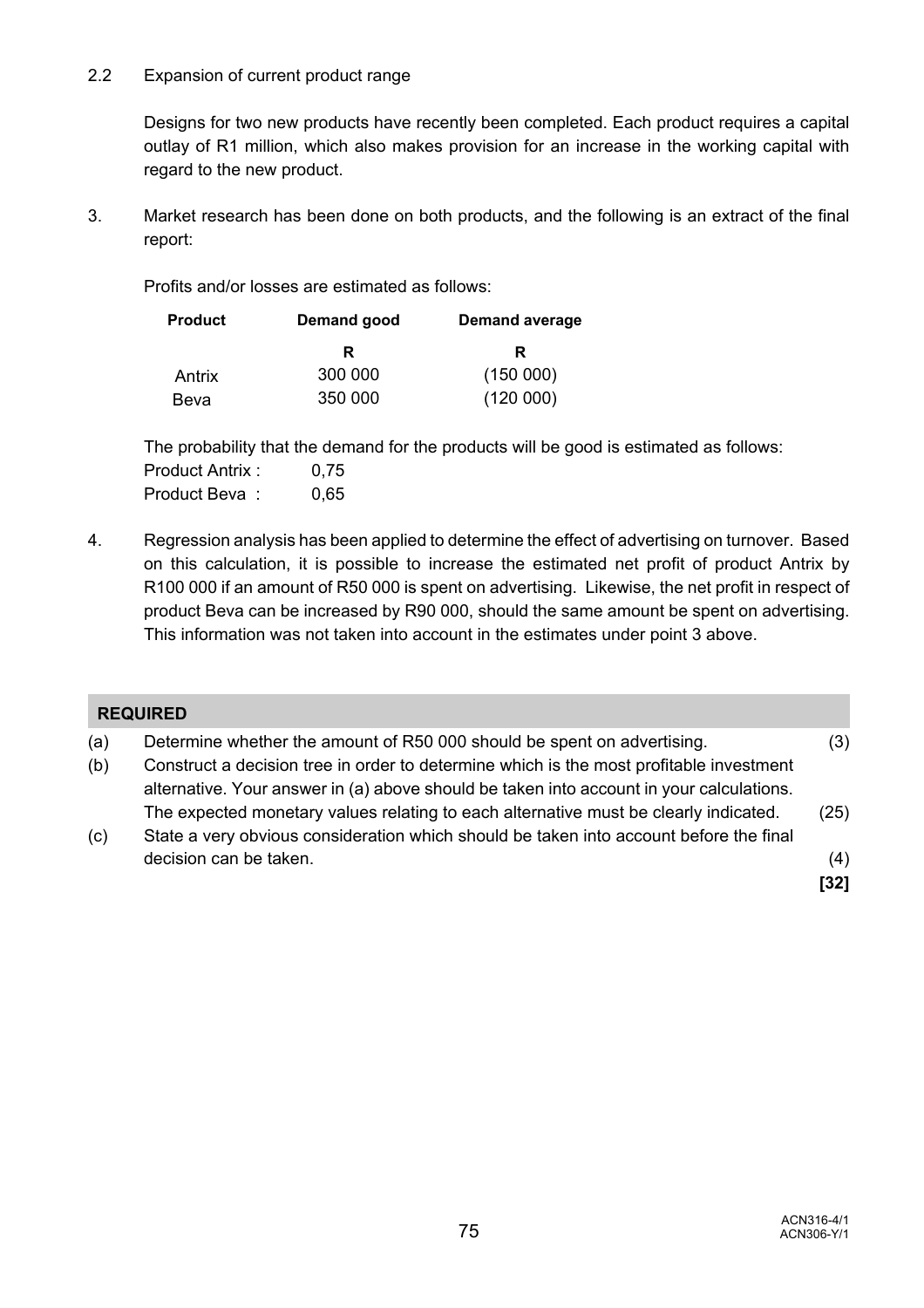2.2 Expansion of current product range

Designs for two new products have recently been completed. Each product requires a capital outlay of R1 million, which also makes provision for an increase in the working capital with regard to the new product.

3. Market research has been done on both products, and the following is an extract of the final report:

Profits and/or losses are estimated as follows:

| Product | Demand good | Demand average |
|---|---|---|
| | R | R |
| Antrix | 300 000 | (150 000) |
| Beva | 350 000 | (120 000) |

The probability that the demand for the products will be good is estimated as follows:

Product Antrix : 0,75
Product Beva : 0,65

4. Regression analysis has been applied to determine the effect of advertising on turnover. Based on this calculation, it is possible to increase the estimated net profit of product Antrix by R100 000 if an amount of R50 000 is spent on advertising. Likewise, the net profit in respect of product Beva can be increased by R90 000, should the same amount be spent on advertising. This information was not taken into account in the estimates under point 3 above.

**REQUIRED**

(a) Determine whether the amount of R50 000 should be spent on advertising. (3)

(b) Construct a decision tree in order to determine which is the most profitable investment alternative. Your answer in (a) above should be taken into account in your calculations. The expected monetary values relating to each alternative must be clearly indicated. (25)

(c) State a very obvious consideration which should be taken into account before the final decision can be taken. (4)

**[32]**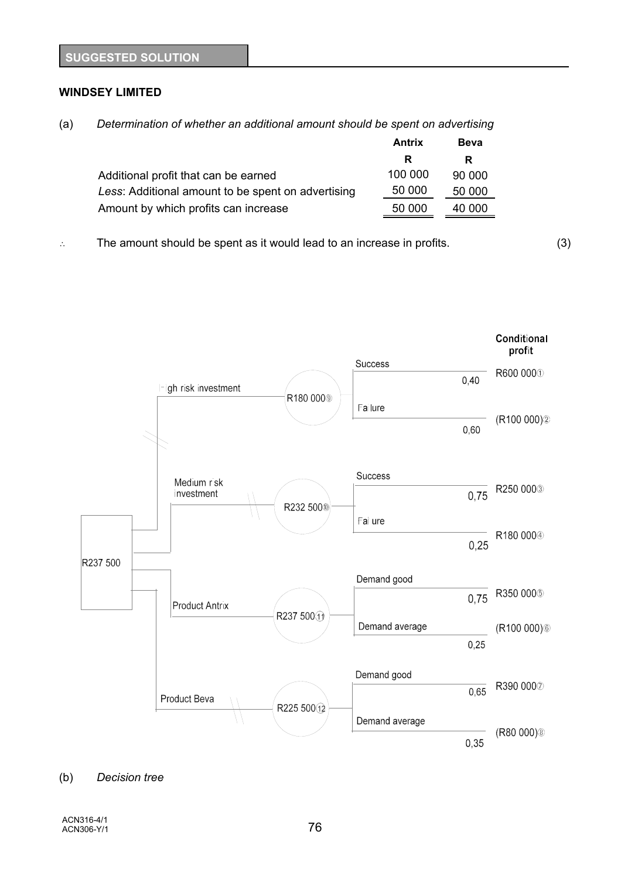## SUGGESTED SOLUTION

**WINDSEY LIMITED**

(a) *Determination of whether an additional amount should be spent on advertising*

| | Antrix | Beva |
|---|---|---|
| | R | R |
| Additional profit that can be earned | 100 000 | 90 000 |
| *Less*: Additional amount to be spent on advertising | 50 000 | 50 000 |
| Amount by which profits can increase | 50 000 | 40 000 |

∴ The amount should be spent as it would lead to an increase in profits. (3)

| Decision (R237 500) | Node value | Outcome | Probability | Conditional profit |
|---|---|---|---|---|
| High risk investment | R180 000⑨ | Success | 0,40 | R600 000① |
| | | Failure | 0,60 | (R100 000)② |
| Medium risk investment | R232 500⑩ | Success | 0,75 | R250 000③ |
| | | Failure | 0,25 | R180 000④ |
| Product Antrix | R237 500⑪ | Demand good | 0,75 | R350 000⑤ |
| | | Demand average | 0,25 | (R100 000)⑥ |
| Product Beva | R225 500⑫ | Demand good | 0,65 | R390 000⑦ |
| | | Demand average | 0,35 | (R80 000)⑧ |

(b) *Decision tree*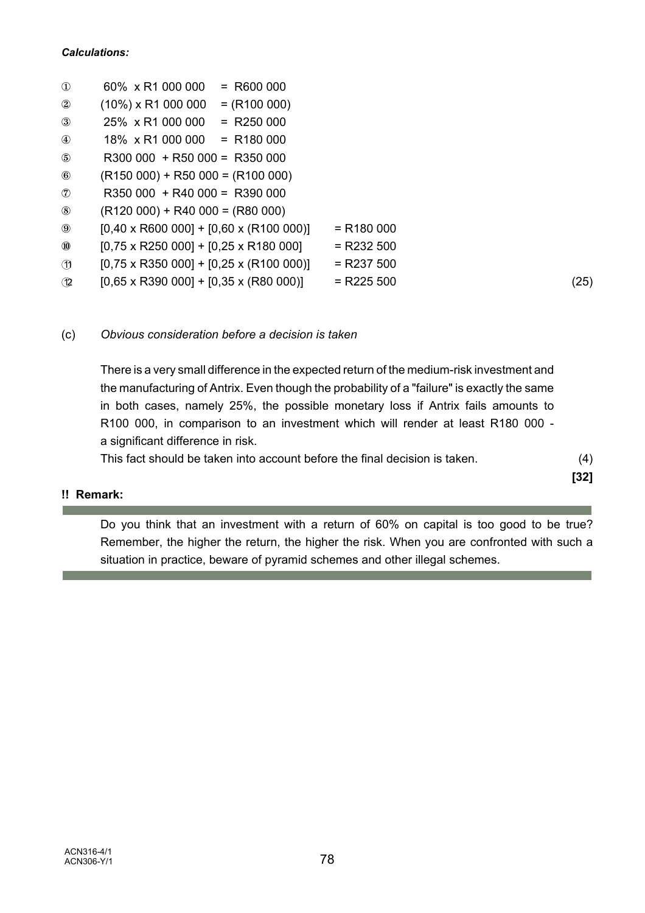***Calculations:***

| | | |
|---|---|---|
| ① | 60%  x R1 000 000  = R600 000 | |
| ② | (10%) x R1 000 000  = (R100 000) | |
| ③ | 25%  x R1 000 000  = R250 000 | |
| ④ | 18%  x R1 000 000  = R180 000 | |
| ⑤ | R300 000 + R50 000 = R350 000 | |
| ⑥ | (R150 000) + R50 000 = (R100 000) | |
| ⑦ | R350 000 + R40 000 = R390 000 | |
| ⑧ | (R120 000) + R40 000 = (R80 000) | |
| ⑨ | [0,40 x R600 000] + [0,60 x (R100 000)] | = R180 000 |
| ⑩ | [0,75 x R250 000] + [0,25 x R180 000] | = R232 500 |
| ⑪ | [0,75 x R350 000] + [0,25 x (R100 000)] | = R237 500 |
| ⑫ | [0,65 x R390 000] + [0,35 x (R80 000)] | = R225 500 |

(25)

(c) *Obvious consideration before a decision is taken*

There is a very small difference in the expected return of the medium-risk investment and the manufacturing of Antrix. Even though the probability of a "failure" is exactly the same in both cases, namely 25%, the possible monetary loss if Antrix fails amounts to R100 000, in comparison to an investment which will render at least R180 000 - a significant difference in risk.

This fact should be taken into account before the final decision is taken. (4)

**[32]**

**!! Remark:**

Do you think that an investment with a return of 60% on capital is too good to be true? Remember, the higher the return, the higher the risk. When you are confronted with such a situation in practice, beware of pyramid schemes and other illegal schemes.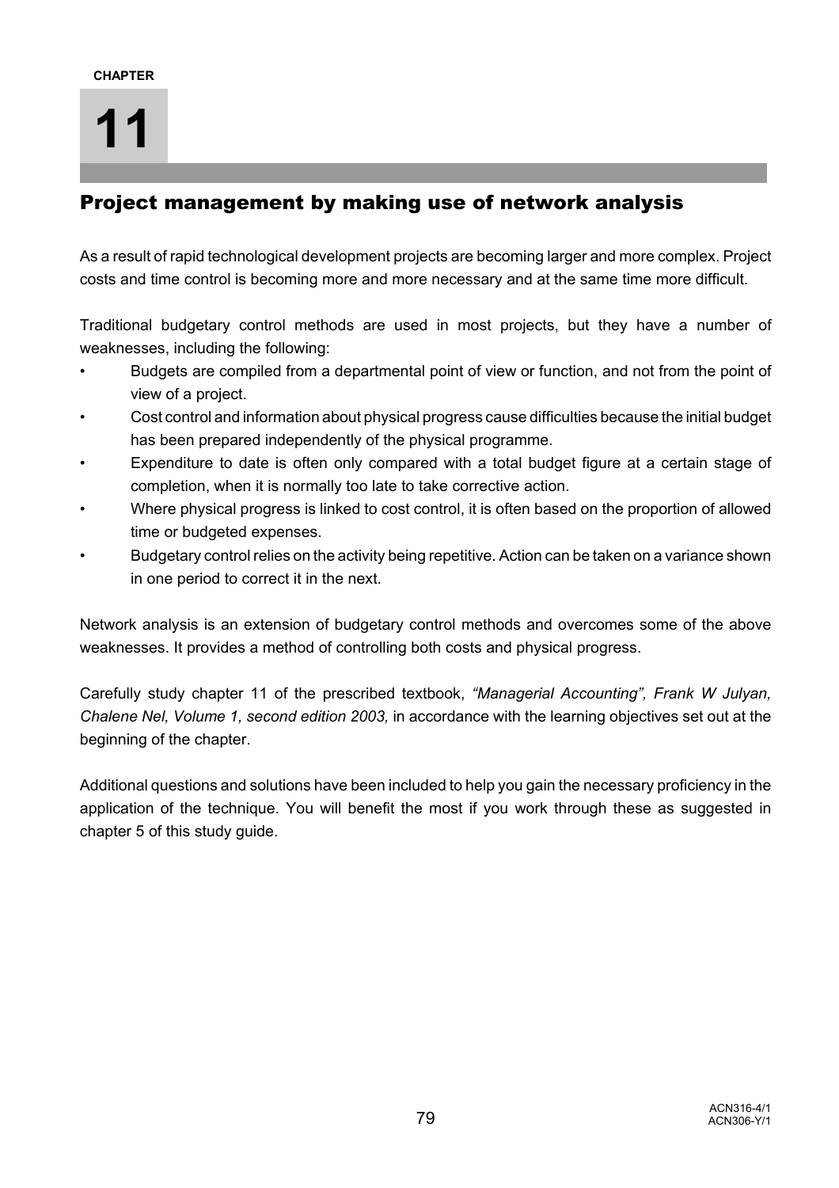CHAPTER

# 11

## Project management by making use of network analysis

As a result of rapid technological development projects are becoming larger and more complex. Project costs and time control is becoming more and more necessary and at the same time more difficult.

Traditional budgetary control methods are used in most projects, but they have a number of weaknesses, including the following:

- Budgets are compiled from a departmental point of view or function, and not from the point of view of a project.
- Cost control and information about physical progress cause difficulties because the initial budget has been prepared independently of the physical programme.
- Expenditure to date is often only compared with a total budget figure at a certain stage of completion, when it is normally too late to take corrective action.
- Where physical progress is linked to cost control, it is often based on the proportion of allowed time or budgeted expenses.
- Budgetary control relies on the activity being repetitive. Action can be taken on a variance shown in one period to correct it in the next.

Network analysis is an extension of budgetary control methods and overcomes some of the above weaknesses. It provides a method of controlling both costs and physical progress.

Carefully study chapter 11 of the prescribed textbook, *"Managerial Accounting", Frank W Julyan, Chalene Nel, Volume 1, second edition 2003,* in accordance with the learning objectives set out at the beginning of the chapter.

Additional questions and solutions have been included to help you gain the necessary proficiency in the application of the technique. You will benefit the most if you work through these as suggested in chapter 5 of this study guide.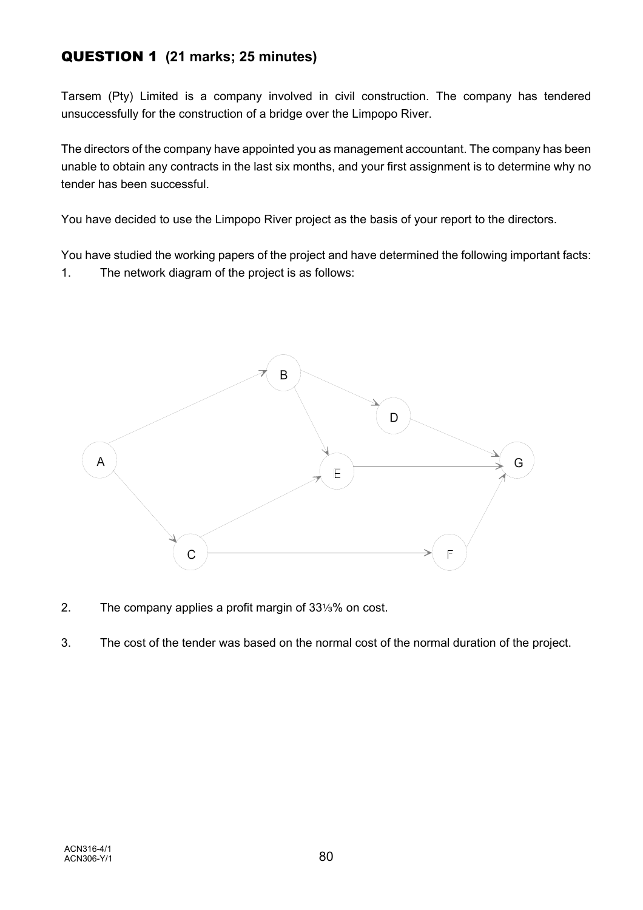## QUESTION 1 (21 marks; 25 minutes)

Tarsem (Pty) Limited is a company involved in civil construction. The company has tendered unsuccessfully for the construction of a bridge over the Limpopo River.

The directors of the company have appointed you as management accountant. The company has been unable to obtain any contracts in the last six months, and your first assignment is to determine why no tender has been successful.

You have decided to use the Limpopo River project as the basis of your report to the directors.

You have studied the working papers of the project and have determined the following important facts:

1. The network diagram of the project is as follows:

2. The company applies a profit margin of 33⅓% on cost.

3. The cost of the tender was based on the normal cost of the normal duration of the project.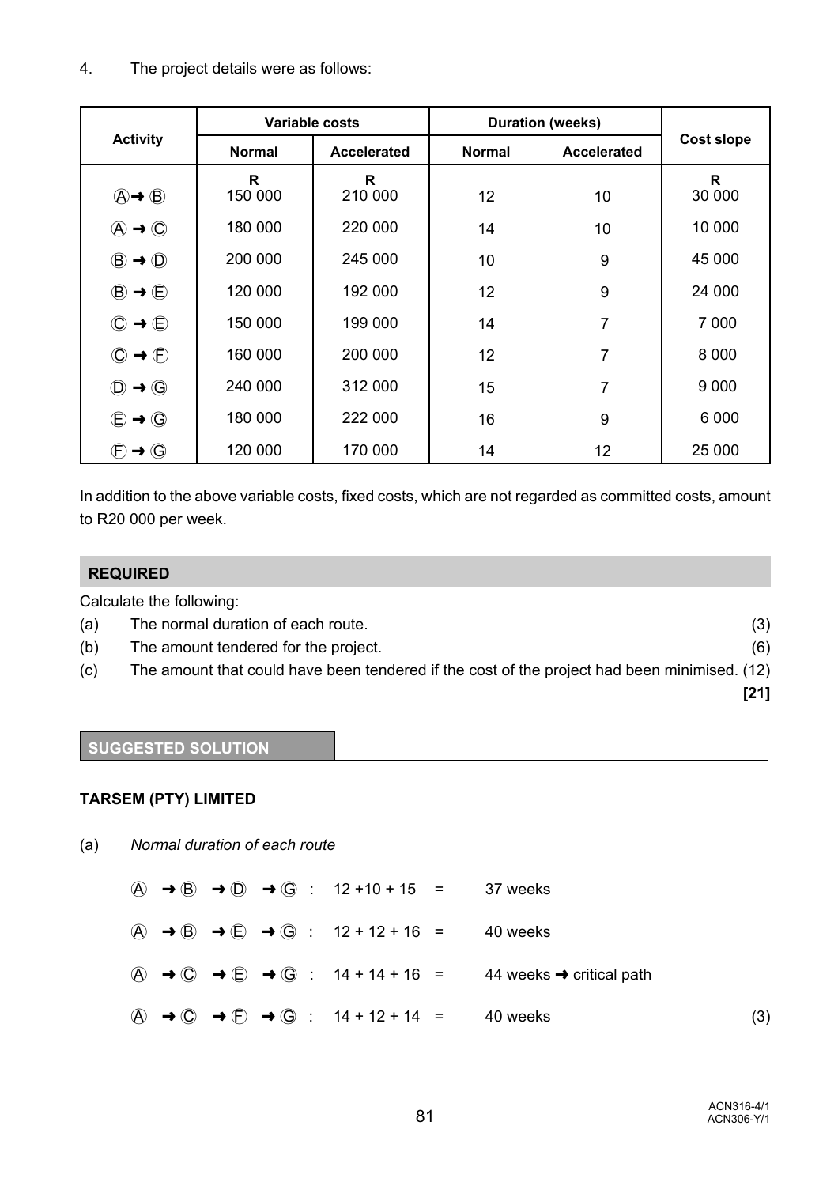4. The project details were as follows:

| Activity | Variable costs | | Duration (weeks) | | Cost slope |
|---|---|---|---|---|---|
| | Normal | Accelerated | Normal | Accelerated | |
| | R | R | | | R |
| Ⓐ➜ Ⓑ | 150 000 | 210 000 | 12 | 10 | 30 000 |
| Ⓐ ➜ Ⓒ | 180 000 | 220 000 | 14 | 10 | 10 000 |
| Ⓑ ➜ Ⓓ | 200 000 | 245 000 | 10 | 9 | 45 000 |
| Ⓑ ➜ Ⓔ | 120 000 | 192 000 | 12 | 9 | 24 000 |
| Ⓒ ➜ Ⓔ | 150 000 | 199 000 | 14 | 7 | 7 000 |
| Ⓒ ➜ Ⓕ | 160 000 | 200 000 | 12 | 7 | 8 000 |
| Ⓓ ➜ Ⓖ | 240 000 | 312 000 | 15 | 7 | 9 000 |
| Ⓔ ➜ Ⓖ | 180 000 | 222 000 | 16 | 9 | 6 000 |
| Ⓕ ➜ Ⓖ | 120 000 | 170 000 | 14 | 12 | 25 000 |

In addition to the above variable costs, fixed costs, which are not regarded as committed costs, amount to R20 000 per week.

**REQUIRED**

Calculate the following:

(a) The normal duration of each route. (3)

(b) The amount tendered for the project. (6)

(c) The amount that could have been tendered if the cost of the project had been minimised. (12)

**[21]**

**SUGGESTED SOLUTION**

**TARSEM (PTY) LIMITED**

(a) *Normal duration of each route*

Ⓐ ➜ Ⓑ ➜ Ⓓ ➜ Ⓖ : 12 +10 + 15 = 37 weeks

Ⓐ ➜ Ⓑ ➜ Ⓔ ➜ Ⓖ : 12 + 12 + 16 = 40 weeks

Ⓐ ➜ Ⓒ ➜ Ⓔ ➜ Ⓖ : 14 + 14 + 16 = 44 weeks ➜ critical path

Ⓐ ➜ Ⓒ ➜ Ⓕ ➜ Ⓖ : 14 + 12 + 14 = 40 weeks (3)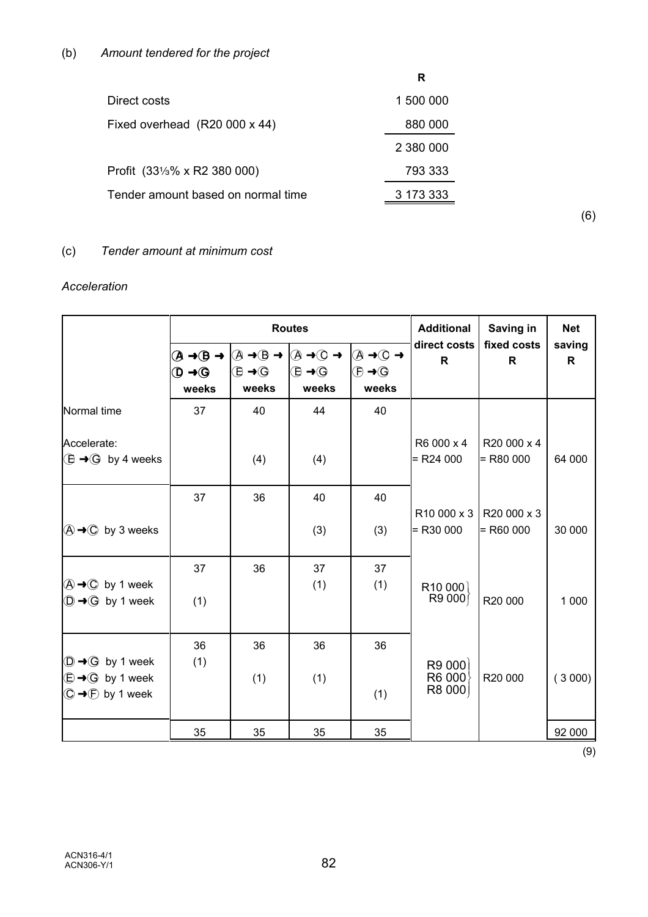(b) *Amount tendered for the project*

| | R |
|---|---|
| Direct costs | 1 500 000 |
| Fixed overhead (R20 000 x 44) | 880 000 |
| | 2 380 000 |
| Profit (33⅓% x R2 380 000) | 793 333 |
| Tender amount based on normal time | 3 173 333 |

(6)

(c) *Tender amount at minimum cost*

*Acceleration*

| | Routes | | | | Additional direct costs | Saving in fixed costs | Net saving |
|---|---|---|---|---|---|---|---|
| | Ⓐ → Ⓑ → Ⓓ → Ⓖ weeks | Ⓐ → Ⓑ → Ⓔ → Ⓖ weeks | Ⓐ → Ⓒ → Ⓔ → Ⓖ weeks | Ⓐ → Ⓒ → Ⓕ → Ⓖ weeks | R | R | R |
| Normal time | 37 | 40 | 44 | 40 | | | |
| Accelerate: Ⓔ → Ⓖ by 4 weeks | | (4) | (4) | | R6 000 x 4 = R24 000 | R20 000 x 4 = R80 000 | 64 000 |
| | 37 | 36 | 40 | 40 | | | |
| Ⓐ → Ⓒ by 3 weeks | | | (3) | (3) | R10 000 x 3 = R30 000 | R20 000 x 3 = R60 000 | 30 000 |
| | 37 | 36 | 37 | 37 | | | |
| Ⓐ → Ⓒ by 1 week<br>Ⓓ → Ⓖ by 1 week | (1) | | (1) | (1) | R10 000<br>R9 000 | R20 000 | 1 000 |
| | 36 | 36 | 36 | 36 | | | |
| Ⓓ → Ⓖ by 1 week<br>Ⓔ → Ⓖ by 1 week<br>Ⓒ → Ⓕ by 1 week | (1) | (1) | (1) | (1) | R9 000<br>R6 000<br>R8 000 | R20 000 | (3 000) |
| | 35 | 35 | 35 | 35 | | | 92 000 |

(9)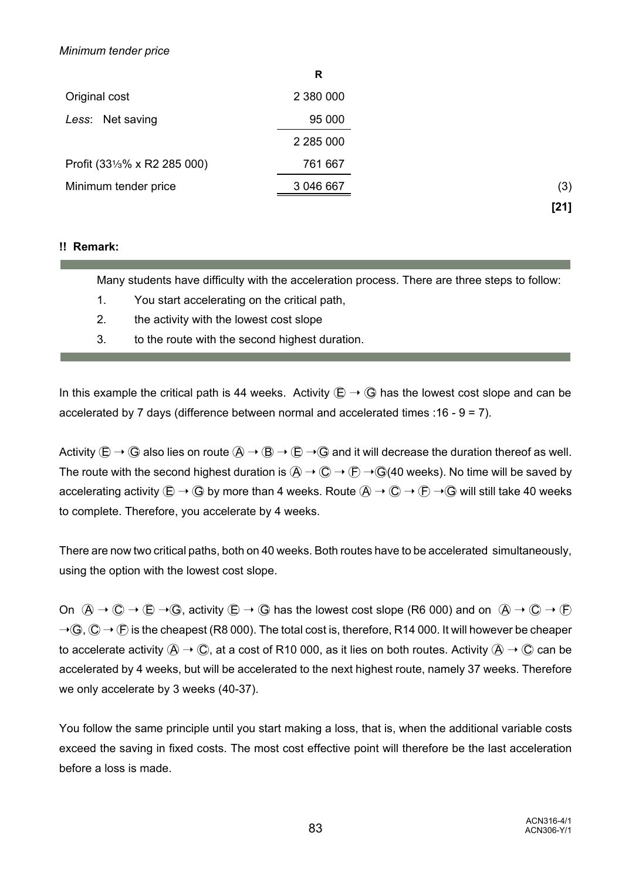*Minimum tender price*

| | R | |
|---|---|---|
| Original cost | 2 380 000 | |
| *Less*: Net saving | 95 000 | |
| | 2 285 000 | |
| Profit (33⅓% x R2 285 000) | 761 667 | |
| Minimum tender price | 3 046 667 | (3) |
| | | **[21]** |

**!! Remark:**

Many students have difficulty with the acceleration process. There are three steps to follow:

1. You start accelerating on the critical path,
2. the activity with the lowest cost slope
3. to the route with the second highest duration.

In this example the critical path is 44 weeks. Activity Ⓔ → Ⓖ has the lowest cost slope and can be accelerated by 7 days (difference between normal and accelerated times :16 - 9 = 7).

Activity Ⓔ → Ⓖ also lies on route Ⓐ → Ⓑ → Ⓔ →Ⓖ and it will decrease the duration thereof as well. The route with the second highest duration is Ⓐ → Ⓒ → Ⓕ →Ⓖ(40 weeks). No time will be saved by accelerating activity Ⓔ → Ⓖ by more than 4 weeks. Route Ⓐ → Ⓒ → Ⓕ →Ⓖ will still take 40 weeks to complete. Therefore, you accelerate by 4 weeks.

There are now two critical paths, both on 40 weeks. Both routes have to be accelerated simultaneously, using the option with the lowest cost slope.

On Ⓐ → Ⓒ → Ⓔ →Ⓖ, activity Ⓔ → Ⓖ has the lowest cost slope (R6 000) and on Ⓐ → Ⓒ → Ⓕ →Ⓖ, Ⓒ → Ⓕ is the cheapest (R8 000). The total cost is, therefore, R14 000. It will however be cheaper to accelerate activity Ⓐ → Ⓒ, at a cost of R10 000, as it lies on both routes. Activity Ⓐ → Ⓒ can be accelerated by 4 weeks, but will be accelerated to the next highest route, namely 37 weeks. Therefore we only accelerate by 3 weeks (40-37).

You follow the same principle until you start making a loss, that is, when the additional variable costs exceed the saving in fixed costs. The most cost effective point will therefore be the last acceleration before a loss is made.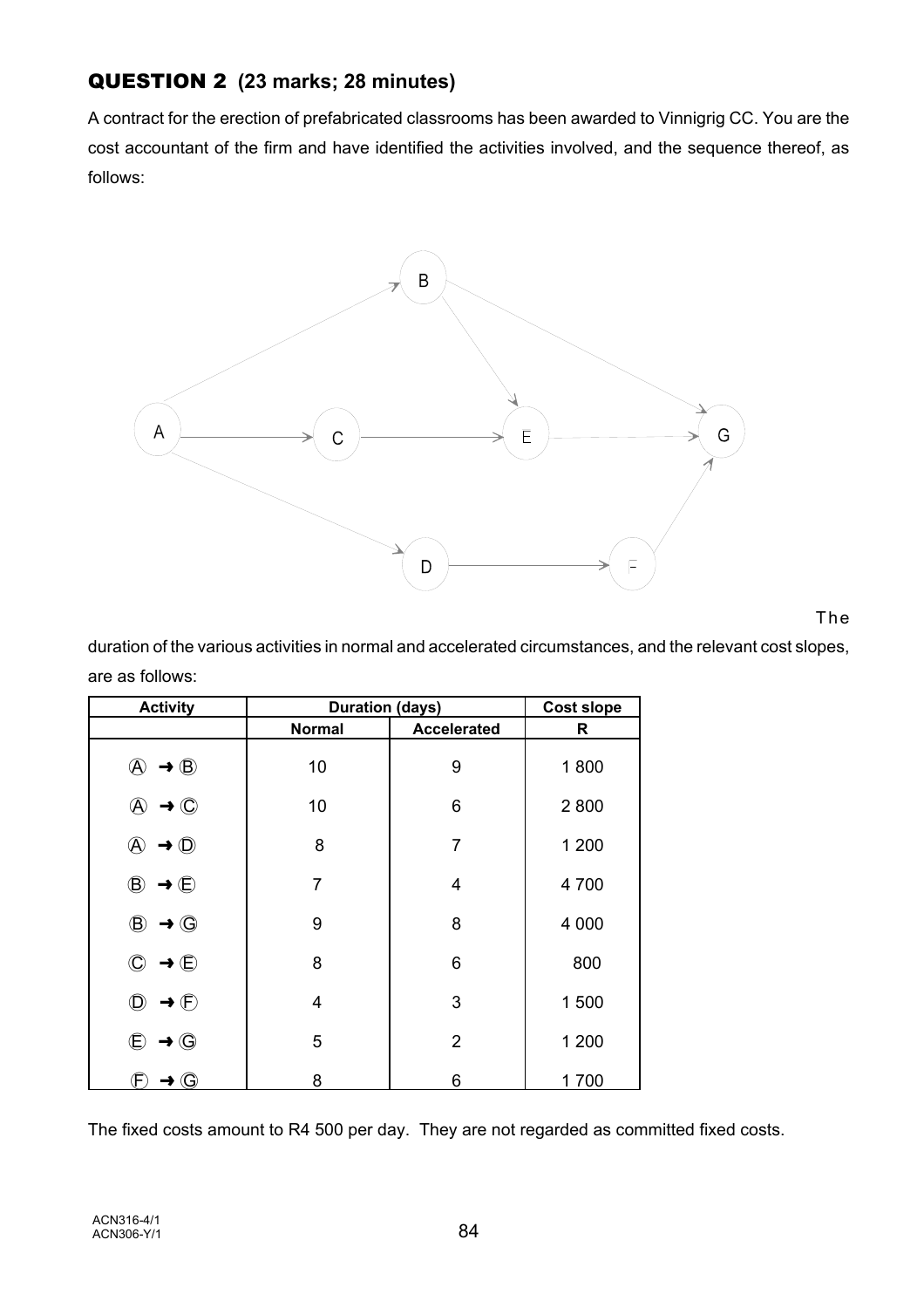## QUESTION 2 (23 marks; 28 minutes)

A contract for the erection of prefabricated classrooms has been awarded to Vinnigrig CC. You are the cost accountant of the firm and have identified the activities involved, and the sequence thereof, as follows:

The duration of the various activities in normal and accelerated circumstances, and the relevant cost slopes, are as follows:

| Activity | Duration (days) | | Cost slope |
|---|---|---|---|
| | Normal | Accelerated | R |
| Ⓐ ➜ Ⓑ | 10 | 9 | 1 800 |
| Ⓐ ➜ Ⓒ | 10 | 6 | 2 800 |
| Ⓐ ➜ Ⓓ | 8 | 7 | 1 200 |
| Ⓑ ➜ Ⓔ | 7 | 4 | 4 700 |
| Ⓑ ➜ Ⓖ | 9 | 8 | 4 000 |
| Ⓒ ➜ Ⓔ | 8 | 6 | 800 |
| Ⓓ ➜ Ⓕ | 4 | 3 | 1 500 |
| Ⓔ ➜ Ⓖ | 5 | 2 | 1 200 |
| Ⓕ ➜ Ⓖ | 8 | 6 | 1 700 |

The fixed costs amount to R4 500 per day. They are not regarded as committed fixed costs.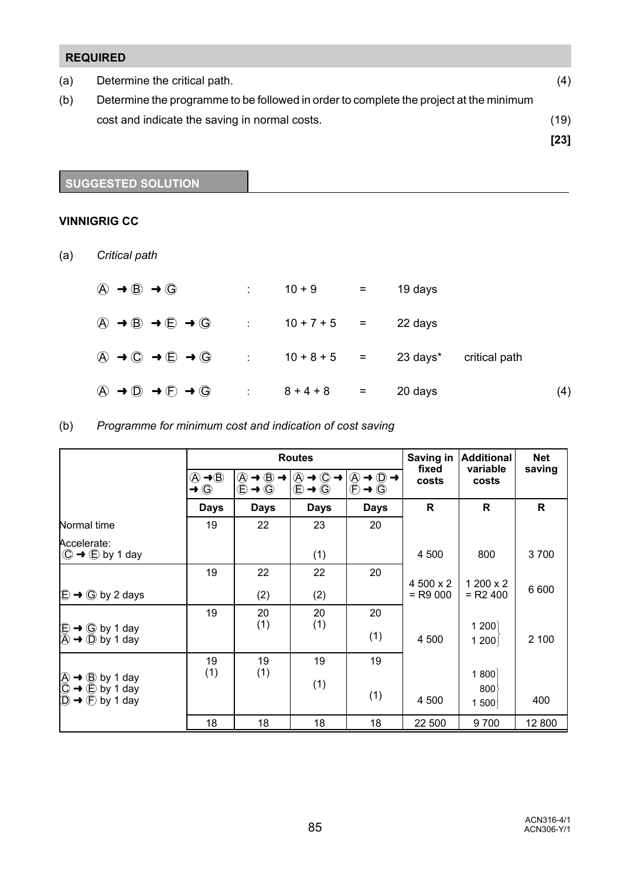## REQUIRED

(a) Determine the critical path. (4)

(b) Determine the programme to be followed in order to complete the project at the minimum cost and indicate the saving in normal costs. (19)

**[23]**

## SUGGESTED SOLUTION

### VINNIGRIG CC

(a) *Critical path*

| | | | | | |
|---|---|---|---|---|---|
| Ⓐ → Ⓑ → Ⓖ | : | 10 + 9 | = | 19 days | |
| Ⓐ → Ⓑ → Ⓔ → Ⓖ | : | 10 + 7 + 5 | = | 22 days | |
| Ⓐ → Ⓒ → Ⓔ → Ⓖ | : | 10 + 8 + 5 | = | 23 days* | critical path |
| Ⓐ → Ⓓ → Ⓕ → Ⓖ | : | 8 + 4 + 8 | = | 20 days | (4) |

(b) *Programme for minimum cost and indication of cost saving*

| | Routes | | | | Saving in fixed costs | Additional variable costs | Net saving |
|---|---|---|---|---|---|---|---|
| | Ⓐ → Ⓑ → Ⓖ | Ⓐ → Ⓑ → Ⓔ → Ⓖ | Ⓐ → Ⓒ → Ⓔ → Ⓖ | Ⓐ → Ⓓ → Ⓕ → Ⓖ | | | |
| | Days | Days | Days | Days | R | R | R |
| Normal time | 19 | 22 | 23 | 20 | | | |
| Accelerate: Ⓒ → Ⓔ by 1 day | | | (1) | | 4 500 | 800 | 3 700 |
| | 19 | 22 | 22 | 20 | | | |
| Ⓔ → Ⓖ by 2 days | | (2) | (2) | | 4 500 x 2 = R9 000 | 1 200 x 2 = R2 400 | 6 600 |
| | 19 | 20 | 20 | 20 | | | |
| Ⓔ → Ⓖ by 1 day<br>Ⓐ → Ⓓ by 1 day | | (1) | (1) | (1) | 4 500 | 1 200<br>1 200 | 2 100 |
| | 19 | 19 | 19 | 19 | | | |
| Ⓐ → Ⓑ by 1 day<br>Ⓒ → Ⓔ by 1 day<br>Ⓓ → Ⓕ by 1 day | (1) | (1) | (1) | (1) | 4 500 | 1 800<br>800<br>1 500 | 400 |
| | 18 | 18 | 18 | 18 | 22 500 | 9 700 | 12 800 |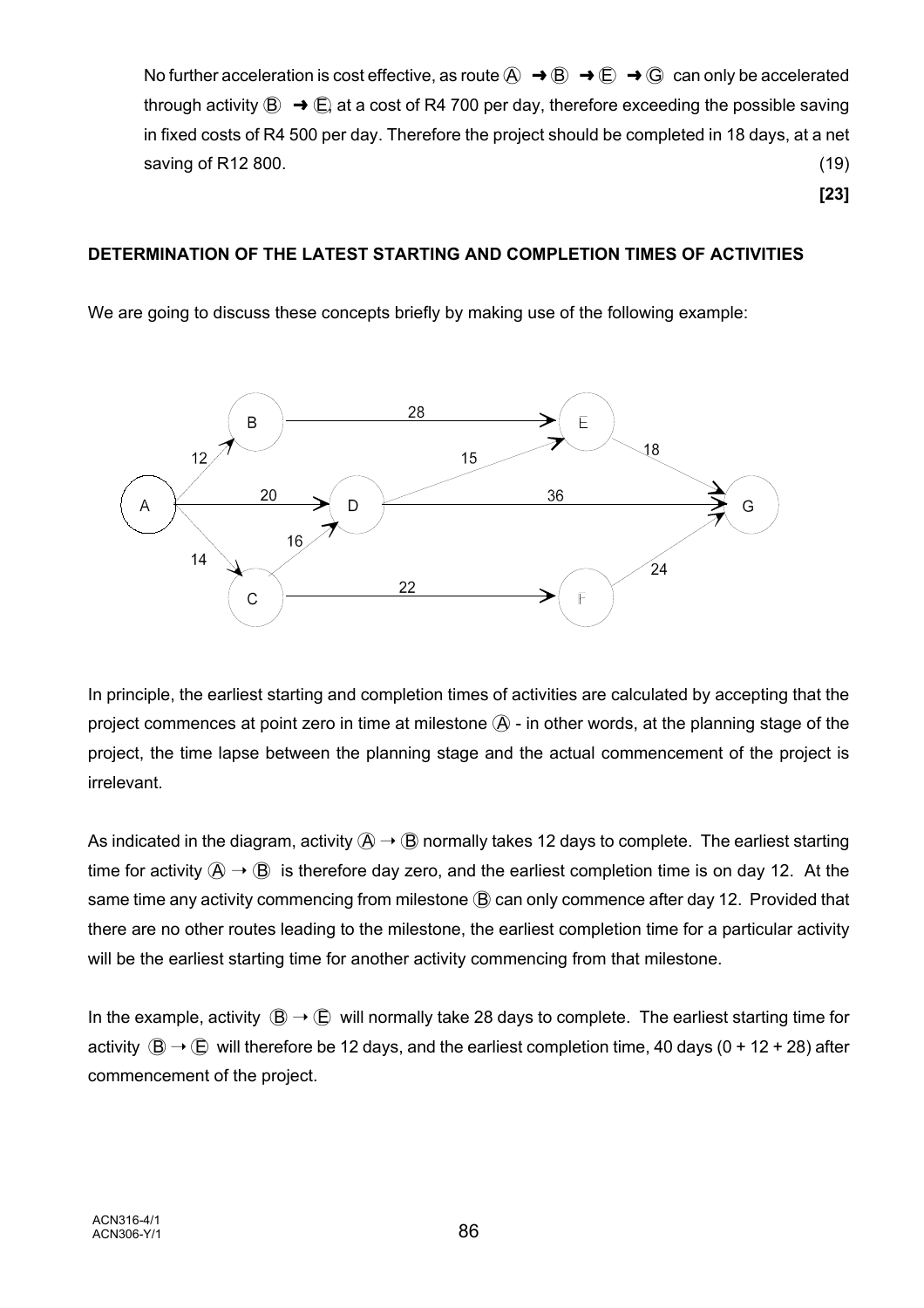No further acceleration is cost effective, as route Ⓐ → Ⓑ → Ⓔ → Ⓖ can only be accelerated through activity Ⓑ → Ⓔ at a cost of R4 700 per day, therefore exceeding the possible saving in fixed costs of R4 500 per day. Therefore the project should be completed in 18 days, at a net saving of R12 800. (19)

**[23]**

**DETERMINATION OF THE LATEST STARTING AND COMPLETION TIMES OF ACTIVITIES**

We are going to discuss these concepts briefly by making use of the following example:

In principle, the earliest starting and completion times of activities are calculated by accepting that the project commences at point zero in time at milestone Ⓐ - in other words, at the planning stage of the project, the time lapse between the planning stage and the actual commencement of the project is irrelevant.

As indicated in the diagram, activity Ⓐ → Ⓑ normally takes 12 days to complete. The earliest starting time for activity Ⓐ → Ⓑ is therefore day zero, and the earliest completion time is on day 12. At the same time any activity commencing from milestone Ⓑ can only commence after day 12. Provided that there are no other routes leading to the milestone, the earliest completion time for a particular activity will be the earliest starting time for another activity commencing from that milestone.

In the example, activity Ⓑ → Ⓔ will normally take 28 days to complete. The earliest starting time for activity Ⓑ → Ⓔ will therefore be 12 days, and the earliest completion time, 40 days (0 + 12 + 28) after commencement of the project.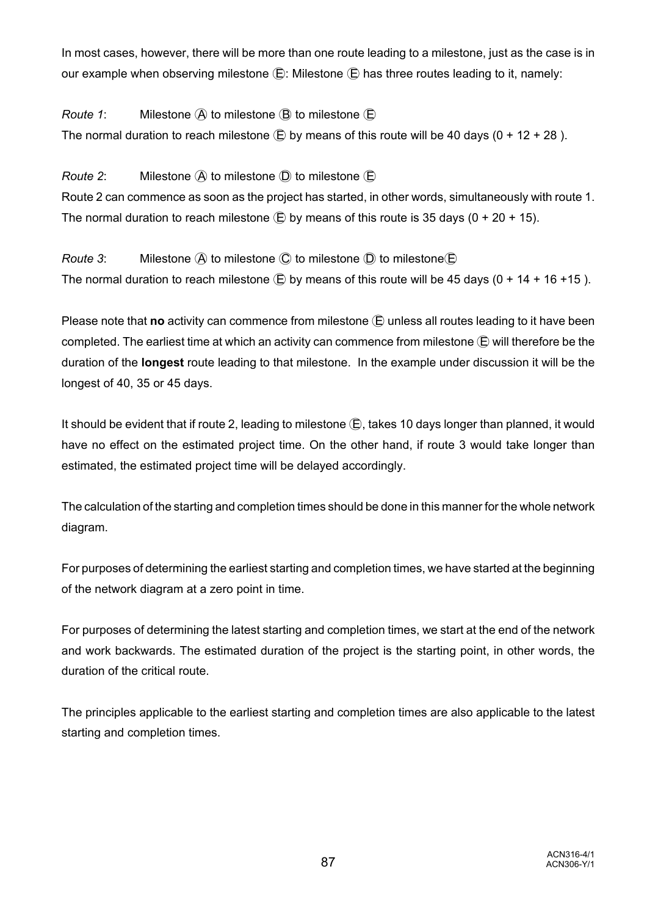In most cases, however, there will be more than one route leading to a milestone, just as the case is in our example when observing milestone Ⓔ: Milestone Ⓔ has three routes leading to it, namely:

*Route 1*: Milestone Ⓐ to milestone Ⓑ to milestone Ⓔ

The normal duration to reach milestone Ⓔ by means of this route will be 40 days (0 + 12 + 28 ).

*Route 2*: Milestone Ⓐ to milestone Ⓓ to milestone Ⓔ

Route 2 can commence as soon as the project has started, in other words, simultaneously with route 1. The normal duration to reach milestone Ⓔ by means of this route is 35 days (0 + 20 + 15).

*Route 3*: Milestone Ⓐ to milestone Ⓒ to milestone Ⓓ to milestoneⒺ

The normal duration to reach milestone Ⓔ by means of this route will be 45 days (0 + 14 + 16 +15 ).

Please note that **no** activity can commence from milestone Ⓔ unless all routes leading to it have been completed. The earliest time at which an activity can commence from milestone Ⓔ will therefore be the duration of the **longest** route leading to that milestone. In the example under discussion it will be the longest of 40, 35 or 45 days.

It should be evident that if route 2, leading to milestone Ⓔ, takes 10 days longer than planned, it would have no effect on the estimated project time. On the other hand, if route 3 would take longer than estimated, the estimated project time will be delayed accordingly.

The calculation of the starting and completion times should be done in this manner for the whole network diagram.

For purposes of determining the earliest starting and completion times, we have started at the beginning of the network diagram at a zero point in time.

For purposes of determining the latest starting and completion times, we start at the end of the network and work backwards. The estimated duration of the project is the starting point, in other words, the duration of the critical route.

The principles applicable to the earliest starting and completion times are also applicable to the latest starting and completion times.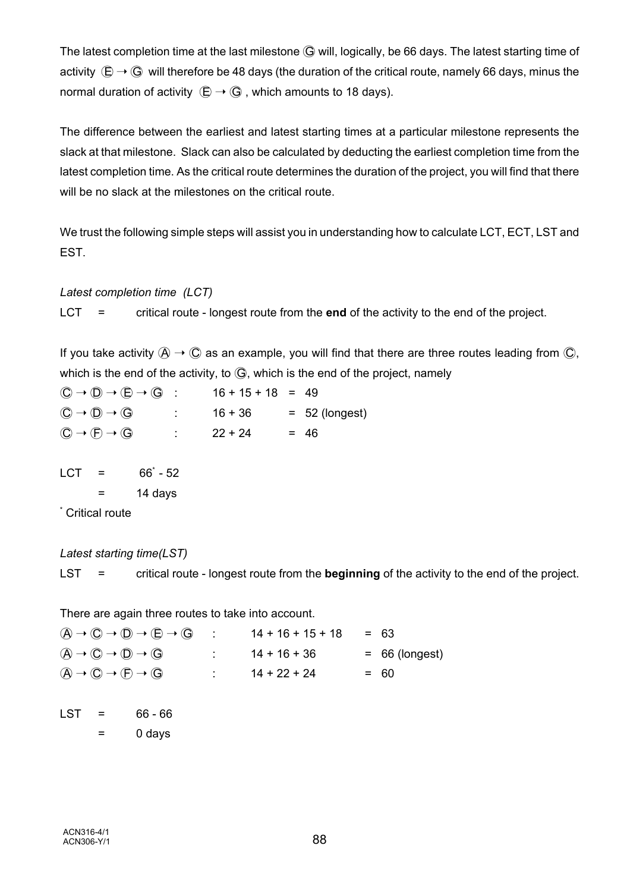The latest completion time at the last milestone Ⓖ will, logically, be 66 days. The latest starting time of activity Ⓔ → Ⓖ will therefore be 48 days (the duration of the critical route, namely 66 days, minus the normal duration of activity Ⓔ → Ⓖ, which amounts to 18 days).

The difference between the earliest and latest starting times at a particular milestone represents the slack at that milestone. Slack can also be calculated by deducting the earliest completion time from the latest completion time. As the critical route determines the duration of the project, you will find that there will be no slack at the milestones on the critical route.

We trust the following simple steps will assist you in understanding how to calculate LCT, ECT, LST and EST.

*Latest completion time (LCT)*

LCT = critical route - longest route from the **end** of the activity to the end of the project.

If you take activity Ⓐ → Ⓒ as an example, you will find that there are three routes leading from Ⓒ, which is the end of the activity, to Ⓖ, which is the end of the project, namely

| | | | | |
|---|---|---|---|---|
| Ⓒ → Ⓓ → Ⓔ → Ⓖ | : | 16 + 15 + 18 | = | 49 |
| Ⓒ → Ⓓ → Ⓖ | : | 16 + 36 | = | 52 (longest) |
| Ⓒ → Ⓕ → Ⓖ | : | 22 + 24 | = | 46 |

LCT = 66* - 52

= 14 days

\* Critical route

*Latest starting time(LST)*

LST = critical route - longest route from the **beginning** of the activity to the end of the project.

There are again three routes to take into account.

| | | | | |
|---|---|---|---|---|
| Ⓐ → Ⓒ → Ⓓ → Ⓔ → Ⓖ | : | 14 + 16 + 15 + 18 | = | 63 |
| Ⓐ → Ⓒ → Ⓓ → Ⓖ | : | 14 + 16 + 36 | = | 66 (longest) |
| Ⓐ → Ⓒ → Ⓕ → Ⓖ | : | 14 + 22 + 24 | = | 60 |

LST = 66 - 66

= 0 days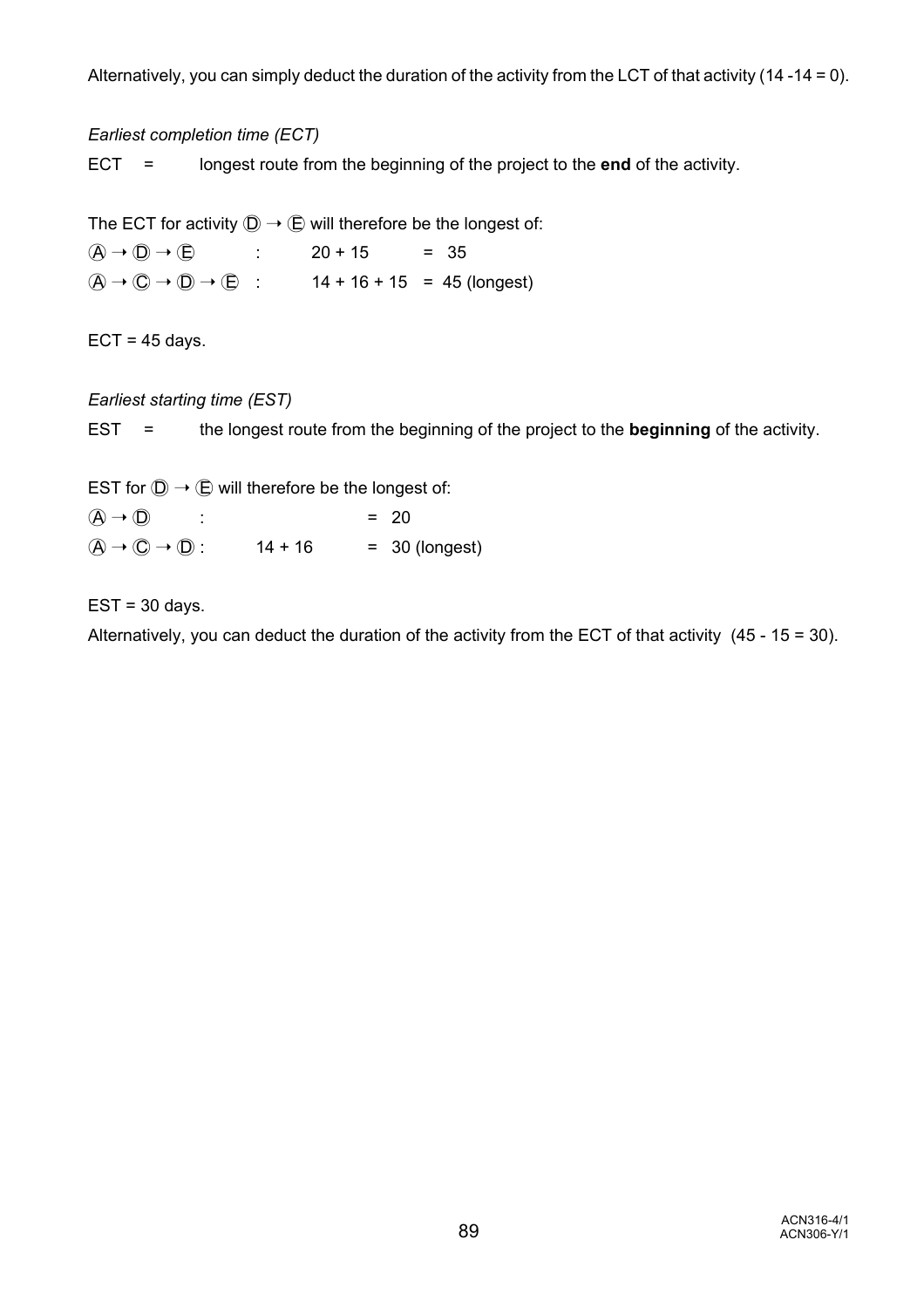Alternatively, you can simply deduct the duration of the activity from the LCT of that activity (14 -14 = 0).

*Earliest completion time (ECT)*

ECT = longest route from the beginning of the project to the **end** of the activity.

The ECT for activity Ⓓ → Ⓔ will therefore be the longest of:

Ⓐ → Ⓓ → Ⓔ : 20 + 15 = 35

Ⓐ → Ⓒ → Ⓓ → Ⓔ : 14 + 16 + 15 = 45 (longest)

ECT = 45 days.

*Earliest starting time (EST)*

EST = the longest route from the beginning of the project to the **beginning** of the activity.

EST for Ⓓ → Ⓔ will therefore be the longest of:

Ⓐ → Ⓓ : = 20

Ⓐ → Ⓒ → Ⓓ : 14 + 16 = 30 (longest)

EST = 30 days.

Alternatively, you can deduct the duration of the activity from the ECT of that activity (45 - 15 = 30).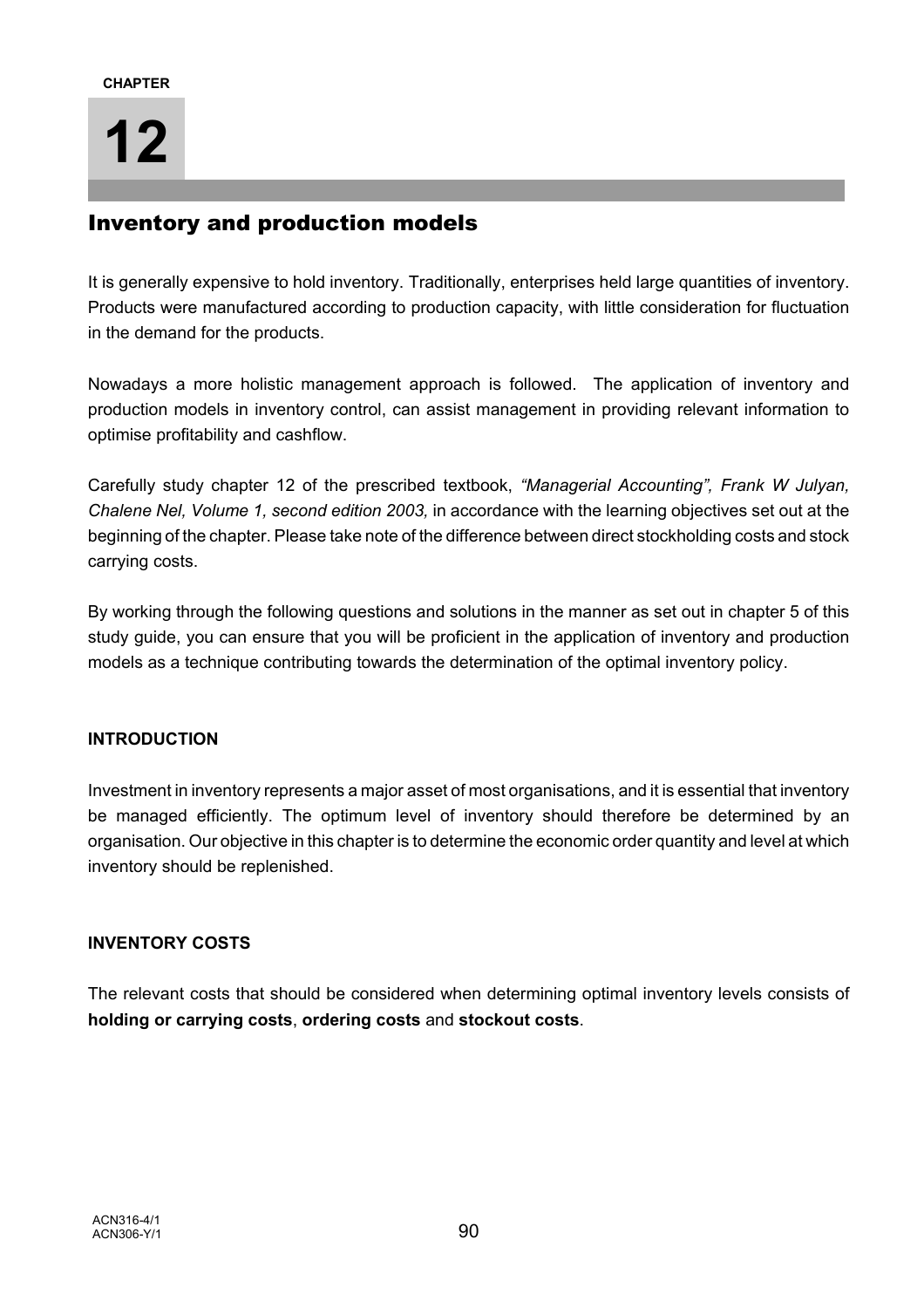CHAPTER

# 12

## Inventory and production models

It is generally expensive to hold inventory. Traditionally, enterprises held large quantities of inventory. Products were manufactured according to production capacity, with little consideration for fluctuation in the demand for the products.

Nowadays a more holistic management approach is followed. The application of inventory and production models in inventory control, can assist management in providing relevant information to optimise profitability and cashflow.

Carefully study chapter 12 of the prescribed textbook, *"Managerial Accounting", Frank W Julyan, Chalene Nel, Volume 1, second edition 2003,* in accordance with the learning objectives set out at the beginning of the chapter. Please take note of the difference between direct stockholding costs and stock carrying costs.

By working through the following questions and solutions in the manner as set out in chapter 5 of this study guide, you can ensure that you will be proficient in the application of inventory and production models as a technique contributing towards the determination of the optimal inventory policy.

### INTRODUCTION

Investment in inventory represents a major asset of most organisations, and it is essential that inventory be managed efficiently. The optimum level of inventory should therefore be determined by an organisation. Our objective in this chapter is to determine the economic order quantity and level at which inventory should be replenished.

### INVENTORY COSTS

The relevant costs that should be considered when determining optimal inventory levels consists of **holding or carrying costs**, **ordering costs** and **stockout costs**.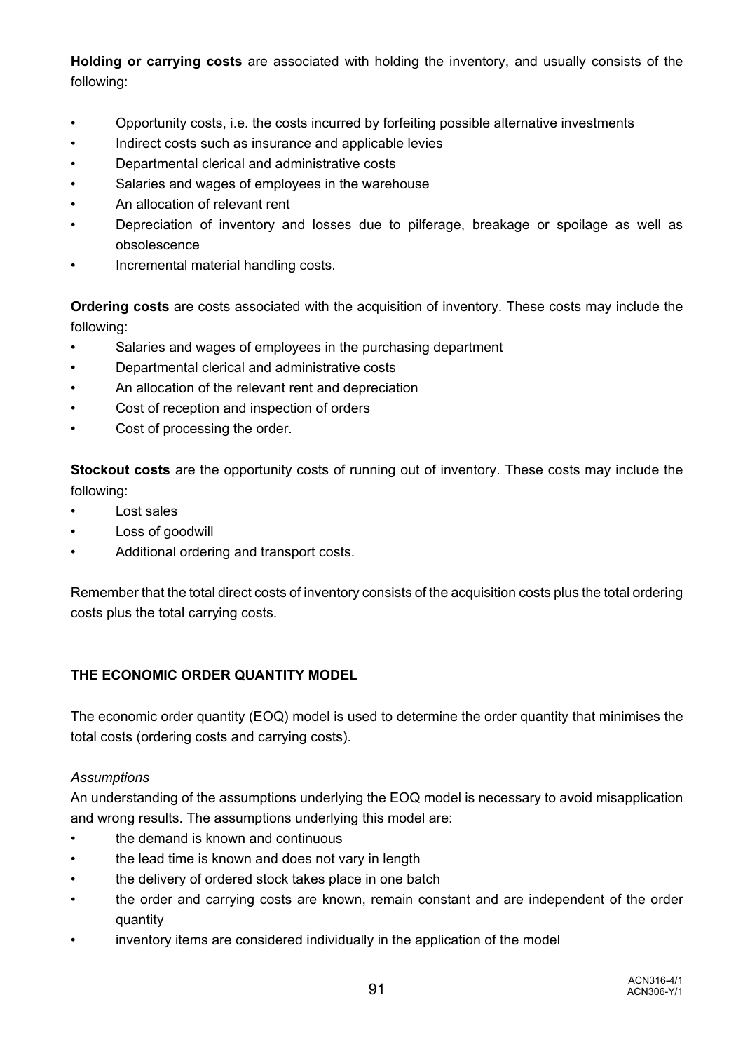**Holding or carrying costs** are associated with holding the inventory, and usually consists of the following:

- Opportunity costs, i.e. the costs incurred by forfeiting possible alternative investments
- Indirect costs such as insurance and applicable levies
- Departmental clerical and administrative costs
- Salaries and wages of employees in the warehouse
- An allocation of relevant rent
- Depreciation of inventory and losses due to pilferage, breakage or spoilage as well as obsolescence
- Incremental material handling costs.

**Ordering costs** are costs associated with the acquisition of inventory. These costs may include the following:

- Salaries and wages of employees in the purchasing department
- Departmental clerical and administrative costs
- An allocation of the relevant rent and depreciation
- Cost of reception and inspection of orders
- Cost of processing the order.

**Stockout costs** are the opportunity costs of running out of inventory. These costs may include the following:

- Lost sales
- Loss of goodwill
- Additional ordering and transport costs.

Remember that the total direct costs of inventory consists of the acquisition costs plus the total ordering costs plus the total carrying costs.

## THE ECONOMIC ORDER QUANTITY MODEL

The economic order quantity (EOQ) model is used to determine the order quantity that minimises the total costs (ordering costs and carrying costs).

*Assumptions*

An understanding of the assumptions underlying the EOQ model is necessary to avoid misapplication and wrong results. The assumptions underlying this model are:

- the demand is known and continuous
- the lead time is known and does not vary in length
- the delivery of ordered stock takes place in one batch
- the order and carrying costs are known, remain constant and are independent of the order quantity
- inventory items are considered individually in the application of the model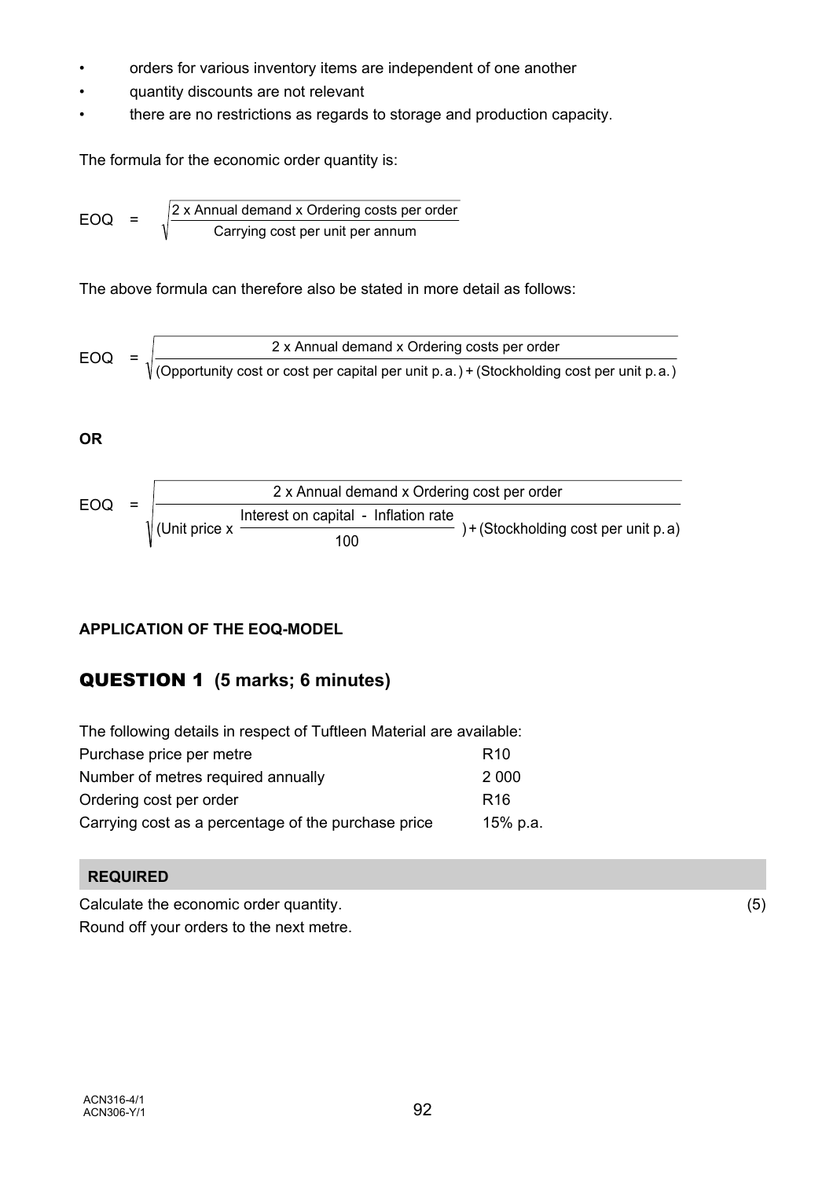- orders for various inventory items are independent of one another
- quantity discounts are not relevant
- there are no restrictions as regards to storage and production capacity.

The formula for the economic order quantity is:

$$\text{EOQ} = \sqrt{\frac{\text{2 x Annual demand x Ordering costs per order}}{\text{Carrying cost per unit per annum}}}$$

The above formula can therefore also be stated in more detail as follows:

$$\text{EOQ} = \sqrt{\frac{\text{2 x Annual demand x Ordering costs per order}}{\text{(Opportunity cost or cost per capital per unit p.a.)} + \text{(Stockholding cost per unit p.a.)}}}$$

**OR**

$$\text{EOQ} = \sqrt{\frac{\text{2 x Annual demand x Ordering cost per order}}{\left(\text{Unit price x } \dfrac{\text{Interest on capital - Inflation rate}}{100}\right) + \text{(Stockholding cost per unit p.a)}}}$$

**APPLICATION OF THE EOQ-MODEL**

## QUESTION 1 (5 marks; 6 minutes)

The following details in respect of Tuftleen Material are available:

| | |
|---|---|
| Purchase price per metre | R10 |
| Number of metres required annually | 2 000 |
| Ordering cost per order | R16 |
| Carrying cost as a percentage of the purchase price | 15% p.a. |

**REQUIRED**

Calculate the economic order quantity. (5)
Round off your orders to the next metre.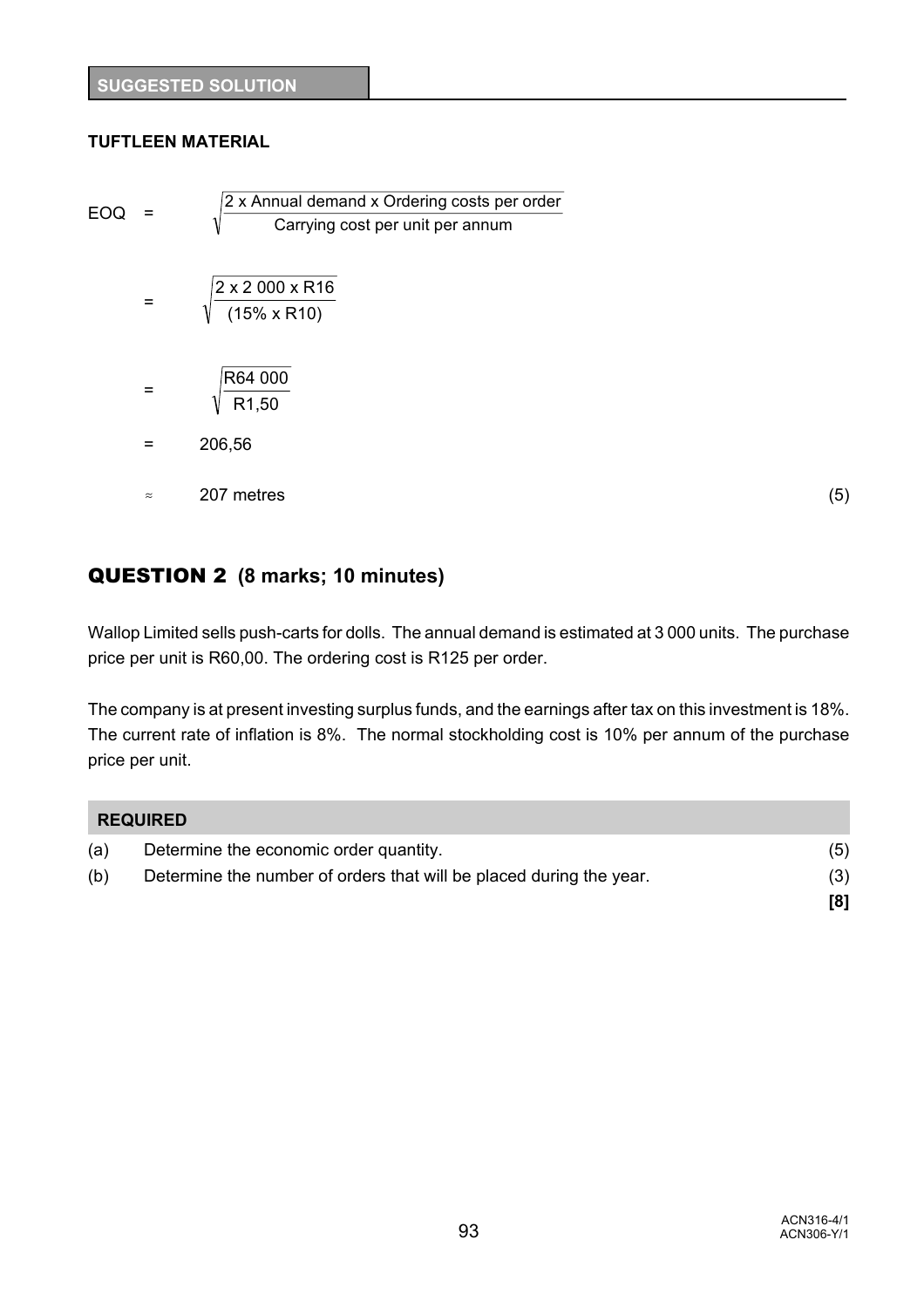**SUGGESTED SOLUTION**

**TUFTLEEN MATERIAL**

$$\text{EOQ} = \sqrt{\frac{2 \times \text{Annual demand} \times \text{Ordering costs per order}}{\text{Carrying cost per unit per annum}}}$$

$$= \sqrt{\frac{2 \times 2\,000 \times R16}{(15\% \times R10)}}$$

$$= \sqrt{\frac{R64\,000}{R1{,}50}}$$

$$= 206{,}56$$

$$\approx 207 \text{ metres}$$

(5)

## QUESTION 2 (8 marks; 10 minutes)

Wallop Limited sells push-carts for dolls. The annual demand is estimated at 3 000 units. The purchase price per unit is R60,00. The ordering cost is R125 per order.

The company is at present investing surplus funds, and the earnings after tax on this investment is 18%. The current rate of inflation is 8%. The normal stockholding cost is 10% per annum of the purchase price per unit.

**REQUIRED**

| | | |
|---|---|---|
| (a) | Determine the economic order quantity. | (5) |
| (b) | Determine the number of orders that will be placed during the year. | (3) |
| | | **[8]** |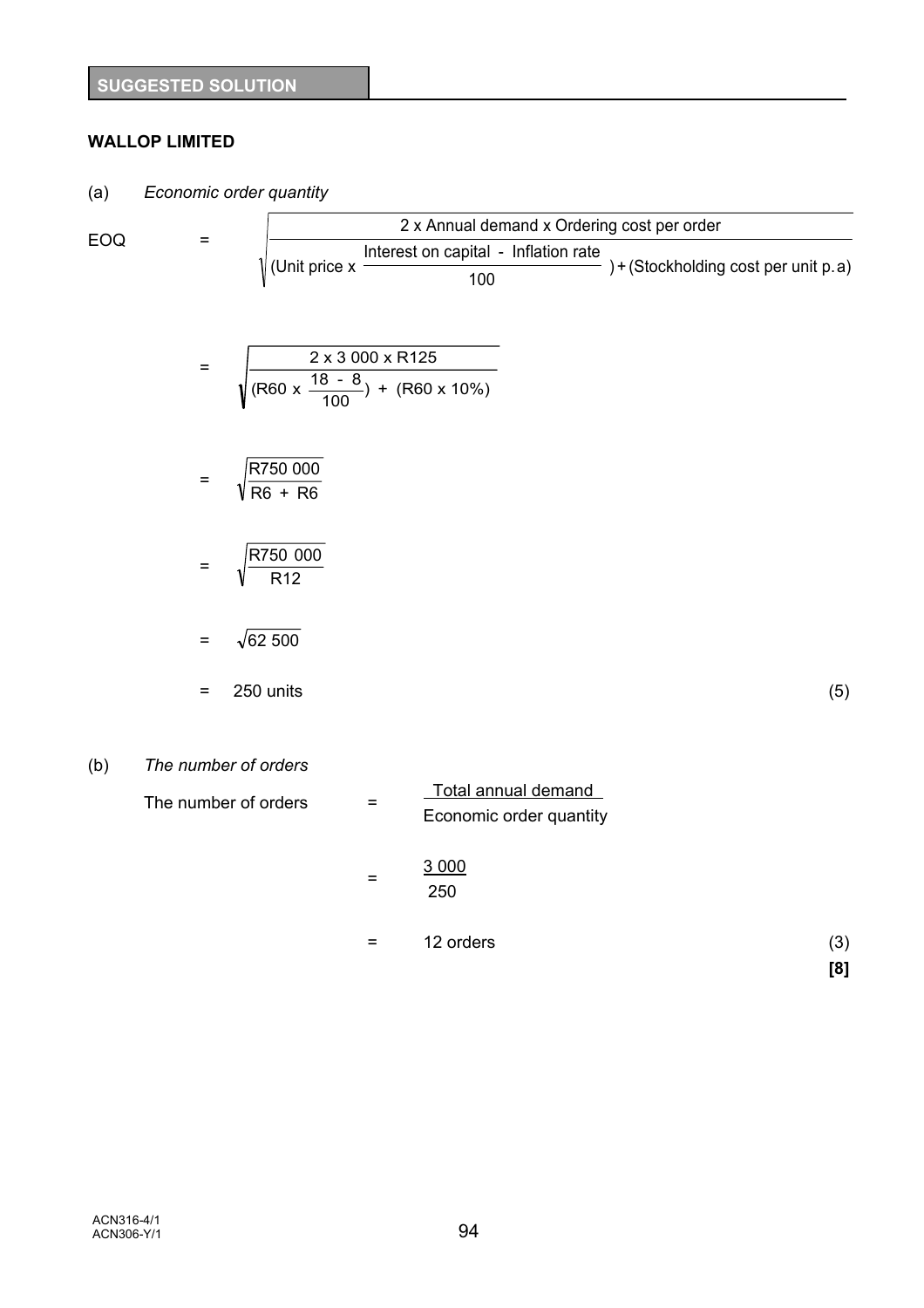**SUGGESTED SOLUTION**

**WALLOP LIMITED**

(a) *Economic order quantity*

$$\text{EOQ} = \sqrt{\frac{2 \times \text{Annual demand} \times \text{Ordering cost per order}}{(\text{Unit price} \times \frac{\text{Interest on capital - Inflation rate}}{100}) + (\text{Stockholding cost per unit p.a})}}$$

$$= \sqrt{\frac{2 \times 3\ 000 \times R125}{(R60 \times \frac{18\ -\ 8}{100}) + (R60 \times 10\%)}}$$

$$= \sqrt{\frac{R750\ 000}{R6 + R6}}$$

$$= \sqrt{\frac{R750\ 000}{R12}}$$

$$= \sqrt{62\ 500}$$

$= 250$ units (5)

(b) *The number of orders*

$$\text{The number of orders} = \frac{\text{Total annual demand}}{\text{Economic order quantity}}$$

$$= \frac{3\ 000}{250}$$

$= 12$ orders (3)

**[8]**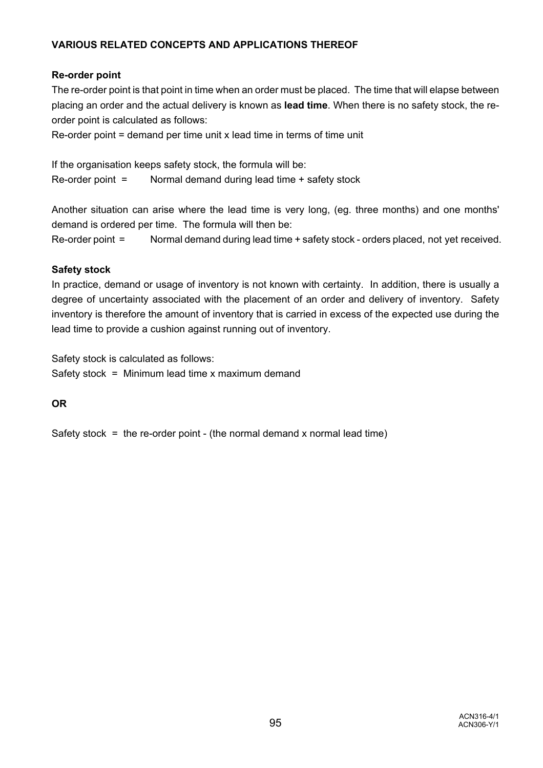**VARIOUS RELATED CONCEPTS AND APPLICATIONS THEREOF**

**Re-order point**

The re-order point is that point in time when an order must be placed. The time that will elapse between placing an order and the actual delivery is known as **lead time**. When there is no safety stock, the re-order point is calculated as follows:

Re-order point = demand per time unit x lead time in terms of time unit

If the organisation keeps safety stock, the formula will be:

Re-order point = Normal demand during lead time + safety stock

Another situation can arise where the lead time is very long, (eg. three months) and one months' demand is ordered per time. The formula will then be:

Re-order point = Normal demand during lead time + safety stock - orders placed, not yet received.

**Safety stock**

In practice, demand or usage of inventory is not known with certainty. In addition, there is usually a degree of uncertainty associated with the placement of an order and delivery of inventory. Safety inventory is therefore the amount of inventory that is carried in excess of the expected use during the lead time to provide a cushion against running out of inventory.

Safety stock is calculated as follows:

Safety stock = Minimum lead time x maximum demand

**OR**

Safety stock = the re-order point - (the normal demand x normal lead time)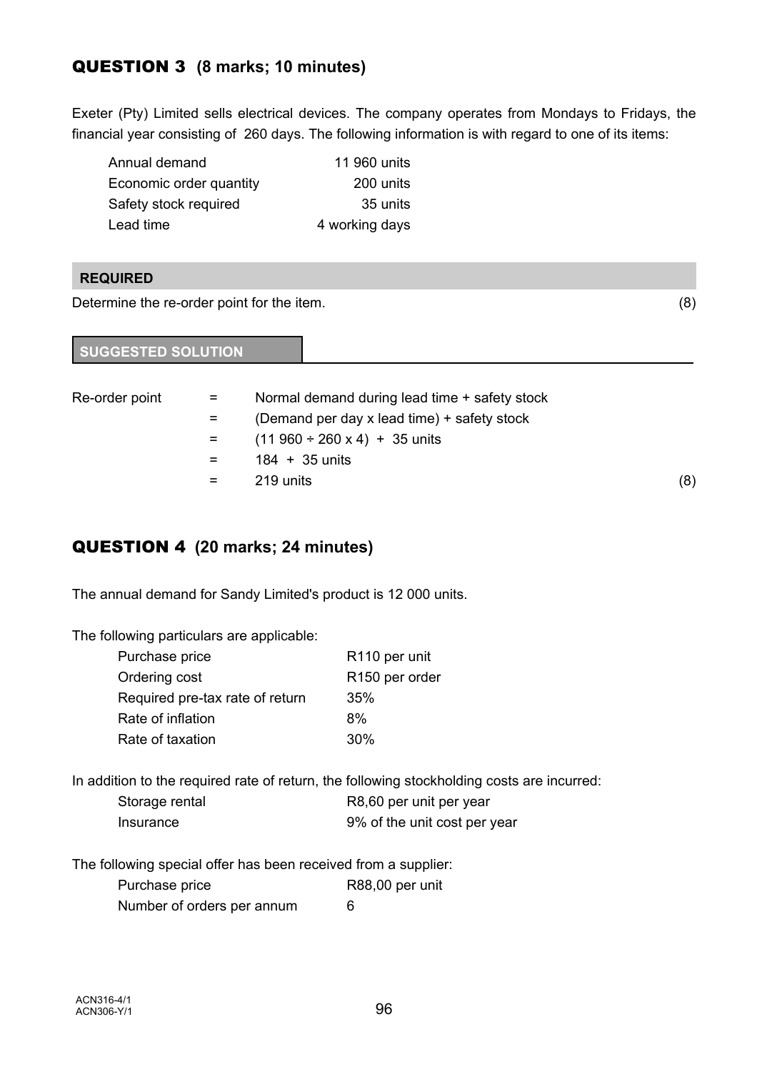## QUESTION 3 (8 marks; 10 minutes)

Exeter (Pty) Limited sells electrical devices. The company operates from Mondays to Fridays, the financial year consisting of 260 days. The following information is with regard to one of its items:

| | |
|---|---|
| Annual demand | 11 960 units |
| Economic order quantity | 200 units |
| Safety stock required | 35 units |
| Lead time | 4 working days |

**REQUIRED**

Determine the re-order point for the item. (8)

**SUGGESTED SOLUTION**

| | | | |
|---|---|---|---|
| Re-order point | = | Normal demand during lead time + safety stock | |
| | = | (Demand per day x lead time) + safety stock | |
| | = | (11 960 ÷ 260 x 4) + 35 units | |
| | = | 184 + 35 units | |
| | = | 219 units | (8) |

## QUESTION 4 (20 marks; 24 minutes)

The annual demand for Sandy Limited's product is 12 000 units.

The following particulars are applicable:

| | |
|---|---|
| Purchase price | R110 per unit |
| Ordering cost | R150 per order |
| Required pre-tax rate of return | 35% |
| Rate of inflation | 8% |
| Rate of taxation | 30% |

In addition to the required rate of return, the following stockholding costs are incurred:

| | |
|---|---|
| Storage rental | R8,60 per unit per year |
| Insurance | 9% of the unit cost per year |

The following special offer has been received from a supplier:

| | |
|---|---|
| Purchase price | R88,00 per unit |
| Number of orders per annum | 6 |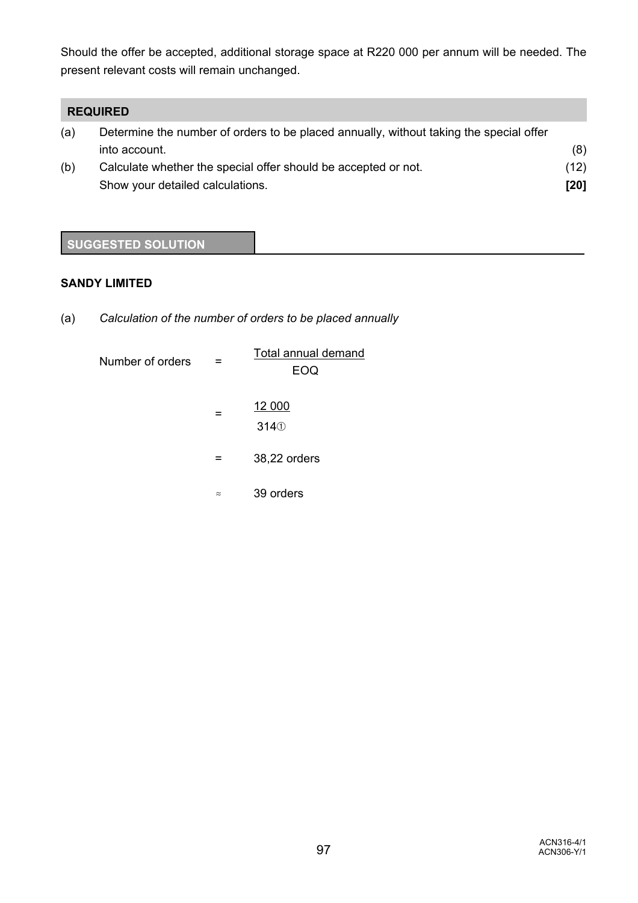Should the offer be accepted, additional storage space at R220 000 per annum will be needed. The present relevant costs will remain unchanged.

**REQUIRED**

(a) Determine the number of orders to be placed annually, without taking the special offer into account. (8)

(b) Calculate whether the special offer should be accepted or not. (12)

Show your detailed calculations. **[20]**

**SUGGESTED SOLUTION**

**SANDY LIMITED**

(a) *Calculation of the number of orders to be placed annually*

$$\text{Number of orders} = \frac{\text{Total annual demand}}{\text{EOQ}}$$

$$= \frac{12\ 000}{314①}$$

$$= 38{,}22 \text{ orders}$$

$$\approx 39 \text{ orders}$$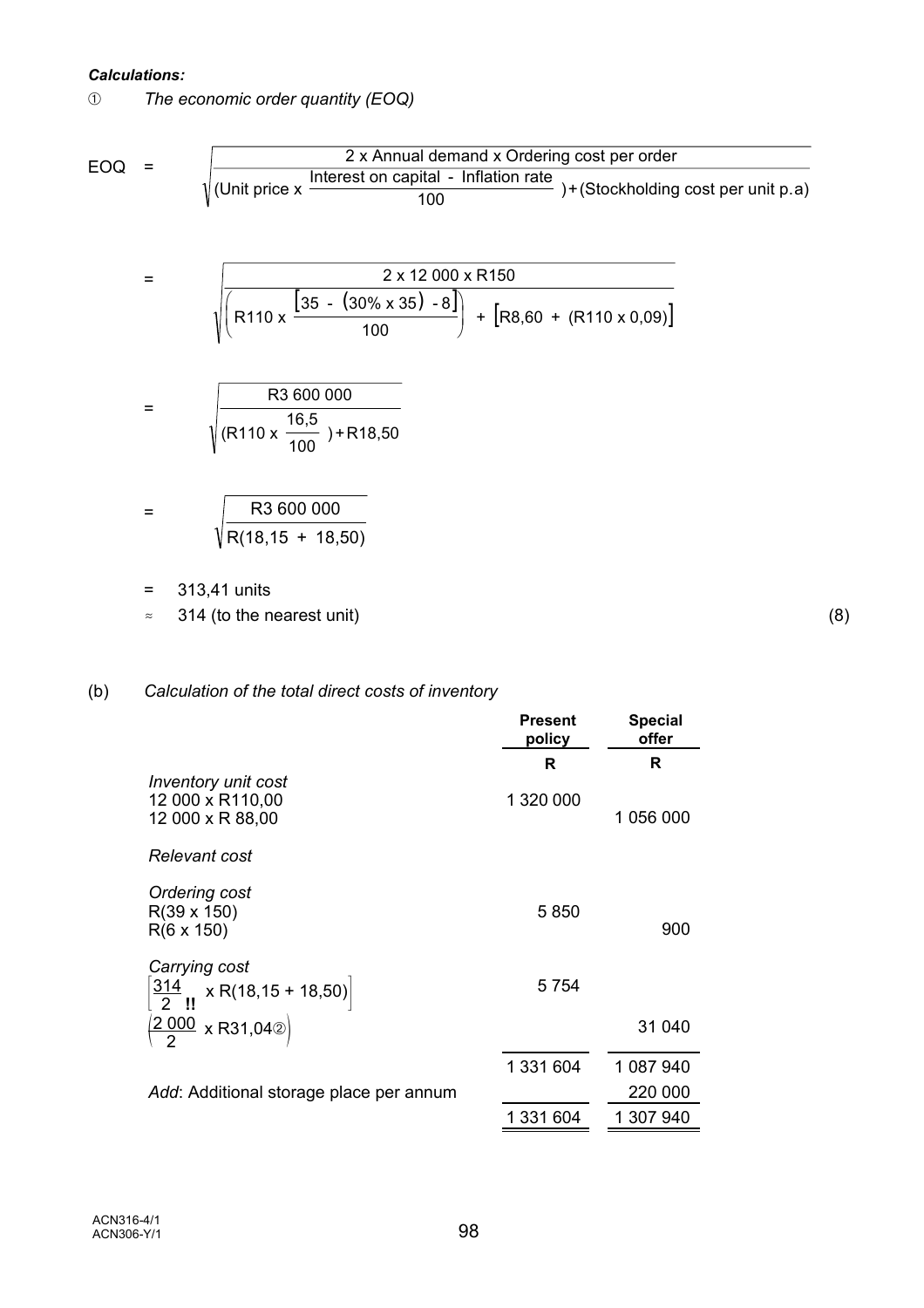***Calculations:***

① *The economic order quantity (EOQ)*

$$EOQ = \sqrt{\frac{2 \times \text{Annual demand} \times \text{Ordering cost per order}}{(\text{Unit price} \times \frac{\text{Interest on capital - Inflation rate}}{100}) + (\text{Stockholding cost per unit p.a})}}$$

$$= \sqrt{\frac{2 \times 12\,000 \times R150}{\left(R110 \times \frac{[35 - (30\% \times 35) - 8]}{100}\right) + [R8,60 + (R110 \times 0,09)]}}$$

$$= \sqrt{\frac{R3\,600\,000}{(R110 \times \frac{16,5}{100}) + R18,50}}$$

$$= \sqrt{\frac{R3\,600\,000}{R(18,15 + 18,50)}}$$

= 313,41 units

≈ 314 (to the nearest unit) (8)

(b) *Calculation of the total direct costs of inventory*

| | Present policy | Special offer |
|---|---|---|
| | **R** | **R** |
| *Inventory unit cost* | | |
| 12 000 x R110,00 | 1 320 000 | |
| 12 000 x R 88,00 | | 1 056 000 |
| *Relevant cost* | | |
| *Ordering cost* | | |
| R(39 x 150) | 5 850 | |
| R(6 x 150) | | 900 |
| *Carrying cost* | | |
| $\left[\frac{314}{2} \times R(18,15 + 18,50)\right]$ !! | 5 754 | |
| $\left(\frac{2\,000}{2} \times R31,04\right)$ ② | | 31 040 |
| | 1 331 604 | 1 087 940 |
| *Add*: Additional storage place per annum | | 220 000 |
| | 1 331 604 | 1 307 940 |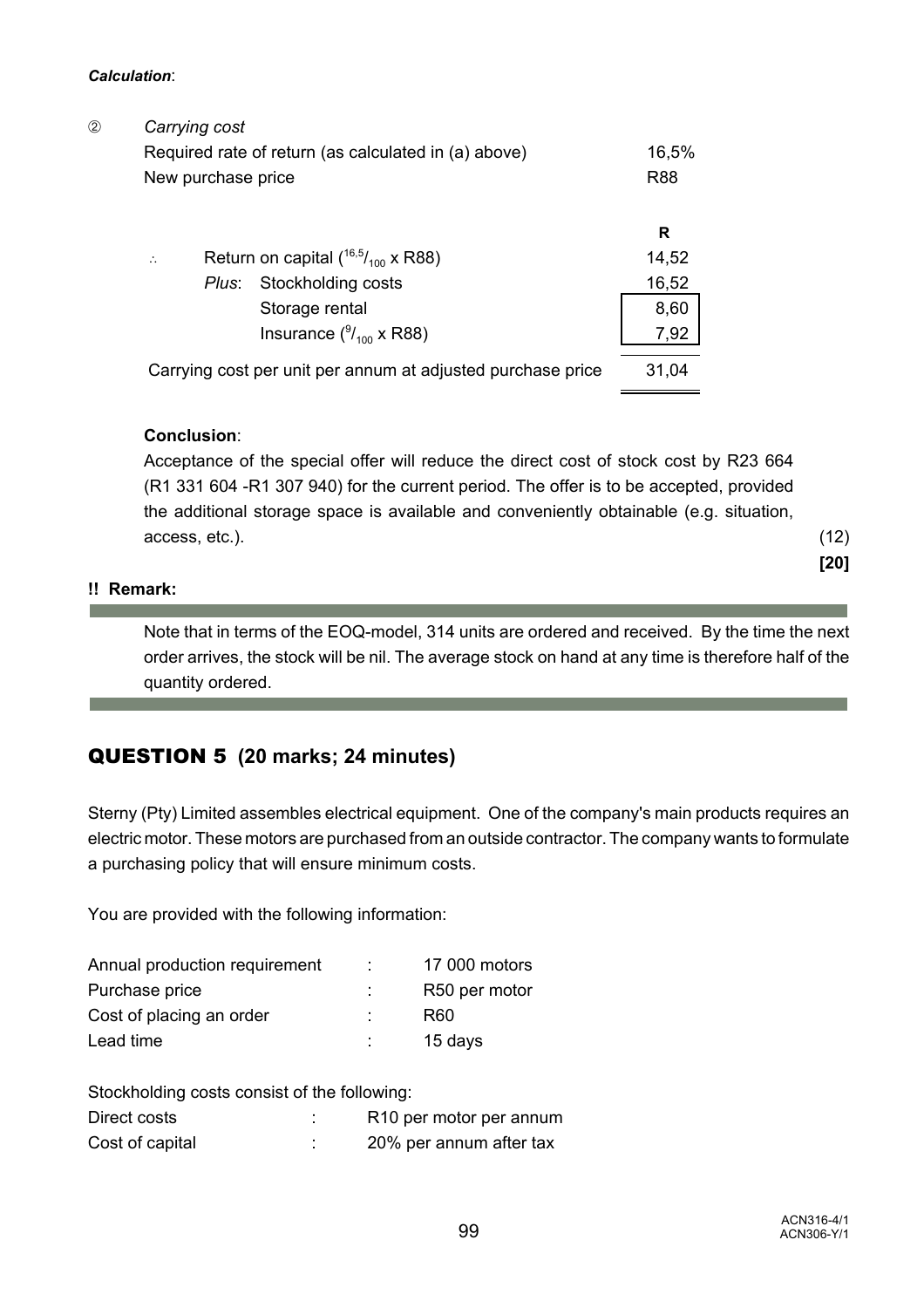***Calculation***:

② *Carrying cost*

| | |
|---|---|
| Required rate of return (as calculated in (a) above) | 16,5% |
| New purchase price | R88 |

| | | | R |
|---|---|---|---|
| ∴ | Return on capital ($^{16,5}/_{100}$ x R88) | | 14,52 |
| | *Plus*: Stockholding costs | | 16,52 |
| | | Storage rental | 8,60 |
| | | Insurance ($^{9}/_{100}$ x R88) | 7,92 |
| Carrying cost per unit per annum at adjusted purchase price | | | 31,04 |

**Conclusion**:

Acceptance of the special offer will reduce the direct cost of stock cost by R23 664 (R1 331 604 -R1 307 940) for the current period. The offer is to be accepted, provided the additional storage space is available and conveniently obtainable (e.g. situation, access, etc.). (12)

**[20]**

**!! Remark:**

Note that in terms of the EOQ-model, 314 units are ordered and received. By the time the next order arrives, the stock will be nil. The average stock on hand at any time is therefore half of the quantity ordered.

## QUESTION 5 (20 marks; 24 minutes)

Sterny (Pty) Limited assembles electrical equipment. One of the company's main products requires an electric motor. These motors are purchased from an outside contractor. The company wants to formulate a purchasing policy that will ensure minimum costs.

You are provided with the following information:

| | | |
|---|---|---|
| Annual production requirement | : | 17 000 motors |
| Purchase price | : | R50 per motor |
| Cost of placing an order | : | R60 |
| Lead time | : | 15 days |

Stockholding costs consist of the following:

| | | |
|---|---|---|
| Direct costs | : | R10 per motor per annum |
| Cost of capital | : | 20% per annum after tax |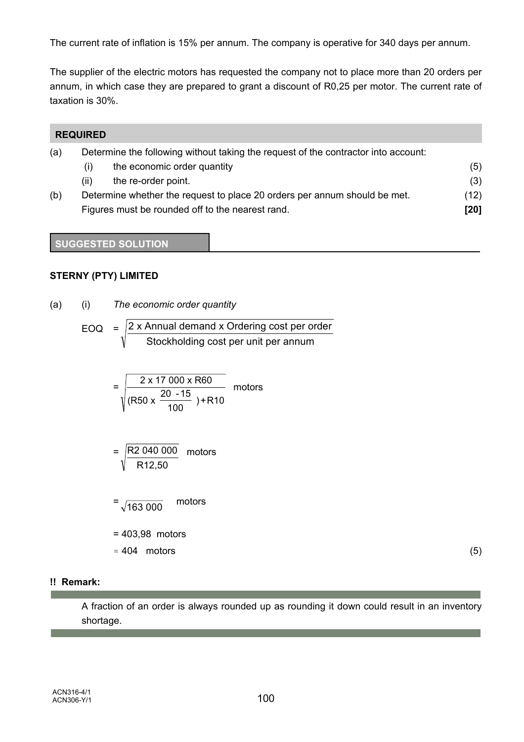The current rate of inflation is 15% per annum. The company is operative for 340 days per annum.

The supplier of the electric motors has requested the company not to place more than 20 orders per annum, in which case they are prepared to grant a discount of R0,25 per motor. The current rate of taxation is 30%.

**REQUIRED**

(a) Determine the following without taking the request of the contractor into account:

 (i) the economic order quantity (5)

 (ii) the re-order point. (3)

(b) Determine whether the request to place 20 orders per annum should be met. (12)

Figures must be rounded off to the nearest rand. **[20]**

**SUGGESTED SOLUTION**

**STERNY (PTY) LIMITED**

(a) (i) *The economic order quantity*

$$\text{EOQ} = \sqrt{\frac{2 \text{ x Annual demand x Ordering cost per order}}{\text{Stockholding cost per unit per annum}}}$$

$$= \sqrt{\frac{2 \text{ x } 17\ 000 \text{ x R}60}{(\text{R}50 \text{ x } \frac{20\ -15}{100}) + \text{R}10}} \text{ motors}$$

$$= \sqrt{\frac{\text{R}2\ 040\ 000}{\text{R}12{,}50}} \text{ motors}$$

$$= \sqrt{163\ 000} \text{ motors}$$

$= 403{,}98$ motors

$\approx 404$ motors (5)

**!! Remark:**

A fraction of an order is always rounded up as rounding it down could result in an inventory shortage.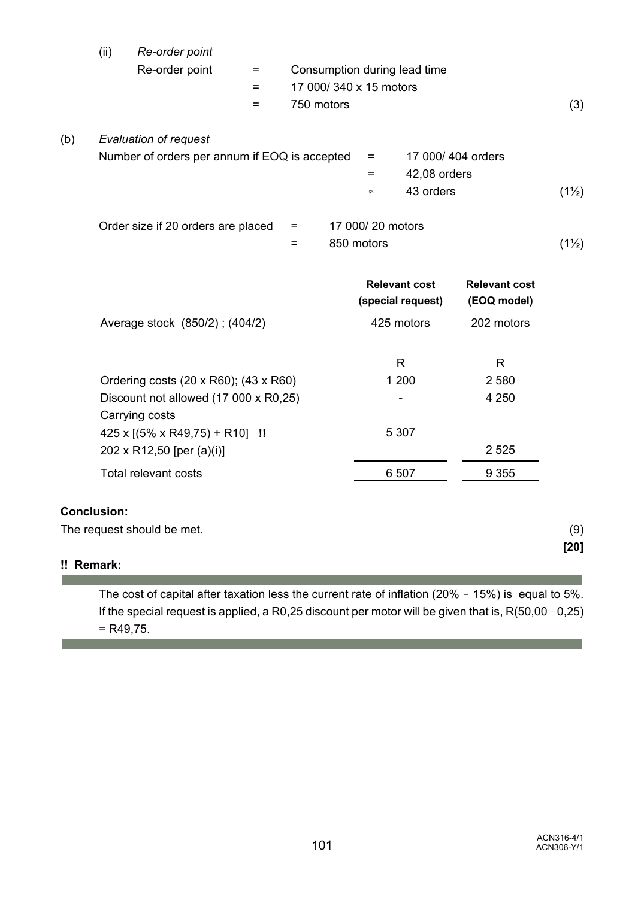(ii) *Re-order point*

| | | | |
|---|---|---|---|
| Re-order point | = | Consumption during lead time | |
| | = | 17 000/ 340 x 15 motors | |
| | = | 750 motors | (3) |

(b) *Evaluation of request*

| | | | |
|---|---|---|---|
| Number of orders per annum if EOQ is accepted | = | 17 000/ 404 orders | |
| | = | 42,08 orders | |
| | ≈ | 43 orders | (1½) |

| | | | |
|---|---|---|---|
| Order size if 20 orders are placed | = | 17 000/ 20 motors | |
| | = | 850 motors | (1½) |

| | **Relevant cost (special request)** | **Relevant cost (EOQ model)** |
|---|---|---|
| Average stock (850/2) ; (404/2) | 425 motors | 202 motors |
| | R | R |
| Ordering costs (20 x R60); (43 x R60) | 1 200 | 2 580 |
| Discount not allowed (17 000 x R0,25) | - | 4 250 |
| Carrying costs | | |
| 425 x [(5% x R49,75) + R10] **!!** | 5 307 | |
| 202 x R12,50 [per (a)(i)] | | 2 525 |
| Total relevant costs | 6 507 | 9 355 |

**Conclusion:**

The request should be met. (9)

**[20]**

**!! Remark:**

The cost of capital after taxation less the current rate of inflation (20% – 15%) is equal to 5%. If the special request is applied, a R0,25 discount per motor will be given that is, R(50,00 – 0,25) = R49,75.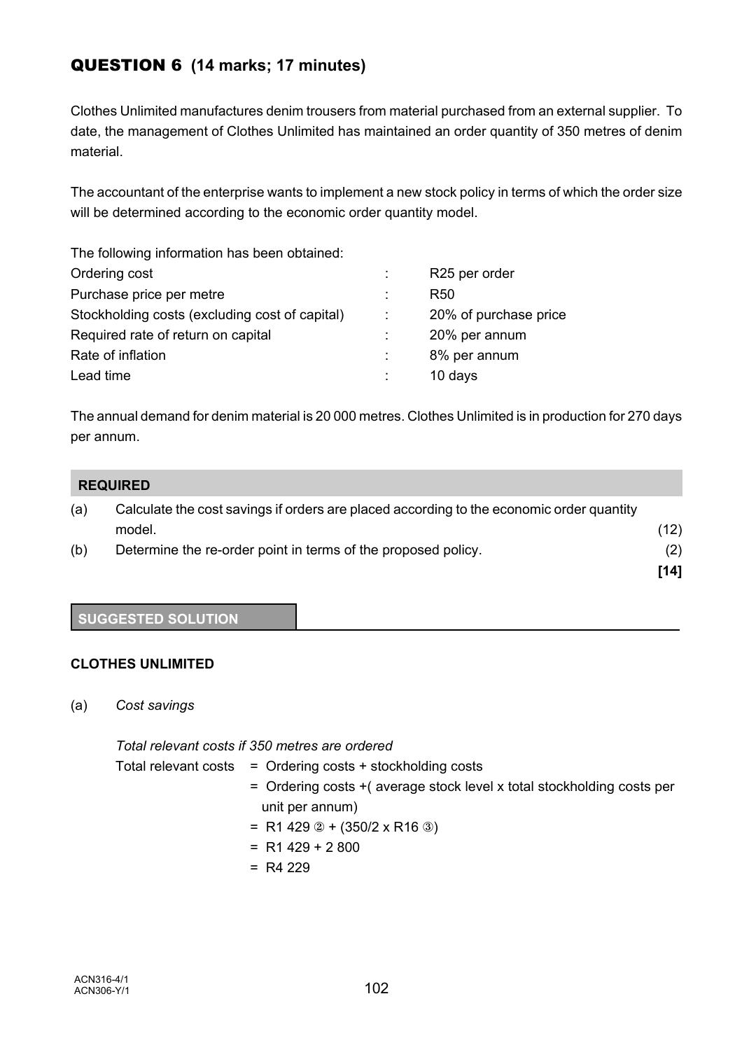## QUESTION 6 (14 marks; 17 minutes)

Clothes Unlimited manufactures denim trousers from material purchased from an external supplier. To date, the management of Clothes Unlimited has maintained an order quantity of 350 metres of denim material.

The accountant of the enterprise wants to implement a new stock policy in terms of which the order size will be determined according to the economic order quantity model.

The following information has been obtained:

| | | |
|---|---|---|
| Ordering cost | : | R25 per order |
| Purchase price per metre | : | R50 |
| Stockholding costs (excluding cost of capital) | : | 20% of purchase price |
| Required rate of return on capital | : | 20% per annum |
| Rate of inflation | : | 8% per annum |
| Lead time | : | 10 days |

The annual demand for denim material is 20 000 metres. Clothes Unlimited is in production for 270 days per annum.

**REQUIRED**

| | | |
|---|---|---|
| (a) | Calculate the cost savings if orders are placed according to the economic order quantity model. | (12) |
| (b) | Determine the re-order point in terms of the proposed policy. | (2) |
| | | **[14]** |

**SUGGESTED SOLUTION**

**CLOTHES UNLIMITED**

(a) *Cost savings*

*Total relevant costs if 350 metres are ordered*

Total relevant costs = Ordering costs + stockholding costs
= Ordering costs +( average stock level x total stockholding costs per unit per annum)
= R1 429 ② + (350/2 x R16 ③)
= R1 429 + 2 800
= R4 229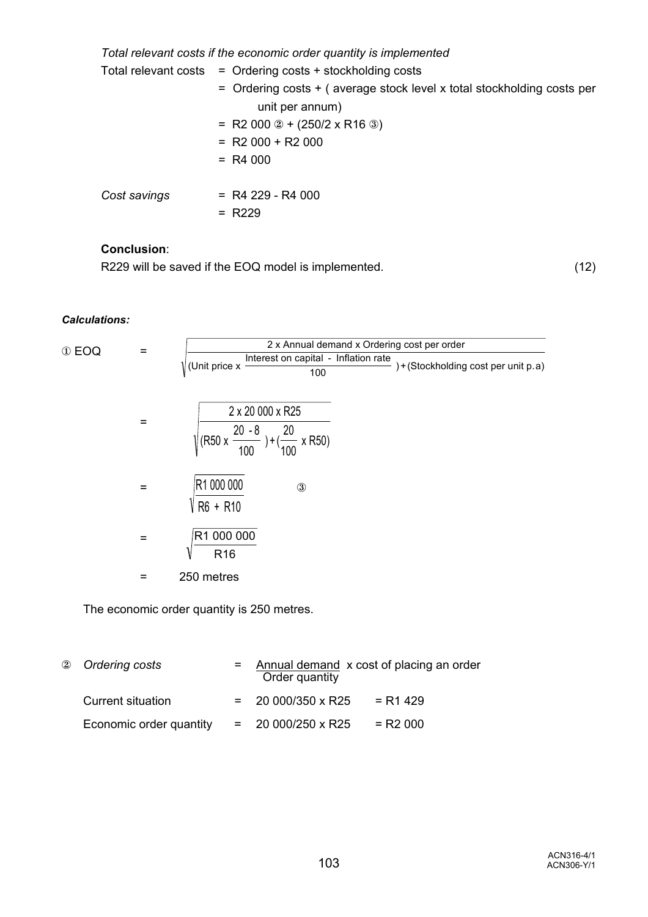*Total relevant costs if the economic order quantity is implemented*

Total relevant costs = Ordering costs + stockholding costs

= Ordering costs + ( average stock level x total stockholding costs per unit per annum)

= R2 000 ② + (250/2 x R16 ③)

= R2 000 + R2 000

= R4 000

*Cost savings* = R4 229 - R4 000

= R229

**Conclusion**:

R229 will be saved if the EOQ model is implemented. (12)

***Calculations:***

① EOQ

$$= \sqrt{\frac{2 \text{ x Annual demand x Ordering cost per order}}{(\text{Unit price x } \frac{\text{Interest on capital - Inflation rate}}{100}) + (\text{Stockholding cost per unit p.a})}}$$

$$= \sqrt{\frac{2 \text{ x } 20\ 000 \text{ x R25}}{(\text{R50 x } \frac{20 - 8}{100}) + (\frac{20}{100} \text{ x R50})}}$$

$$= \sqrt{\frac{\text{R1 000 000}}{\text{R6 + R10}}} \quad ③$$

$$= \sqrt{\frac{\text{R1 000 000}}{\text{R16}}}$$

= 250 metres

The economic order quantity is 250 metres.

② *Ordering costs* = $\frac{\text{Annual demand}}{\text{Order quantity}}$ x cost of placing an order

| | | | |
|---|---|---|---|
| Current situation | = | 20 000/350 x R25 | = R1 429 |
| Economic order quantity | = | 20 000/250 x R25 | = R2 000 |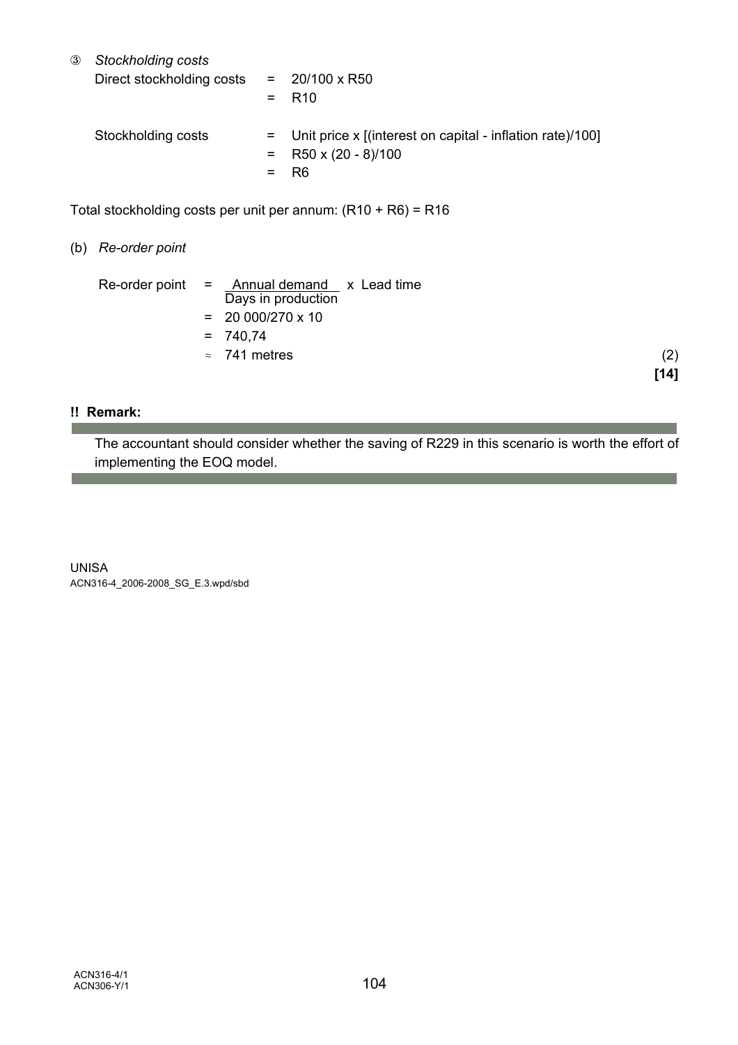③ *Stockholding costs*

Direct stockholding costs = 20/100 x R50
= R10

Stockholding costs = Unit price x [(interest on capital - inflation rate)/100]
= R50 x (20 - 8)/100
= R6

Total stockholding costs per unit per annum: (R10 + R6) = R16

(b) *Re-order point*

$$\text{Re-order point} = \frac{\text{Annual demand}}{\text{Days in production}} \times \text{Lead time}$$

= 20 000/270 x 10
= 740,74
≈ 741 metres (2)

**[14]**

**!! Remark:**

The accountant should consider whether the saving of R229 in this scenario is worth the effort of implementing the EOQ model.

UNISA
ACN316-4_2006-2008_SG_E.3.wpd/sbd